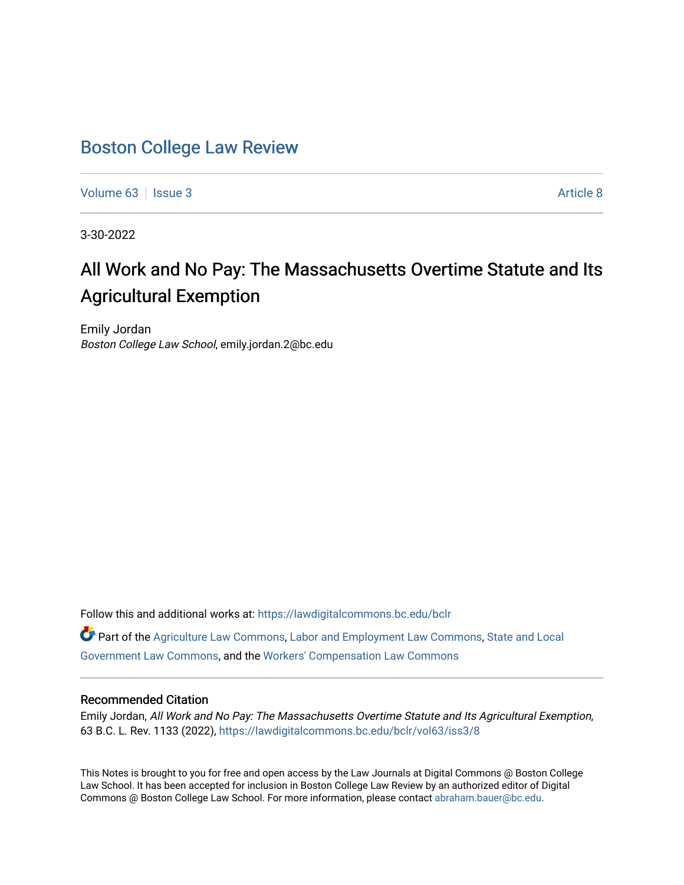# Boston College Law Review

Volume 63 | Issue 3 | Article 8

3-30-2022

## All Work and No Pay: The Massachusetts Overtime Statute and Its Agricultural Exemption

Emily Jordan
*Boston College Law School*, emily.jordan.2@bc.edu

Follow this and additional works at: https://lawdigitalcommons.bc.edu/bclr

Part of the Agriculture Law Commons, Labor and Employment Law Commons, State and Local Government Law Commons, and the Workers' Compensation Law Commons

### Recommended Citation

Emily Jordan, *All Work and No Pay: The Massachusetts Overtime Statute and Its Agricultural Exemption*, 63 B.C. L. Rev. 1133 (2022), https://lawdigitalcommons.bc.edu/bclr/vol63/iss3/8

This Notes is brought to you for free and open access by the Law Journals at Digital Commons @ Boston College Law School. It has been accepted for inclusion in Boston College Law Review by an authorized editor of Digital Commons @ Boston College Law School. For more information, please contact abraham.bauer@bc.edu.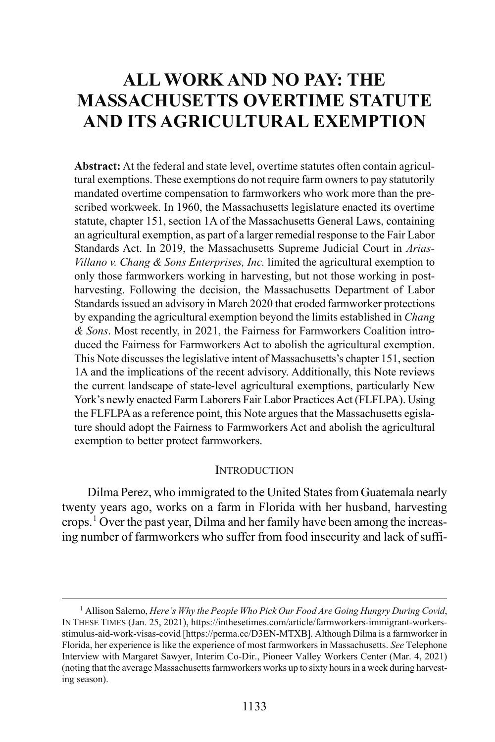# ALL WORK AND NO PAY: THE MASSACHUSETTS OVERTIME STATUTE AND ITS AGRICULTURAL EXEMPTION

**Abstract:** At the federal and state level, overtime statutes often contain agricultural exemptions. These exemptions do not require farm owners to pay statutorily mandated overtime compensation to farmworkers who work more than the prescribed workweek. In 1960, the Massachusetts legislature enacted its overtime statute, chapter 151, section 1A of the Massachusetts General Laws, containing an agricultural exemption, as part of a larger remedial response to the Fair Labor Standards Act. In 2019, the Massachusetts Supreme Judicial Court in *Arias-Villano v. Chang & Sons Enterprises, Inc.* limited the agricultural exemption to only those farmworkers working in harvesting, but not those working in post-harvesting. Following the decision, the Massachusetts Department of Labor Standards issued an advisory in March 2020 that eroded farmworker protections by expanding the agricultural exemption beyond the limits established in *Chang & Sons*. Most recently, in 2021, the Fairness for Farmworkers Coalition introduced the Fairness for Farmworkers Act to abolish the agricultural exemption. This Note discusses the legislative intent of Massachusetts's chapter 151, section 1A and the implications of the recent advisory. Additionally, this Note reviews the current landscape of state-level agricultural exemptions, particularly New York's newly enacted Farm Laborers Fair Labor Practices Act (FLFLPA). Using the FLFLPA as a reference point, this Note argues that the Massachusetts egislature should adopt the Fairness to Farmworkers Act and abolish the agricultural exemption to better protect farmworkers.

## INTRODUCTION

Dilma Perez, who immigrated to the United States from Guatemala nearly twenty years ago, works on a farm in Florida with her husband, harvesting crops.[1] Over the past year, Dilma and her family have been among the increasing number of farmworkers who suffer from food insecurity and lack of suffi-

[1] Allison Salerno, *Here's Why the People Who Pick Our Food Are Going Hungry During Covid*, IN THESE TIMES (Jan. 25, 2021), https://inthesetimes.com/article/farmworkers-immigrant-workers-stimulus-aid-work-visas-covid [https://perma.cc/D3EN-MTXB]. Although Dilma is a farmworker in Florida, her experience is like the experience of most farmworkers in Massachusetts. *See* Telephone Interview with Margaret Sawyer, Interim Co-Dir., Pioneer Valley Workers Center (Mar. 4, 2021) (noting that the average Massachusetts farmworkers works up to sixty hours in a week during harvesting season).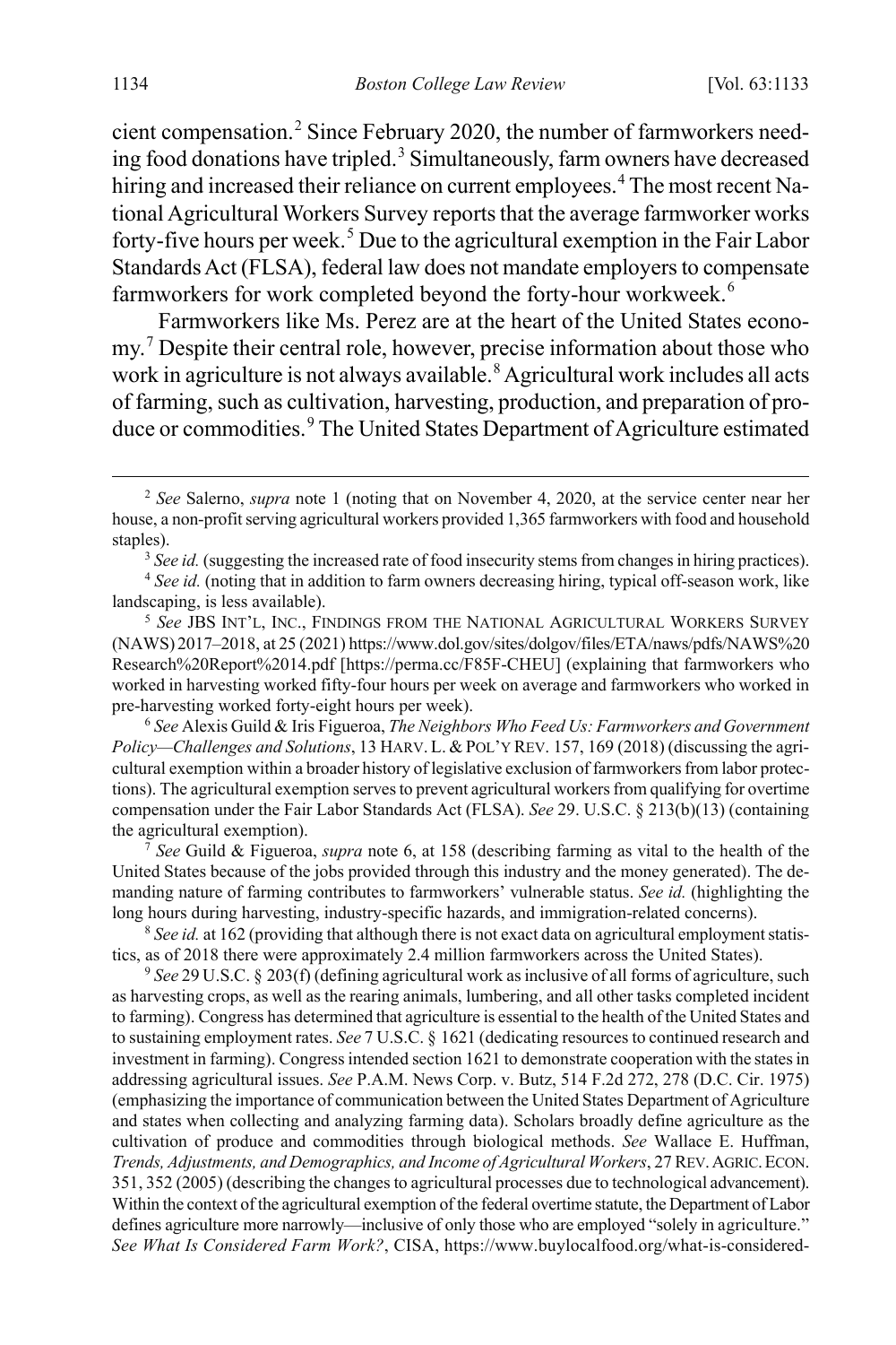cient compensation.[2] Since February 2020, the number of farmworkers needing food donations have tripled.[3] Simultaneously, farm owners have decreased hiring and increased their reliance on current employees.[4] The most recent National Agricultural Workers Survey reports that the average farmworker works forty-five hours per week.[5] Due to the agricultural exemption in the Fair Labor Standards Act (FLSA), federal law does not mandate employers to compensate farmworkers for work completed beyond the forty-hour workweek.[6]

Farmworkers like Ms. Perez are at the heart of the United States economy.[7] Despite their central role, however, precise information about those who work in agriculture is not always available.[8] Agricultural work includes all acts of farming, such as cultivation, harvesting, production, and preparation of produce or commodities.[9] The United States Department of Agriculture estimated

---

[2] *See* Salerno, *supra* note 1 (noting that on November 4, 2020, at the service center near her house, a non-profit serving agricultural workers provided 1,365 farmworkers with food and household staples).

[3] *See id.* (suggesting the increased rate of food insecurity stems from changes in hiring practices).

[4] *See id.* (noting that in addition to farm owners decreasing hiring, typical off-season work, like landscaping, is less available).

[5] *See* JBS INT'L, INC., FINDINGS FROM THE NATIONAL AGRICULTURAL WORKERS SURVEY (NAWS) 2017–2018, at 25 (2021) https://www.dol.gov/sites/dolgov/files/ETA/naws/pdfs/NAWS%20Research%20Report%2014.pdf [https://perma.cc/F85F-CHEU] (explaining that farmworkers who worked in harvesting worked fifty-four hours per week on average and farmworkers who worked in pre-harvesting worked forty-eight hours per week).

[6] *See* Alexis Guild & Iris Figueroa, *The Neighbors Who Feed Us: Farmworkers and Government Policy—Challenges and Solutions*, 13 HARV. L. & POL'Y REV. 157, 169 (2018) (discussing the agricultural exemption within a broader history of legislative exclusion of farmworkers from labor protections). The agricultural exemption serves to prevent agricultural workers from qualifying for overtime compensation under the Fair Labor Standards Act (FLSA). *See* 29. U.S.C. § 213(b)(13) (containing the agricultural exemption).

[7] *See* Guild & Figueroa, *supra* note 6, at 158 (describing farming as vital to the health of the United States because of the jobs provided through this industry and the money generated). The demanding nature of farming contributes to farmworkers' vulnerable status. *See id.* (highlighting the long hours during harvesting, industry-specific hazards, and immigration-related concerns).

[8] *See id.* at 162 (providing that although there is not exact data on agricultural employment statistics, as of 2018 there were approximately 2.4 million farmworkers across the United States).

[9] *See* 29 U.S.C. § 203(f) (defining agricultural work as inclusive of all forms of agriculture, such as harvesting crops, as well as the rearing animals, lumbering, and all other tasks completed incident to farming). Congress has determined that agriculture is essential to the health of the United States and to sustaining employment rates. *See* 7 U.S.C. § 1621 (dedicating resources to continued research and investment in farming). Congress intended section 1621 to demonstrate cooperation with the states in addressing agricultural issues. *See* P.A.M. News Corp. v. Butz, 514 F.2d 272, 278 (D.C. Cir. 1975) (emphasizing the importance of communication between the United States Department of Agriculture and states when collecting and analyzing farming data). Scholars broadly define agriculture as the cultivation of produce and commodities through biological methods. *See* Wallace E. Huffman, *Trends, Adjustments, and Demographics, and Income of Agricultural Workers*, 27 REV. AGRIC. ECON. 351, 352 (2005) (describing the changes to agricultural processes due to technological advancement). Within the context of the agricultural exemption of the federal overtime statute, the Department of Labor defines agriculture more narrowly—inclusive of only those who are employed "solely in agriculture." *See What Is Considered Farm Work?*, CISA, https://www.buylocalfood.org/what-is-considered-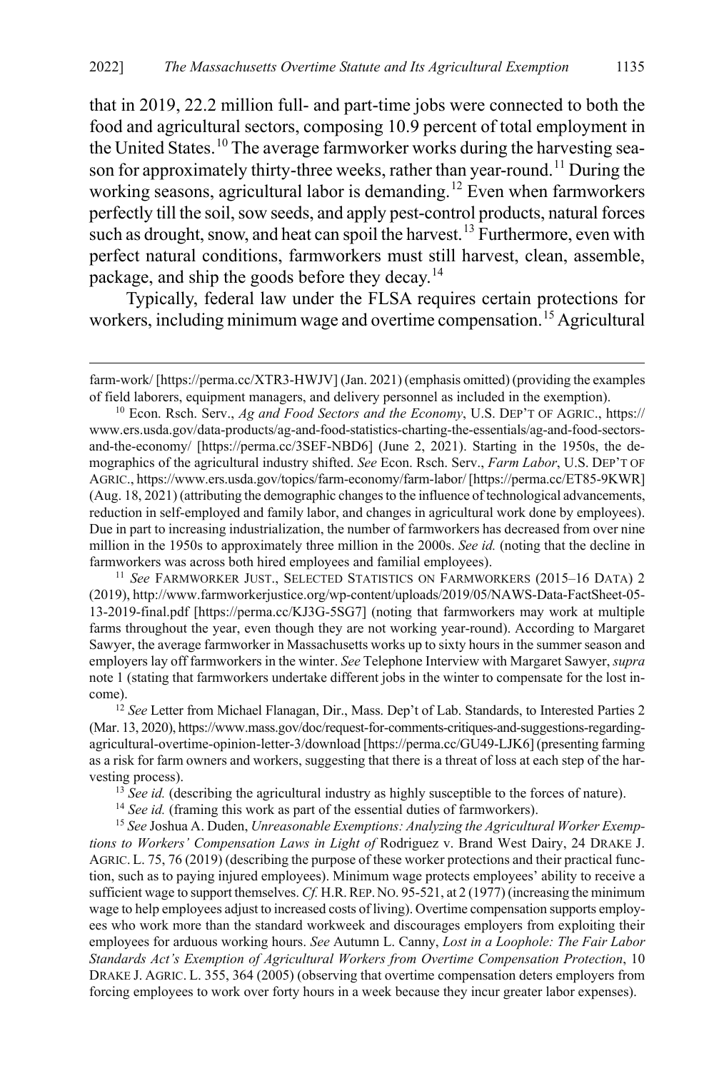that in 2019, 22.2 million full- and part-time jobs were connected to both the food and agricultural sectors, composing 10.9 percent of total employment in the United States.[10] The average farmworker works during the harvesting season for approximately thirty-three weeks, rather than year-round.[11] During the working seasons, agricultural labor is demanding.[12] Even when farmworkers perfectly till the soil, sow seeds, and apply pest-control products, natural forces such as drought, snow, and heat can spoil the harvest.[13] Furthermore, even with perfect natural conditions, farmworkers must still harvest, clean, assemble, package, and ship the goods before they decay.[14]

Typically, federal law under the FLSA requires certain protections for workers, including minimum wage and overtime compensation.[15] Agricultural

---

farm-work/ [https://perma.cc/XTR3-HWJV] (Jan. 2021) (emphasis omitted) (providing the examples of field laborers, equipment managers, and delivery personnel as included in the exemption).

[10] Econ. Rsch. Serv., *Ag and Food Sectors and the Economy*, U.S. DEP'T OF AGRIC., https://www.ers.usda.gov/data-products/ag-and-food-statistics-charting-the-essentials/ag-and-food-sectors-and-the-economy/ [https://perma.cc/3SEF-NBD6] (June 2, 2021). Starting in the 1950s, the demographics of the agricultural industry shifted. *See* Econ. Rsch. Serv., *Farm Labor*, U.S. DEP'T OF AGRIC., https://www.ers.usda.gov/topics/farm-economy/farm-labor/ [https://perma.cc/ET85-9KWR] (Aug. 18, 2021) (attributing the demographic changes to the influence of technological advancements, reduction in self-employed and family labor, and changes in agricultural work done by employees). Due in part to increasing industrialization, the number of farmworkers has decreased from over nine million in the 1950s to approximately three million in the 2000s. *See id.* (noting that the decline in farmworkers was across both hired employees and familial employees).

[11] *See* FARMWORKER JUST., SELECTED STATISTICS ON FARMWORKERS (2015–16 DATA) 2 (2019), http://www.farmworkerjustice.org/wp-content/uploads/2019/05/NAWS-Data-FactSheet-05-13-2019-final.pdf [https://perma.cc/KJ3G-5SG7] (noting that farmworkers may work at multiple farms throughout the year, even though they are not working year-round). According to Margaret Sawyer, the average farmworker in Massachusetts works up to sixty hours in the summer season and employers lay off farmworkers in the winter. *See* Telephone Interview with Margaret Sawyer, *supra* note 1 (stating that farmworkers undertake different jobs in the winter to compensate for the lost income).

[12] *See* Letter from Michael Flanagan, Dir., Mass. Dep't of Lab. Standards, to Interested Parties 2 (Mar. 13, 2020), https://www.mass.gov/doc/request-for-comments-critiques-and-suggestions-regarding-agricultural-overtime-opinion-letter-3/download [https://perma.cc/GU49-LJK6] (presenting farming as a risk for farm owners and workers, suggesting that there is a threat of loss at each step of the harvesting process).

[13] *See id.* (describing the agricultural industry as highly susceptible to the forces of nature).

[14] *See id.* (framing this work as part of the essential duties of farmworkers).

[15] *See* Joshua A. Duden, *Unreasonable Exemptions: Analyzing the Agricultural Worker Exemptions to Workers' Compensation Laws in Light of* Rodriguez v. Brand West Dairy, 24 DRAKE J. AGRIC. L. 75, 76 (2019) (describing the purpose of these worker protections and their practical function, such as to paying injured employees). Minimum wage protects employees' ability to receive a sufficient wage to support themselves. *Cf.* H.R. REP. NO. 95-521, at 2 (1977) (increasing the minimum wage to help employees adjust to increased costs of living). Overtime compensation supports employees who work more than the standard workweek and discourages employers from exploiting their employees for arduous working hours. *See* Autumn L. Canny, *Lost in a Loophole: The Fair Labor Standards Act's Exemption of Agricultural Workers from Overtime Compensation Protection*, 10 DRAKE J. AGRIC. L. 355, 364 (2005) (observing that overtime compensation deters employers from forcing employees to work over forty hours in a week because they incur greater labor expenses).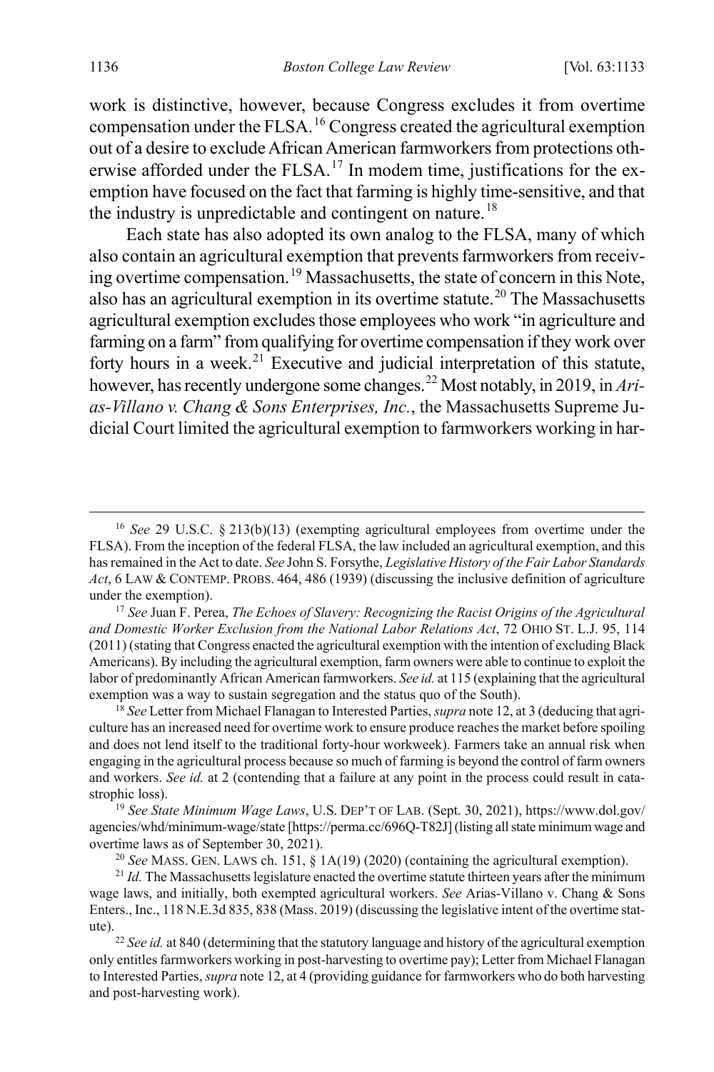work is distinctive, however, because Congress excludes it from overtime compensation under the FLSA.[16] Congress created the agricultural exemption out of a desire to exclude African American farmworkers from protections otherwise afforded under the FLSA.[17] In modem time, justifications for the exemption have focused on the fact that farming is highly time-sensitive, and that the industry is unpredictable and contingent on nature.[18]

Each state has also adopted its own analog to the FLSA, many of which also contain an agricultural exemption that prevents farmworkers from receiving overtime compensation.[19] Massachusetts, the state of concern in this Note, also has an agricultural exemption in its overtime statute.[20] The Massachusetts agricultural exemption excludes those employees who work "in agriculture and farming on a farm" from qualifying for overtime compensation if they work over forty hours in a week.[21] Executive and judicial interpretation of this statute, however, has recently undergone some changes.[22] Most notably, in 2019, in *Arias-Villano v. Chang & Sons Enterprises, Inc.*, the Massachusetts Supreme Judicial Court limited the agricultural exemption to farmworkers working in har-

---

[16] *See* 29 U.S.C. § 213(b)(13) (exempting agricultural employees from overtime under the FLSA). From the inception of the federal FLSA, the law included an agricultural exemption, and this has remained in the Act to date. *See* John S. Forsythe, *Legislative History of the Fair Labor Standards Act*, 6 LAW & CONTEMP. PROBS. 464, 486 (1939) (discussing the inclusive definition of agriculture under the exemption).

[17] *See* Juan F. Perea, *The Echoes of Slavery: Recognizing the Racist Origins of the Agricultural and Domestic Worker Exclusion from the National Labor Relations Act*, 72 OHIO ST. L.J. 95, 114 (2011) (stating that Congress enacted the agricultural exemption with the intention of excluding Black Americans). By including the agricultural exemption, farm owners were able to continue to exploit the labor of predominantly African American farmworkers. *See id.* at 115 (explaining that the agricultural exemption was a way to sustain segregation and the status quo of the South).

[18] *See* Letter from Michael Flanagan to Interested Parties, *supra* note 12, at 3 (deducing that agriculture has an increased need for overtime work to ensure produce reaches the market before spoiling and does not lend itself to the traditional forty-hour workweek). Farmers take an annual risk when engaging in the agricultural process because so much of farming is beyond the control of farm owners and workers. *See id.* at 2 (contending that a failure at any point in the process could result in catastrophic loss).

[19] *See State Minimum Wage Laws*, U.S. DEP'T OF LAB. (Sept. 30, 2021), https://www.dol.gov/agencies/whd/minimum-wage/state [https://perma.cc/696Q-T82J] (listing all state minimum wage and overtime laws as of September 30, 2021).

[20] *See* MASS. GEN. LAWS ch. 151, § 1A(19) (2020) (containing the agricultural exemption).

[21] *Id.* The Massachusetts legislature enacted the overtime statute thirteen years after the minimum wage laws, and initially, both exempted agricultural workers. *See* Arias-Villano v. Chang & Sons Enters., Inc., 118 N.E.3d 835, 838 (Mass. 2019) (discussing the legislative intent of the overtime statute).

[22] *See id.* at 840 (determining that the statutory language and history of the agricultural exemption only entitles farmworkers working in post-harvesting to overtime pay); Letter from Michael Flanagan to Interested Parties, *supra* note 12, at 4 (providing guidance for farmworkers who do both harvesting and post-harvesting work).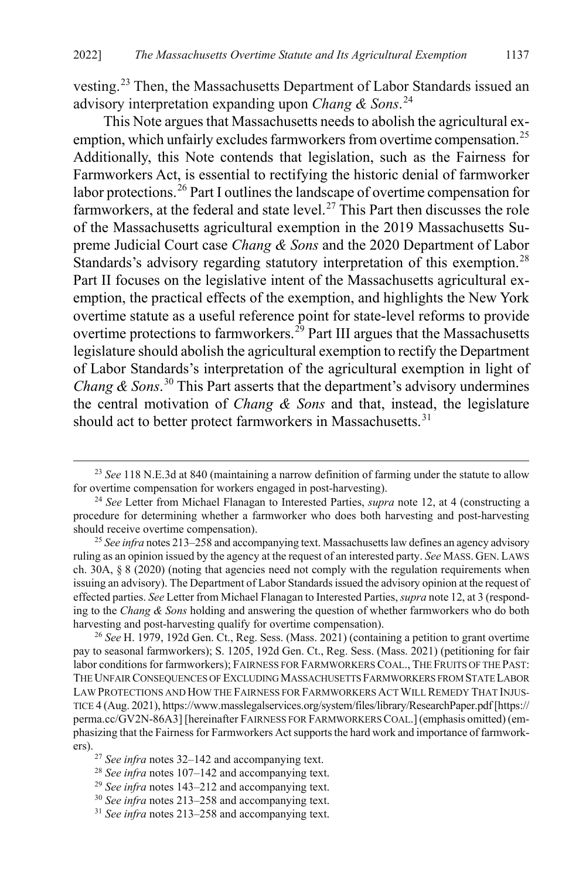vesting.[23] Then, the Massachusetts Department of Labor Standards issued an advisory interpretation expanding upon *Chang & Sons*.[24]

This Note argues that Massachusetts needs to abolish the agricultural exemption, which unfairly excludes farmworkers from overtime compensation.[25] Additionally, this Note contends that legislation, such as the Fairness for Farmworkers Act, is essential to rectifying the historic denial of farmworker labor protections.[26] Part I outlines the landscape of overtime compensation for farmworkers, at the federal and state level.[27] This Part then discusses the role of the Massachusetts agricultural exemption in the 2019 Massachusetts Supreme Judicial Court case *Chang & Sons* and the 2020 Department of Labor Standards's advisory regarding statutory interpretation of this exemption.[28] Part II focuses on the legislative intent of the Massachusetts agricultural exemption, the practical effects of the exemption, and highlights the New York overtime statute as a useful reference point for state-level reforms to provide overtime protections to farmworkers.[29] Part III argues that the Massachusetts legislature should abolish the agricultural exemption to rectify the Department of Labor Standards's interpretation of the agricultural exemption in light of *Chang & Sons*.[30] This Part asserts that the department's advisory undermines the central motivation of *Chang & Sons* and that, instead, the legislature should act to better protect farmworkers in Massachusetts.[31]

---

[23] *See* 118 N.E.3d at 840 (maintaining a narrow definition of farming under the statute to allow for overtime compensation for workers engaged in post-harvesting).

[24] *See* Letter from Michael Flanagan to Interested Parties, *supra* note 12, at 4 (constructing a procedure for determining whether a farmworker who does both harvesting and post-harvesting should receive overtime compensation).

[25] *See infra* notes 213–258 and accompanying text. Massachusetts law defines an agency advisory ruling as an opinion issued by the agency at the request of an interested party. *See* MASS. GEN. LAWS ch. 30A, § 8 (2020) (noting that agencies need not comply with the regulation requirements when issuing an advisory). The Department of Labor Standards issued the advisory opinion at the request of effected parties. *See* Letter from Michael Flanagan to Interested Parties, *supra* note 12, at 3 (responding to the *Chang & Sons* holding and answering the question of whether farmworkers who do both harvesting and post-harvesting qualify for overtime compensation).

[26] *See* H. 1979, 192d Gen. Ct., Reg. Sess. (Mass. 2021) (containing a petition to grant overtime pay to seasonal farmworkers); S. 1205, 192d Gen. Ct., Reg. Sess. (Mass. 2021) (petitioning for fair labor conditions for farmworkers); FAIRNESS FOR FARMWORKERS COAL., THE FRUITS OF THE PAST: THE UNFAIR CONSEQUENCES OF EXCLUDING MASSACHUSETTS FARMWORKERS FROM STATE LABOR LAW PROTECTIONS AND HOW THE FAIRNESS FOR FARMWORKERS ACT WILL REMEDY THAT INJUSTICE 4 (Aug. 2021), https://www.masslegalservices.org/system/files/library/ResearchPaper.pdf [https://perma.cc/GV2N-86A3] [hereinafter FAIRNESS FOR FARMWORKERS COAL.] (emphasis omitted) (emphasizing that the Fairness for Farmworkers Act supports the hard work and importance of farmworkers).

[27] *See infra* notes 32–142 and accompanying text.

[28] *See infra* notes 107–142 and accompanying text.

[29] *See infra* notes 143–212 and accompanying text.

[30] *See infra* notes 213–258 and accompanying text.

[31] *See infra* notes 213–258 and accompanying text.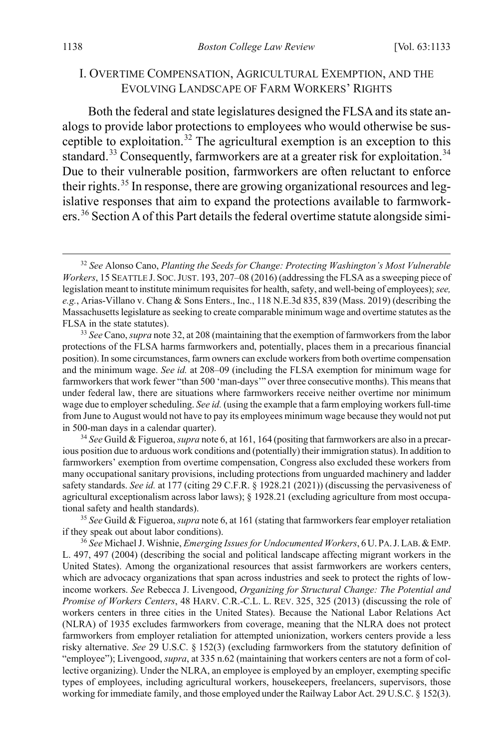## I. Overtime Compensation, Agricultural Exemption, and the Evolving Landscape of Farm Workers' Rights

Both the federal and state legislatures designed the FLSA and its state analogs to provide labor protections to employees who would otherwise be susceptible to exploitation.[32] The agricultural exemption is an exception to this standard.[33] Consequently, farmworkers are at a greater risk for exploitation.[34] Due to their vulnerable position, farmworkers are often reluctant to enforce their rights.[35] In response, there are growing organizational resources and legislative responses that aim to expand the protections available to farmworkers.[36] Section A of this Part details the federal overtime statute alongside simi-

---

[32] *See* Alonso Cano, *Planting the Seeds for Change: Protecting Washington's Most Vulnerable Workers*, 15 Seattle J. Soc. Just. 193, 207–08 (2016) (addressing the FLSA as a sweeping piece of legislation meant to institute minimum requisites for health, safety, and well-being of employees); *see, e.g.*, Arias-Villano v. Chang & Sons Enters., Inc., 118 N.E.3d 835, 839 (Mass. 2019) (describing the Massachusetts legislature as seeking to create comparable minimum wage and overtime statutes as the FLSA in the state statutes).

[33] *See* Cano, *supra* note 32, at 208 (maintaining that the exemption of farmworkers from the labor protections of the FLSA harms farmworkers and, potentially, places them in a precarious financial position). In some circumstances, farm owners can exclude workers from both overtime compensation and the minimum wage. *See id.* at 208–09 (including the FLSA exemption for minimum wage for farmworkers that work fewer "than 500 'man-days'" over three consecutive months). This means that under federal law, there are situations where farmworkers receive neither overtime nor minimum wage due to employer scheduling. *See id.* (using the example that a farm employing workers full-time from June to August would not have to pay its employees minimum wage because they would not put in 500-man days in a calendar quarter).

[34] *See* Guild & Figueroa, *supra* note 6, at 161, 164 (positing that farmworkers are also in a precarious position due to arduous work conditions and (potentially) their immigration status). In addition to farmworkers' exemption from overtime compensation, Congress also excluded these workers from many occupational sanitary provisions, including protections from unguarded machinery and ladder safety standards. *See id.* at 177 (citing 29 C.F.R. § 1928.21 (2021)) (discussing the pervasiveness of agricultural exceptionalism across labor laws); § 1928.21 (excluding agriculture from most occupational safety and health standards).

[35] *See* Guild & Figueroa, *supra* note 6, at 161 (stating that farmworkers fear employer retaliation if they speak out about labor conditions).

[36] *See* Michael J. Wishnie, *Emerging Issues for Undocumented Workers*, 6 U. Pa. J. Lab. & Emp. L. 497, 497 (2004) (describing the social and political landscape affecting migrant workers in the United States). Among the organizational resources that assist farmworkers are workers centers, which are advocacy organizations that span across industries and seek to protect the rights of low-income workers. *See* Rebecca J. Livengood, *Organizing for Structural Change: The Potential and Promise of Workers Centers*, 48 Harv. C.R.-C.L. L. Rev. 325, 325 (2013) (discussing the role of workers centers in three cities in the United States). Because the National Labor Relations Act (NLRA) of 1935 excludes farmworkers from coverage, meaning that the NLRA does not protect farmworkers from employer retaliation for attempted unionization, workers centers provide a less risky alternative. *See* 29 U.S.C. § 152(3) (excluding farmworkers from the statutory definition of "employee"); Livengood, *supra*, at 335 n.62 (maintaining that workers centers are not a form of collective organizing). Under the NLRA, an employee is employed by an employer, exempting specific types of employees, including agricultural workers, housekeepers, freelancers, supervisors, those working for immediate family, and those employed under the Railway Labor Act. 29 U.S.C. § 152(3).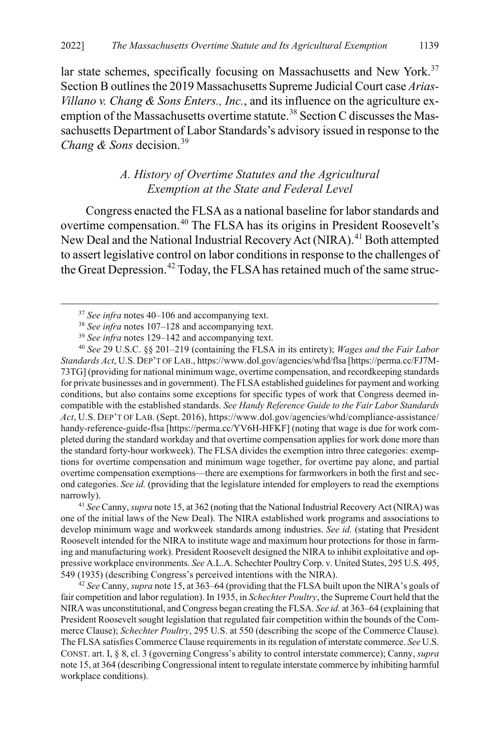lar state schemes, specifically focusing on Massachusetts and New York.[37] Section B outlines the 2019 Massachusetts Supreme Judicial Court case *Arias-Villano v. Chang & Sons Enters., Inc.*, and its influence on the agriculture exemption of the Massachusetts overtime statute.[38] Section C discusses the Massachusetts Department of Labor Standards's advisory issued in response to the *Chang & Sons* decision.[39]

### *A. History of Overtime Statutes and the Agricultural Exemption at the State and Federal Level*

Congress enacted the FLSA as a national baseline for labor standards and overtime compensation.[40] The FLSA has its origins in President Roosevelt's New Deal and the National Industrial Recovery Act (NIRA).[41] Both attempted to assert legislative control on labor conditions in response to the challenges of the Great Depression.[42] Today, the FLSA has retained much of the same struc-

---

[37] *See infra* notes 40–106 and accompanying text.

[38] *See infra* notes 107–128 and accompanying text.

[39] *See infra* notes 129–142 and accompanying text.

[40] *See* 29 U.S.C. §§ 201–219 (containing the FLSA in its entirety); *Wages and the Fair Labor Standards Act*, U.S. DEP'T OF LAB., https://www.dol.gov/agencies/whd/flsa [https://perma.cc/FJ7M-73TG] (providing for national minimum wage, overtime compensation, and recordkeeping standards for private businesses and in government). The FLSA established guidelines for payment and working conditions, but also contains some exceptions for specific types of work that Congress deemed incompatible with the established standards. *See Handy Reference Guide to the Fair Labor Standards Act*, U.S. DEP'T OF LAB. (Sept. 2016), https://www.dol.gov/agencies/whd/compliance-assistance/handy-reference-guide-flsa [https://perma.cc/YV6H-HFKF] (noting that wage is due for work completed during the standard workday and that overtime compensation applies for work done more than the standard forty-hour workweek). The FLSA divides the exemption intro three categories: exemptions for overtime compensation and minimum wage together, for overtime pay alone, and partial overtime compensation exemptions—there are exemptions for farmworkers in both the first and second categories. *See id.* (providing that the legislature intended for employers to read the exemptions narrowly).

[41] *See* Canny, *supra* note 15, at 362 (noting that the National Industrial Recovery Act (NIRA) was one of the initial laws of the New Deal). The NIRA established work programs and associations to develop minimum wage and workweek standards among industries. *See id.* (stating that President Roosevelt intended for the NIRA to institute wage and maximum hour protections for those in farming and manufacturing work). President Roosevelt designed the NIRA to inhibit exploitative and oppressive workplace environments. *See* A.L.A. Schechter Poultry Corp. v. United States, 295 U.S. 495, 549 (1935) (describing Congress's perceived intentions with the NIRA).

[42] *See* Canny, *supra* note 15, at 363–64 (providing that the FLSA built upon the NIRA's goals of fair competition and labor regulation). In 1935, in *Schechter Poultry*, the Supreme Court held that the NIRA was unconstitutional, and Congress began creating the FLSA. *See id.* at 363–64 (explaining that President Roosevelt sought legislation that regulated fair competition within the bounds of the Commerce Clause); *Schechter Poultry*, 295 U.S. at 550 (describing the scope of the Commerce Clause). The FLSA satisfies Commerce Clause requirements in its regulation of interstate commerce. *See* U.S. CONST. art. I, § 8, cl. 3 (governing Congress's ability to control interstate commerce); Canny, *supra* note 15, at 364 (describing Congressional intent to regulate interstate commerce by inhibiting harmful workplace conditions).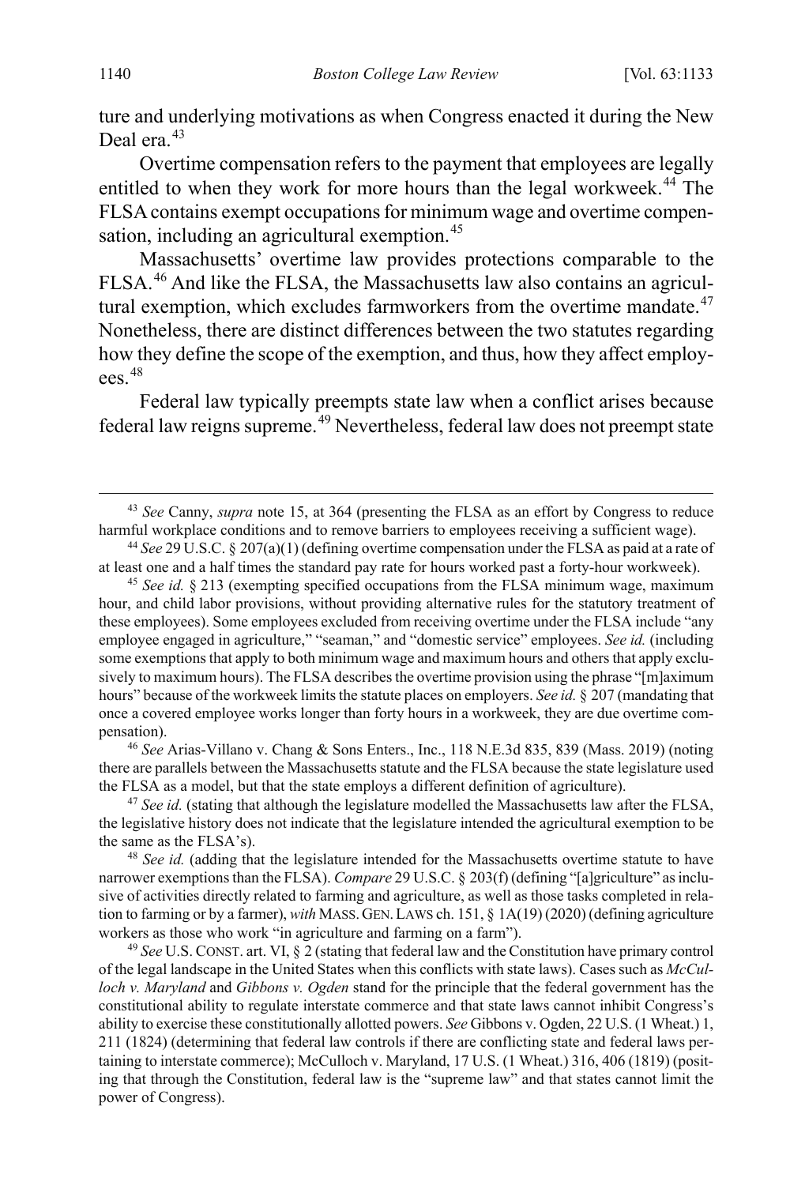ture and underlying motivations as when Congress enacted it during the New Deal era.[43]

Overtime compensation refers to the payment that employees are legally entitled to when they work for more hours than the legal workweek.[44] The FLSA contains exempt occupations for minimum wage and overtime compensation, including an agricultural exemption.[45]

Massachusetts' overtime law provides protections comparable to the FLSA.[46] And like the FLSA, the Massachusetts law also contains an agricultural exemption, which excludes farmworkers from the overtime mandate.[47] Nonetheless, there are distinct differences between the two statutes regarding how they define the scope of the exemption, and thus, how they affect employees.[48]

Federal law typically preempts state law when a conflict arises because federal law reigns supreme.[49] Nevertheless, federal law does not preempt state

---

[43] *See* Canny, *supra* note 15, at 364 (presenting the FLSA as an effort by Congress to reduce harmful workplace conditions and to remove barriers to employees receiving a sufficient wage).

[44] *See* 29 U.S.C. § 207(a)(1) (defining overtime compensation under the FLSA as paid at a rate of at least one and a half times the standard pay rate for hours worked past a forty-hour workweek).

[45] *See id.* § 213 (exempting specified occupations from the FLSA minimum wage, maximum hour, and child labor provisions, without providing alternative rules for the statutory treatment of these employees). Some employees excluded from receiving overtime under the FLSA include "any employee engaged in agriculture," "seaman," and "domestic service" employees. *See id.* (including some exemptions that apply to both minimum wage and maximum hours and others that apply exclusively to maximum hours). The FLSA describes the overtime provision using the phrase "[m]aximum hours" because of the workweek limits the statute places on employers. *See id.* § 207 (mandating that once a covered employee works longer than forty hours in a workweek, they are due overtime compensation).

[46] *See* Arias-Villano v. Chang & Sons Enters., Inc., 118 N.E.3d 835, 839 (Mass. 2019) (noting there are parallels between the Massachusetts statute and the FLSA because the state legislature used the FLSA as a model, but that the state employs a different definition of agriculture).

[47] *See id.* (stating that although the legislature modelled the Massachusetts law after the FLSA, the legislative history does not indicate that the legislature intended the agricultural exemption to be the same as the FLSA's).

[48] *See id.* (adding that the legislature intended for the Massachusetts overtime statute to have narrower exemptions than the FLSA). *Compare* 29 U.S.C. § 203(f) (defining "[a]griculture" as inclusive of activities directly related to farming and agriculture, as well as those tasks completed in relation to farming or by a farmer), *with* MASS. GEN. LAWS ch. 151, § 1A(19) (2020) (defining agriculture workers as those who work "in agriculture and farming on a farm").

[49] *See* U.S. CONST. art. VI, § 2 (stating that federal law and the Constitution have primary control of the legal landscape in the United States when this conflicts with state laws). Cases such as *McCulloch v. Maryland* and *Gibbons v. Ogden* stand for the principle that the federal government has the constitutional ability to regulate interstate commerce and that state laws cannot inhibit Congress's ability to exercise these constitutionally allotted powers. *See* Gibbons v. Ogden, 22 U.S. (1 Wheat.) 1, 211 (1824) (determining that federal law controls if there are conflicting state and federal laws pertaining to interstate commerce); McCulloch v. Maryland, 17 U.S. (1 Wheat.) 316, 406 (1819) (positing that through the Constitution, federal law is the "supreme law" and that states cannot limit the power of Congress).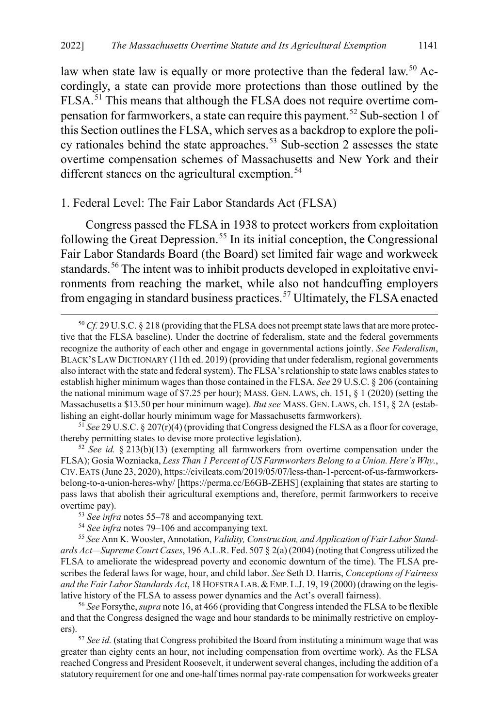law when state law is equally or more protective than the federal law.[50] Accordingly, a state can provide more protections than those outlined by the FLSA.[51] This means that although the FLSA does not require overtime compensation for farmworkers, a state can require this payment.[52] Sub-section 1 of this Section outlines the FLSA, which serves as a backdrop to explore the policy rationales behind the state approaches.[53] Sub-section 2 assesses the state overtime compensation schemes of Massachusetts and New York and their different stances on the agricultural exemption.[54]

### 1. Federal Level: The Fair Labor Standards Act (FLSA)

Congress passed the FLSA in 1938 to protect workers from exploitation following the Great Depression.[55] In its initial conception, the Congressional Fair Labor Standards Board (the Board) set limited fair wage and workweek standards.[56] The intent was to inhibit products developed in exploitative environments from reaching the market, while also not handcuffing employers from engaging in standard business practices.[57] Ultimately, the FLSA enacted

---

[50] *Cf.* 29 U.S.C. § 218 (providing that the FLSA does not preempt state laws that are more protective that the FLSA baseline). Under the doctrine of federalism, state and the federal governments recognize the authority of each other and engage in governmental actions jointly. *See Federalism*, BLACK'S LAW DICTIONARY (11th ed. 2019) (providing that under federalism, regional governments also interact with the state and federal system). The FLSA's relationship to state laws enables states to establish higher minimum wages than those contained in the FLSA. *See* 29 U.S.C. § 206 (containing the national minimum wage of $7.25 per hour); MASS. GEN. LAWS, ch. 151, § 1 (2020) (setting the Massachusetts a $13.50 per hour minimum wage). *But see* MASS. GEN. LAWS, ch. 151, § 2A (establishing an eight-dollar hourly minimum wage for Massachusetts farmworkers).

[51] *See* 29 U.S.C. § 207(r)(4) (providing that Congress designed the FLSA as a floor for coverage, thereby permitting states to devise more protective legislation).

[52] *See id.* § 213(b)(13) (exempting all farmworkers from overtime compensation under the FLSA); Gosia Wozniacka, *Less Than 1 Percent of US Farmworkers Belong to a Union. Here's Why.*, CIV. EATS (June 23, 2020), https://civileats.com/2019/05/07/less-than-1-percent-of-us-farmworkers-belong-to-a-union-heres-why/ [https://perma.cc/E6GB-ZEHS] (explaining that states are starting to pass laws that abolish their agricultural exemptions and, therefore, permit farmworkers to receive overtime pay).

[53] *See infra* notes 55–78 and accompanying text.

[54] *See infra* notes 79–106 and accompanying text.

[55] *See* Ann K. Wooster, Annotation, *Validity, Construction, and Application of Fair Labor Standards Act—Supreme Court Cases*, 196 A.L.R. Fed. 507 § 2(a) (2004) (noting that Congress utilized the FLSA to ameliorate the widespread poverty and economic downturn of the time). The FLSA prescribes the federal laws for wage, hour, and child labor. *See* Seth D. Harris, *Conceptions of Fairness and the Fair Labor Standards Act*, 18 HOFSTRA LAB. & EMP. L.J. 19, 19 (2000) (drawing on the legislative history of the FLSA to assess power dynamics and the Act's overall fairness).

[56] *See* Forsythe, *supra* note 16, at 466 (providing that Congress intended the FLSA to be flexible and that the Congress designed the wage and hour standards to be minimally restrictive on employers).

[57] *See id.* (stating that Congress prohibited the Board from instituting a minimum wage that was greater than eighty cents an hour, not including compensation from overtime work). As the FLSA reached Congress and President Roosevelt, it underwent several changes, including the addition of a statutory requirement for one and one-half times normal pay-rate compensation for workweeks greater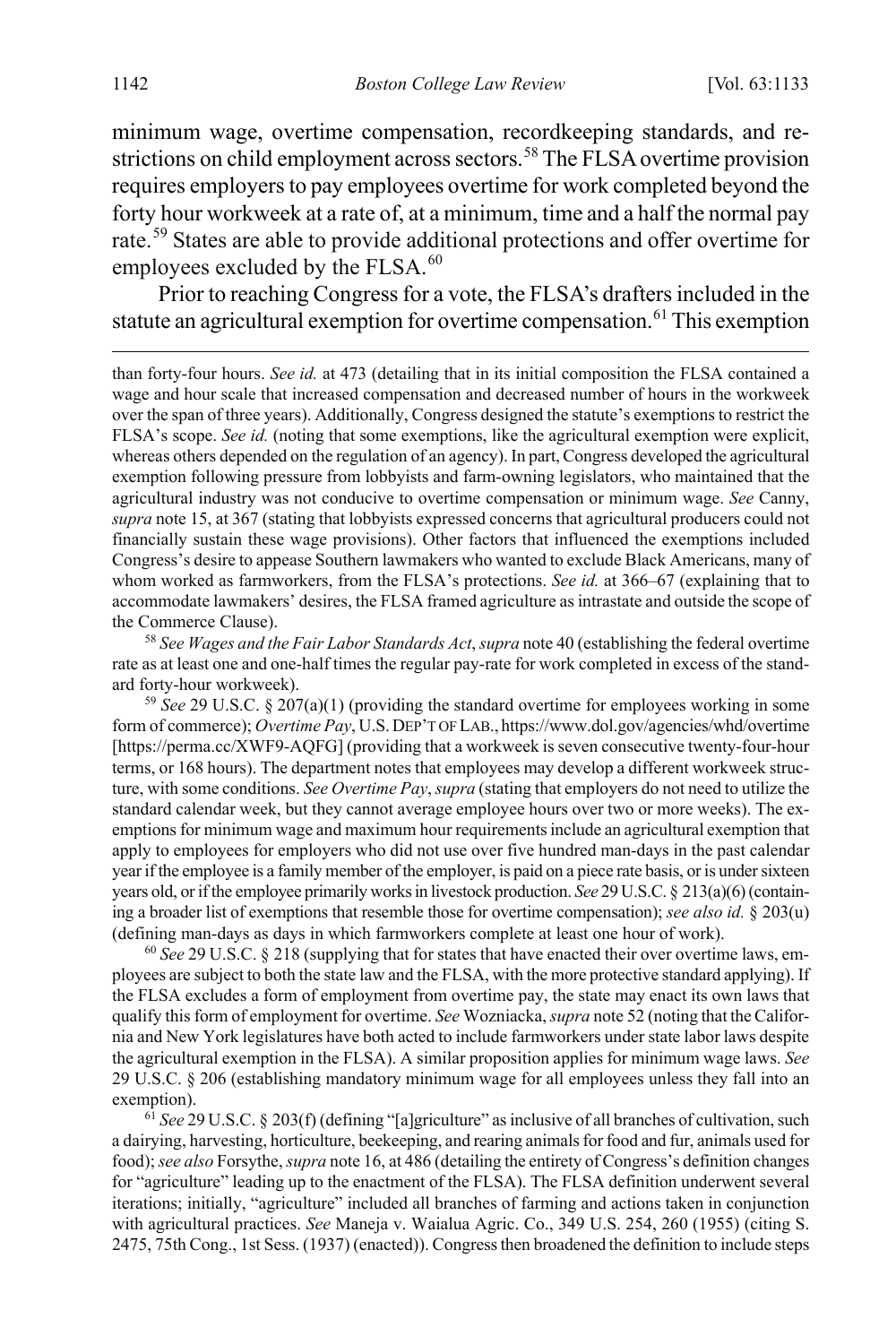minimum wage, overtime compensation, recordkeeping standards, and restrictions on child employment across sectors.[58] The FLSA overtime provision requires employers to pay employees overtime for work completed beyond the forty hour workweek at a rate of, at a minimum, time and a half the normal pay rate.[59] States are able to provide additional protections and offer overtime for employees excluded by the FLSA.[60]

Prior to reaching Congress for a vote, the FLSA's drafters included in the statute an agricultural exemption for overtime compensation.[61] This exemption

---

than forty-four hours. *See id.* at 473 (detailing that in its initial composition the FLSA contained a wage and hour scale that increased compensation and decreased number of hours in the workweek over the span of three years). Additionally, Congress designed the statute's exemptions to restrict the FLSA's scope. *See id.* (noting that some exemptions, like the agricultural exemption were explicit, whereas others depended on the regulation of an agency). In part, Congress developed the agricultural exemption following pressure from lobbyists and farm-owning legislators, who maintained that the agricultural industry was not conducive to overtime compensation or minimum wage. *See* Canny, *supra* note 15, at 367 (stating that lobbyists expressed concerns that agricultural producers could not financially sustain these wage provisions). Other factors that influenced the exemptions included Congress's desire to appease Southern lawmakers who wanted to exclude Black Americans, many of whom worked as farmworkers, from the FLSA's protections. *See id.* at 366–67 (explaining that to accommodate lawmakers' desires, the FLSA framed agriculture as intrastate and outside the scope of the Commerce Clause).

[58] *See Wages and the Fair Labor Standards Act*, *supra* note 40 (establishing the federal overtime rate as at least one and one-half times the regular pay-rate for work completed in excess of the standard forty-hour workweek).

[59] *See* 29 U.S.C. § 207(a)(1) (providing the standard overtime for employees working in some form of commerce); *Overtime Pay*, U.S. DEP'T OF LAB., https://www.dol.gov/agencies/whd/overtime [https://perma.cc/XWF9-AQFG] (providing that a workweek is seven consecutive twenty-four-hour terms, or 168 hours). The department notes that employees may develop a different workweek structure, with some conditions. *See Overtime Pay*, *supra* (stating that employers do not need to utilize the standard calendar week, but they cannot average employee hours over two or more weeks). The exemptions for minimum wage and maximum hour requirements include an agricultural exemption that apply to employees for employers who did not use over five hundred man-days in the past calendar year if the employee is a family member of the employer, is paid on a piece rate basis, or is under sixteen years old, or if the employee primarily works in livestock production. *See* 29 U.S.C. § 213(a)(6) (containing a broader list of exemptions that resemble those for overtime compensation); *see also id.* § 203(u) (defining man-days as days in which farmworkers complete at least one hour of work).

[60] *See* 29 U.S.C. § 218 (supplying that for states that have enacted their over overtime laws, employees are subject to both the state law and the FLSA, with the more protective standard applying). If the FLSA excludes a form of employment from overtime pay, the state may enact its own laws that qualify this form of employment for overtime. *See* Wozniacka, *supra* note 52 (noting that the California and New York legislatures have both acted to include farmworkers under state labor laws despite the agricultural exemption in the FLSA). A similar proposition applies for minimum wage laws. *See* 29 U.S.C. § 206 (establishing mandatory minimum wage for all employees unless they fall into an exemption).

[61] *See* 29 U.S.C. § 203(f) (defining "[a]griculture" as inclusive of all branches of cultivation, such a dairying, harvesting, horticulture, beekeeping, and rearing animals for food and fur, animals used for food); *see also* Forsythe, *supra* note 16, at 486 (detailing the entirety of Congress's definition changes for "agriculture" leading up to the enactment of the FLSA). The FLSA definition underwent several iterations; initially, "agriculture" included all branches of farming and actions taken in conjunction with agricultural practices. *See* Maneja v. Waialua Agric. Co., 349 U.S. 254, 260 (1955) (citing S. 2475, 75th Cong., 1st Sess. (1937) (enacted)). Congress then broadened the definition to include steps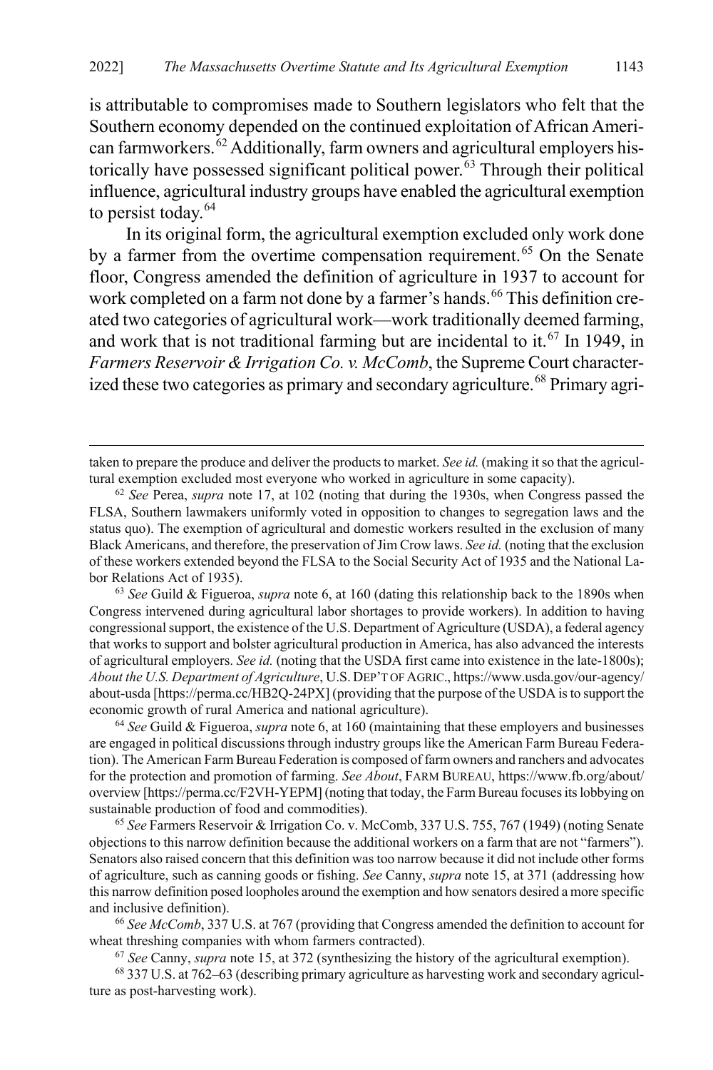is attributable to compromises made to Southern legislators who felt that the Southern economy depended on the continued exploitation of African American farmworkers.[62] Additionally, farm owners and agricultural employers historically have possessed significant political power.[63] Through their political influence, agricultural industry groups have enabled the agricultural exemption to persist today.[64]

In its original form, the agricultural exemption excluded only work done by a farmer from the overtime compensation requirement.[65] On the Senate floor, Congress amended the definition of agriculture in 1937 to account for work completed on a farm not done by a farmer's hands.[66] This definition created two categories of agricultural work—work traditionally deemed farming, and work that is not traditional farming but are incidental to it.[67] In 1949, in *Farmers Reservoir & Irrigation Co. v. McComb*, the Supreme Court characterized these two categories as primary and secondary agriculture.[68] Primary agri-

---

taken to prepare the produce and deliver the products to market. *See id.* (making it so that the agricultural exemption excluded most everyone who worked in agriculture in some capacity).

[62] *See* Perea, *supra* note 17, at 102 (noting that during the 1930s, when Congress passed the FLSA, Southern lawmakers uniformly voted in opposition to changes to segregation laws and the status quo). The exemption of agricultural and domestic workers resulted in the exclusion of many Black Americans, and therefore, the preservation of Jim Crow laws. *See id.* (noting that the exclusion of these workers extended beyond the FLSA to the Social Security Act of 1935 and the National Labor Relations Act of 1935).

[63] *See* Guild & Figueroa, *supra* note 6, at 160 (dating this relationship back to the 1890s when Congress intervened during agricultural labor shortages to provide workers). In addition to having congressional support, the existence of the U.S. Department of Agriculture (USDA), a federal agency that works to support and bolster agricultural production in America, has also advanced the interests of agricultural employers. *See id.* (noting that the USDA first came into existence in the late-1800s); *About the U.S. Department of Agriculture*, U.S. DEP'T OF AGRIC., https://www.usda.gov/our-agency/about-usda [https://perma.cc/HB2Q-24PX] (providing that the purpose of the USDA is to support the economic growth of rural America and national agriculture).

[64] *See* Guild & Figueroa, *supra* note 6, at 160 (maintaining that these employers and businesses are engaged in political discussions through industry groups like the American Farm Bureau Federation). The American Farm Bureau Federation is composed of farm owners and ranchers and advocates for the protection and promotion of farming. *See About*, FARM BUREAU, https://www.fb.org/about/overview [https://perma.cc/F2VH-YEPM] (noting that today, the Farm Bureau focuses its lobbying on sustainable production of food and commodities).

[65] *See* Farmers Reservoir & Irrigation Co. v. McComb, 337 U.S. 755, 767 (1949) (noting Senate objections to this narrow definition because the additional workers on a farm that are not "farmers"). Senators also raised concern that this definition was too narrow because it did not include other forms of agriculture, such as canning goods or fishing. *See* Canny, *supra* note 15, at 371 (addressing how this narrow definition posed loopholes around the exemption and how senators desired a more specific and inclusive definition).

[66] *See McComb*, 337 U.S. at 767 (providing that Congress amended the definition to account for wheat threshing companies with whom farmers contracted).

[67] *See* Canny, *supra* note 15, at 372 (synthesizing the history of the agricultural exemption).

[68] 337 U.S. at 762–63 (describing primary agriculture as harvesting work and secondary agriculture as post-harvesting work).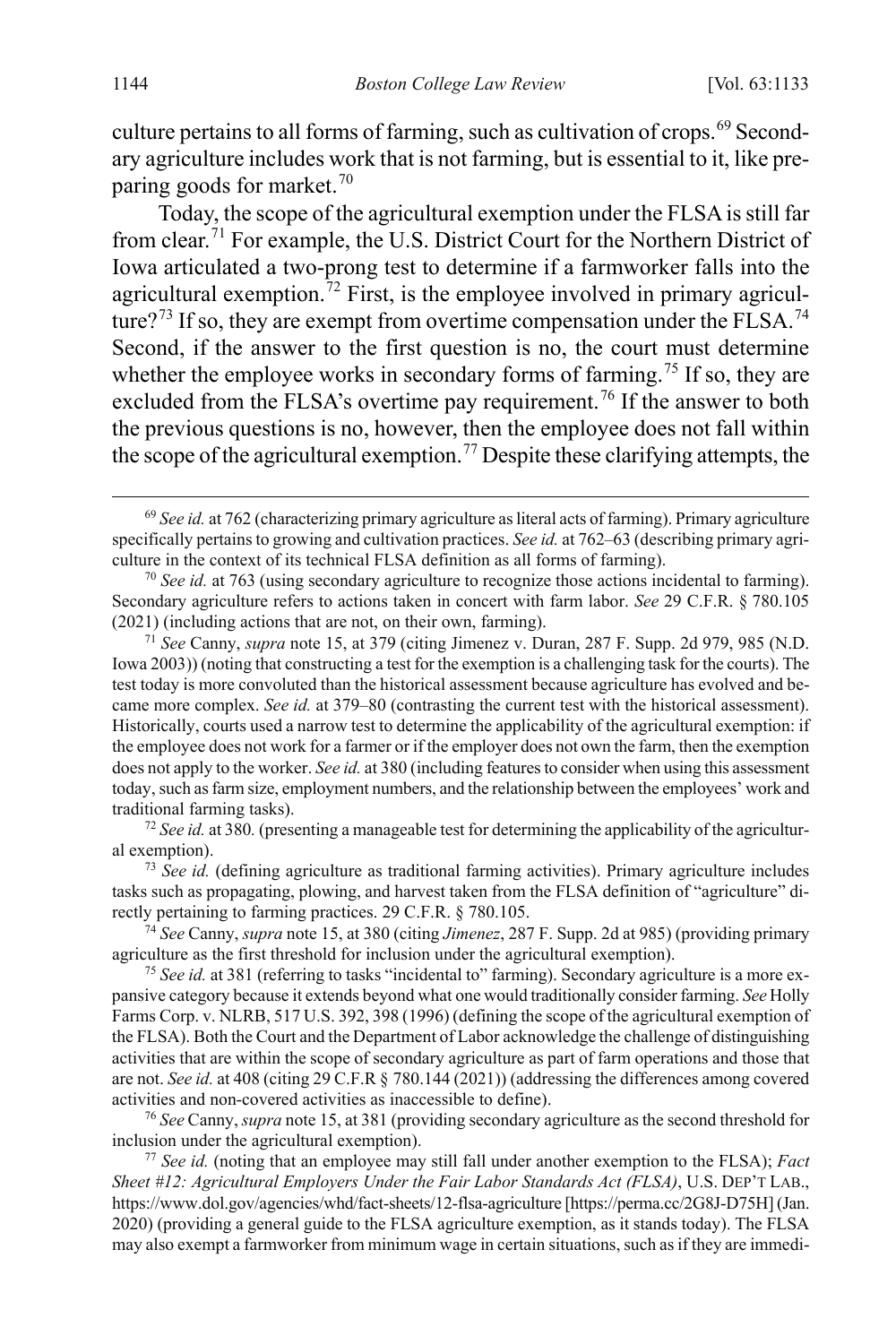culture pertains to all forms of farming, such as cultivation of crops.[69] Secondary agriculture includes work that is not farming, but is essential to it, like preparing goods for market.[70]

Today, the scope of the agricultural exemption under the FLSA is still far from clear.[71] For example, the U.S. District Court for the Northern District of Iowa articulated a two-prong test to determine if a farmworker falls into the agricultural exemption.[72] First, is the employee involved in primary agriculture?[73] If so, they are exempt from overtime compensation under the FLSA.[74] Second, if the answer to the first question is no, the court must determine whether the employee works in secondary forms of farming.[75] If so, they are excluded from the FLSA's overtime pay requirement.[76] If the answer to both the previous questions is no, however, then the employee does not fall within the scope of the agricultural exemption.[77] Despite these clarifying attempts, the

[69] *See id.* at 762 (characterizing primary agriculture as literal acts of farming). Primary agriculture specifically pertains to growing and cultivation practices. *See id.* at 762–63 (describing primary agriculture in the context of its technical FLSA definition as all forms of farming).

[70] *See id.* at 763 (using secondary agriculture to recognize those actions incidental to farming). Secondary agriculture refers to actions taken in concert with farm labor. *See* 29 C.F.R. § 780.105 (2021) (including actions that are not, on their own, farming).

[71] *See* Canny, *supra* note 15, at 379 (citing Jimenez v. Duran, 287 F. Supp. 2d 979, 985 (N.D. Iowa 2003)) (noting that constructing a test for the exemption is a challenging task for the courts). The test today is more convoluted than the historical assessment because agriculture has evolved and became more complex. *See id.* at 379–80 (contrasting the current test with the historical assessment). Historically, courts used a narrow test to determine the applicability of the agricultural exemption: if the employee does not work for a farmer or if the employer does not own the farm, then the exemption does not apply to the worker. *See id.* at 380 (including features to consider when using this assessment today, such as farm size, employment numbers, and the relationship between the employees' work and traditional farming tasks).

[72] *See id.* at 380*.* (presenting a manageable test for determining the applicability of the agricultural exemption).

[73] *See id.* (defining agriculture as traditional farming activities). Primary agriculture includes tasks such as propagating, plowing, and harvest taken from the FLSA definition of "agriculture" directly pertaining to farming practices. 29 C.F.R. § 780.105.

[74] *See* Canny, *supra* note 15, at 380 (citing *Jimenez*, 287 F. Supp. 2d at 985) (providing primary agriculture as the first threshold for inclusion under the agricultural exemption).

[75] *See id.* at 381 (referring to tasks "incidental to" farming). Secondary agriculture is a more expansive category because it extends beyond what one would traditionally consider farming. *See* Holly Farms Corp. v. NLRB, 517 U.S. 392, 398 (1996) (defining the scope of the agricultural exemption of the FLSA). Both the Court and the Department of Labor acknowledge the challenge of distinguishing activities that are within the scope of secondary agriculture as part of farm operations and those that are not. *See id.* at 408 (citing 29 C.F.R § 780.144 (2021)) (addressing the differences among covered activities and non-covered activities as inaccessible to define).

[76] *See* Canny, *supra* note 15, at 381 (providing secondary agriculture as the second threshold for inclusion under the agricultural exemption).

[77] *See id.* (noting that an employee may still fall under another exemption to the FLSA); *Fact Sheet #12: Agricultural Employers Under the Fair Labor Standards Act (FLSA)*, U.S. DEP'T LAB., https://www.dol.gov/agencies/whd/fact-sheets/12-flsa-agriculture [https://perma.cc/2G8J-D75H] (Jan. 2020) (providing a general guide to the FLSA agriculture exemption, as it stands today). The FLSA may also exempt a farmworker from minimum wage in certain situations, such as if they are immedi-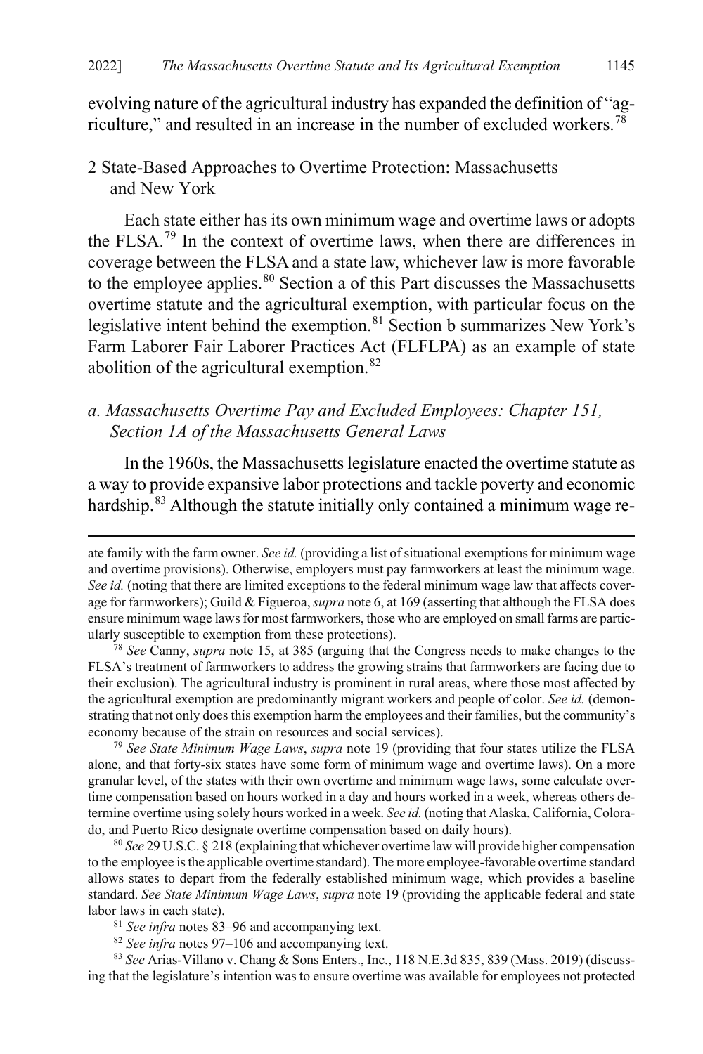evolving nature of the agricultural industry has expanded the definition of "agriculture," and resulted in an increase in the number of excluded workers.[78]

## 2 State-Based Approaches to Overtime Protection: Massachusetts and New York

Each state either has its own minimum wage and overtime laws or adopts the FLSA.[79] In the context of overtime laws, when there are differences in coverage between the FLSA and a state law, whichever law is more favorable to the employee applies.[80] Section a of this Part discusses the Massachusetts overtime statute and the agricultural exemption, with particular focus on the legislative intent behind the exemption.[81] Section b summarizes New York's Farm Laborer Fair Laborer Practices Act (FLFLPA) as an example of state abolition of the agricultural exemption.[82]

### *a. Massachusetts Overtime Pay and Excluded Employees: Chapter 151, Section 1A of the Massachusetts General Laws*

In the 1960s, the Massachusetts legislature enacted the overtime statute as a way to provide expansive labor protections and tackle poverty and economic hardship.[83] Although the statute initially only contained a minimum wage re-

---

ate family with the farm owner. *See id.* (providing a list of situational exemptions for minimum wage and overtime provisions). Otherwise, employers must pay farmworkers at least the minimum wage. *See id.* (noting that there are limited exceptions to the federal minimum wage law that affects coverage for farmworkers); Guild & Figueroa, *supra* note 6, at 169 (asserting that although the FLSA does ensure minimum wage laws for most farmworkers, those who are employed on small farms are particularly susceptible to exemption from these protections).

[78] *See* Canny, *supra* note 15, at 385 (arguing that the Congress needs to make changes to the FLSA's treatment of farmworkers to address the growing strains that farmworkers are facing due to their exclusion). The agricultural industry is prominent in rural areas, where those most affected by the agricultural exemption are predominantly migrant workers and people of color. *See id.* (demonstrating that not only does this exemption harm the employees and their families, but the community's economy because of the strain on resources and social services).

[79] *See State Minimum Wage Laws*, *supra* note 19 (providing that four states utilize the FLSA alone, and that forty-six states have some form of minimum wage and overtime laws). On a more granular level, of the states with their own overtime and minimum wage laws, some calculate overtime compensation based on hours worked in a day and hours worked in a week, whereas others determine overtime using solely hours worked in a week. *See id.* (noting that Alaska, California, Colorado, and Puerto Rico designate overtime compensation based on daily hours).

[80] *See* 29 U.S.C. § 218 (explaining that whichever overtime law will provide higher compensation to the employee is the applicable overtime standard). The more employee-favorable overtime standard allows states to depart from the federally established minimum wage, which provides a baseline standard. *See State Minimum Wage Laws*, *supra* note 19 (providing the applicable federal and state labor laws in each state).

[81] *See infra* notes 83–96 and accompanying text.

[82] *See infra* notes 97–106 and accompanying text.

[83] *See* Arias-Villano v. Chang & Sons Enters., Inc., 118 N.E.3d 835, 839 (Mass. 2019) (discussing that the legislature's intention was to ensure overtime was available for employees not protected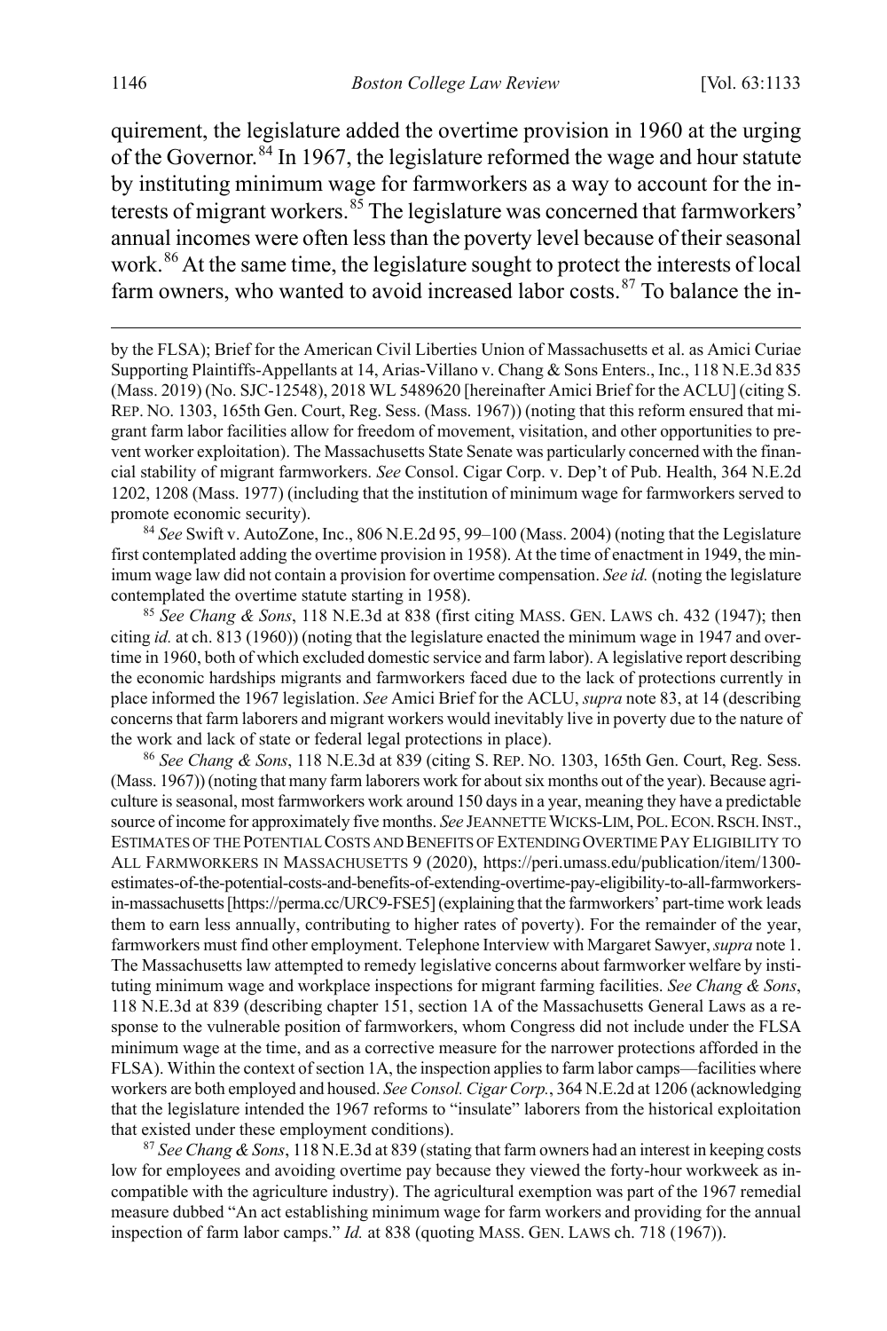quirement, the legislature added the overtime provision in 1960 at the urging of the Governor.[84] In 1967, the legislature reformed the wage and hour statute by instituting minimum wage for farmworkers as a way to account for the interests of migrant workers.[85] The legislature was concerned that farmworkers' annual incomes were often less than the poverty level because of their seasonal work.[86] At the same time, the legislature sought to protect the interests of local farm owners, who wanted to avoid increased labor costs.[87] To balance the in-

by the FLSA); Brief for the American Civil Liberties Union of Massachusetts et al. as Amici Curiae Supporting Plaintiffs-Appellants at 14, Arias-Villano v. Chang & Sons Enters., Inc., 118 N.E.3d 835 (Mass. 2019) (No. SJC-12548), 2018 WL 5489620 [hereinafter Amici Brief for the ACLU] (citing S. REP. NO. 1303, 165th Gen. Court, Reg. Sess. (Mass. 1967)) (noting that this reform ensured that migrant farm labor facilities allow for freedom of movement, visitation, and other opportunities to prevent worker exploitation). The Massachusetts State Senate was particularly concerned with the financial stability of migrant farmworkers. *See* Consol. Cigar Corp. v. Dep't of Pub. Health, 364 N.E.2d 1202, 1208 (Mass. 1977) (including that the institution of minimum wage for farmworkers served to promote economic security).

[84] *See* Swift v. AutoZone, Inc., 806 N.E.2d 95, 99–100 (Mass. 2004) (noting that the Legislature first contemplated adding the overtime provision in 1958). At the time of enactment in 1949, the minimum wage law did not contain a provision for overtime compensation. *See id.* (noting the legislature contemplated the overtime statute starting in 1958).

[85] *See Chang & Sons*, 118 N.E.3d at 838 (first citing MASS. GEN. LAWS ch. 432 (1947); then citing *id.* at ch. 813 (1960)) (noting that the legislature enacted the minimum wage in 1947 and overtime in 1960, both of which excluded domestic service and farm labor). A legislative report describing the economic hardships migrants and farmworkers faced due to the lack of protections currently in place informed the 1967 legislation. *See* Amici Brief for the ACLU, *supra* note 83, at 14 (describing concerns that farm laborers and migrant workers would inevitably live in poverty due to the nature of the work and lack of state or federal legal protections in place).

[86] *See Chang & Sons*, 118 N.E.3d at 839 (citing S. REP. NO. 1303, 165th Gen. Court, Reg. Sess. (Mass. 1967)) (noting that many farm laborers work for about six months out of the year). Because agriculture is seasonal, most farmworkers work around 150 days in a year, meaning they have a predictable source of income for approximately five months. *See* JEANNETTE WICKS-LIM, POL. ECON. RSCH. INST., ESTIMATES OF THE POTENTIAL COSTS AND BENEFITS OF EXTENDING OVERTIME PAY ELIGIBILITY TO ALL FARMWORKERS IN MASSACHUSETTS 9 (2020), https://peri.umass.edu/publication/item/1300-estimates-of-the-potential-costs-and-benefits-of-extending-overtime-pay-eligibility-to-all-farmworkers-in-massachusetts [https://perma.cc/URC9-FSE5] (explaining that the farmworkers' part-time work leads them to earn less annually, contributing to higher rates of poverty). For the remainder of the year, farmworkers must find other employment. Telephone Interview with Margaret Sawyer, *supra* note 1. The Massachusetts law attempted to remedy legislative concerns about farmworker welfare by instituting minimum wage and workplace inspections for migrant farming facilities. *See Chang & Sons*, 118 N.E.3d at 839 (describing chapter 151, section 1A of the Massachusetts General Laws as a response to the vulnerable position of farmworkers, whom Congress did not include under the FLSA minimum wage at the time, and as a corrective measure for the narrower protections afforded in the FLSA). Within the context of section 1A, the inspection applies to farm labor camps—facilities where workers are both employed and housed. *See Consol. Cigar Corp.*, 364 N.E.2d at 1206 (acknowledging that the legislature intended the 1967 reforms to "insulate" laborers from the historical exploitation that existed under these employment conditions).

[87] *See Chang & Sons*, 118 N.E.3d at 839 (stating that farm owners had an interest in keeping costs low for employees and avoiding overtime pay because they viewed the forty-hour workweek as incompatible with the agriculture industry). The agricultural exemption was part of the 1967 remedial measure dubbed "An act establishing minimum wage for farm workers and providing for the annual inspection of farm labor camps." *Id.* at 838 (quoting MASS. GEN. LAWS ch. 718 (1967)).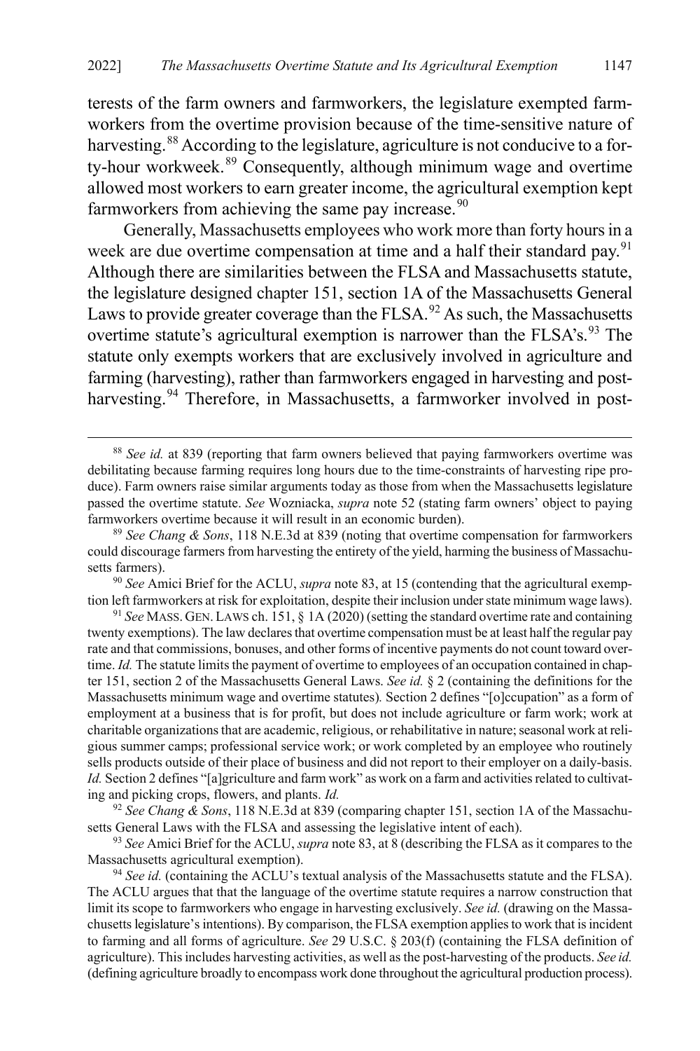terests of the farm owners and farmworkers, the legislature exempted farmworkers from the overtime provision because of the time-sensitive nature of harvesting.[88] According to the legislature, agriculture is not conducive to a forty-hour workweek.[89] Consequently, although minimum wage and overtime allowed most workers to earn greater income, the agricultural exemption kept farmworkers from achieving the same pay increase.[90]

Generally, Massachusetts employees who work more than forty hours in a week are due overtime compensation at time and a half their standard pay.[91] Although there are similarities between the FLSA and Massachusetts statute, the legislature designed chapter 151, section 1A of the Massachusetts General Laws to provide greater coverage than the FLSA.[92] As such, the Massachusetts overtime statute's agricultural exemption is narrower than the FLSA's.[93] The statute only exempts workers that are exclusively involved in agriculture and farming (harvesting), rather than farmworkers engaged in harvesting and post-harvesting.[94] Therefore, in Massachusetts, a farmworker involved in post-

---

[88] *See id.* at 839 (reporting that farm owners believed that paying farmworkers overtime was debilitating because farming requires long hours due to the time-constraints of harvesting ripe produce). Farm owners raise similar arguments today as those from when the Massachusetts legislature passed the overtime statute. *See* Wozniacka, *supra* note 52 (stating farm owners' object to paying farmworkers overtime because it will result in an economic burden).

[89] *See Chang & Sons*, 118 N.E.3d at 839 (noting that overtime compensation for farmworkers could discourage farmers from harvesting the entirety of the yield, harming the business of Massachusetts farmers).

[90] *See* Amici Brief for the ACLU, *supra* note 83, at 15 (contending that the agricultural exemption left farmworkers at risk for exploitation, despite their inclusion under state minimum wage laws).

[91] *See* MASS. GEN. LAWS ch. 151, § 1A (2020) (setting the standard overtime rate and containing twenty exemptions). The law declares that overtime compensation must be at least half the regular pay rate and that commissions, bonuses, and other forms of incentive payments do not count toward overtime. *Id.* The statute limits the payment of overtime to employees of an occupation contained in chapter 151, section 2 of the Massachusetts General Laws. *See id.* § 2 (containing the definitions for the Massachusetts minimum wage and overtime statutes)*.* Section 2 defines "[o]ccupation" as a form of employment at a business that is for profit, but does not include agriculture or farm work; work at charitable organizations that are academic, religious, or rehabilitative in nature; seasonal work at religious summer camps; professional service work; or work completed by an employee who routinely sells products outside of their place of business and did not report to their employer on a daily-basis. *Id.* Section 2 defines "[a]griculture and farm work" as work on a farm and activities related to cultivating and picking crops, flowers, and plants. *Id.*

[92] *See Chang & Sons*, 118 N.E.3d at 839 (comparing chapter 151, section 1A of the Massachusetts General Laws with the FLSA and assessing the legislative intent of each).

[93] *See* Amici Brief for the ACLU, *supra* note 83, at 8 (describing the FLSA as it compares to the Massachusetts agricultural exemption).

[94] *See id.* (containing the ACLU's textual analysis of the Massachusetts statute and the FLSA). The ACLU argues that that the language of the overtime statute requires a narrow construction that limit its scope to farmworkers who engage in harvesting exclusively. *See id.* (drawing on the Massachusetts legislature's intentions). By comparison, the FLSA exemption applies to work that is incident to farming and all forms of agriculture. *See* 29 U.S.C. § 203(f) (containing the FLSA definition of agriculture). This includes harvesting activities, as well as the post-harvesting of the products. *See id.* (defining agriculture broadly to encompass work done throughout the agricultural production process).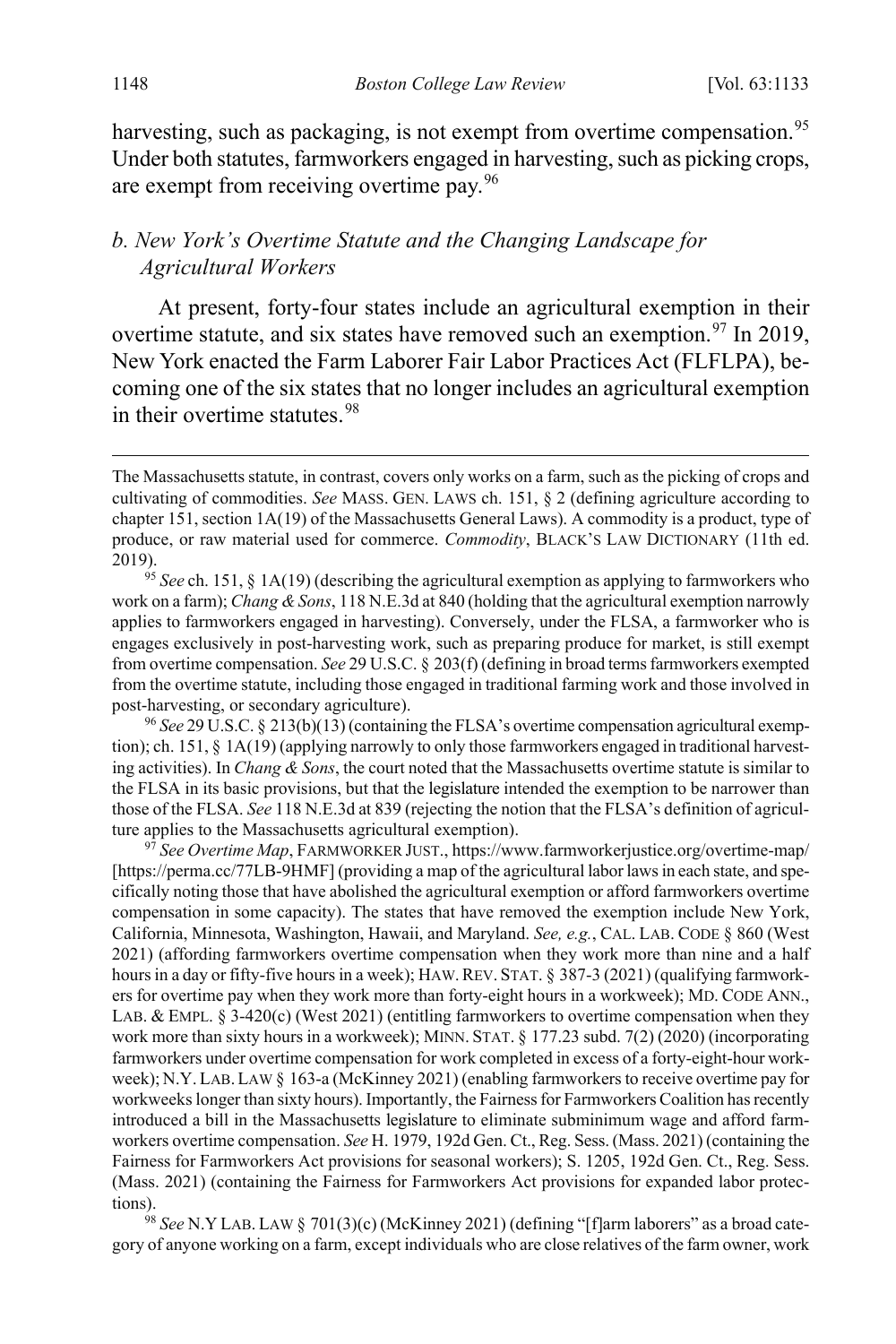harvesting, such as packaging, is not exempt from overtime compensation.[95] Under both statutes, farmworkers engaged in harvesting, such as picking crops, are exempt from receiving overtime pay.[96]

### *b. New York's Overtime Statute and the Changing Landscape for Agricultural Workers*

At present, forty-four states include an agricultural exemption in their overtime statute, and six states have removed such an exemption.[97] In 2019, New York enacted the Farm Laborer Fair Labor Practices Act (FLFLPA), becoming one of the six states that no longer includes an agricultural exemption in their overtime statutes.[98]

---

The Massachusetts statute, in contrast, covers only works on a farm, such as the picking of crops and cultivating of commodities. *See* MASS. GEN. LAWS ch. 151, § 2 (defining agriculture according to chapter 151, section 1A(19) of the Massachusetts General Laws). A commodity is a product, type of produce, or raw material used for commerce. *Commodity*, BLACK'S LAW DICTIONARY (11th ed. 2019).

[95] *See* ch. 151, § 1A(19) (describing the agricultural exemption as applying to farmworkers who work on a farm); *Chang & Sons*, 118 N.E.3d at 840 (holding that the agricultural exemption narrowly applies to farmworkers engaged in harvesting). Conversely, under the FLSA, a farmworker who is engages exclusively in post-harvesting work, such as preparing produce for market, is still exempt from overtime compensation. *See* 29 U.S.C. § 203(f) (defining in broad terms farmworkers exempted from the overtime statute, including those engaged in traditional farming work and those involved in post-harvesting, or secondary agriculture).

[96] *See* 29 U.S.C. § 213(b)(13) (containing the FLSA's overtime compensation agricultural exemption); ch. 151, § 1A(19) (applying narrowly to only those farmworkers engaged in traditional harvesting activities). In *Chang & Sons*, the court noted that the Massachusetts overtime statute is similar to the FLSA in its basic provisions, but that the legislature intended the exemption to be narrower than those of the FLSA. *See* 118 N.E.3d at 839 (rejecting the notion that the FLSA's definition of agriculture applies to the Massachusetts agricultural exemption).

[97] *See Overtime Map*, FARMWORKER JUST., https://www.farmworkerjustice.org/overtime-map/ [https://perma.cc/77LB-9HMF] (providing a map of the agricultural labor laws in each state, and specifically noting those that have abolished the agricultural exemption or afford farmworkers overtime compensation in some capacity). The states that have removed the exemption include New York, California, Minnesota, Washington, Hawaii, and Maryland. *See, e.g.*, CAL. LAB. CODE § 860 (West 2021) (affording farmworkers overtime compensation when they work more than nine and a half hours in a day or fifty-five hours in a week); HAW. REV. STAT. § 387-3 (2021) (qualifying farmworkers for overtime pay when they work more than forty-eight hours in a workweek); MD. CODE ANN., LAB. & EMPL. § 3-420(c) (West 2021) (entitling farmworkers to overtime compensation when they work more than sixty hours in a workweek); MINN. STAT. § 177.23 subd. 7(2) (2020) (incorporating farmworkers under overtime compensation for work completed in excess of a forty-eight-hour workweek); N.Y. LAB. LAW § 163-a (McKinney 2021) (enabling farmworkers to receive overtime pay for workweeks longer than sixty hours). Importantly, the Fairness for Farmworkers Coalition has recently introduced a bill in the Massachusetts legislature to eliminate subminimum wage and afford farmworkers overtime compensation. *See* H. 1979, 192d Gen. Ct., Reg. Sess. (Mass. 2021) (containing the Fairness for Farmworkers Act provisions for seasonal workers); S. 1205, 192d Gen. Ct., Reg. Sess. (Mass. 2021) (containing the Fairness for Farmworkers Act provisions for expanded labor protections).

[98] *See* N.Y LAB. LAW § 701(3)(c) (McKinney 2021) (defining "[f]arm laborers" as a broad category of anyone working on a farm, except individuals who are close relatives of the farm owner, work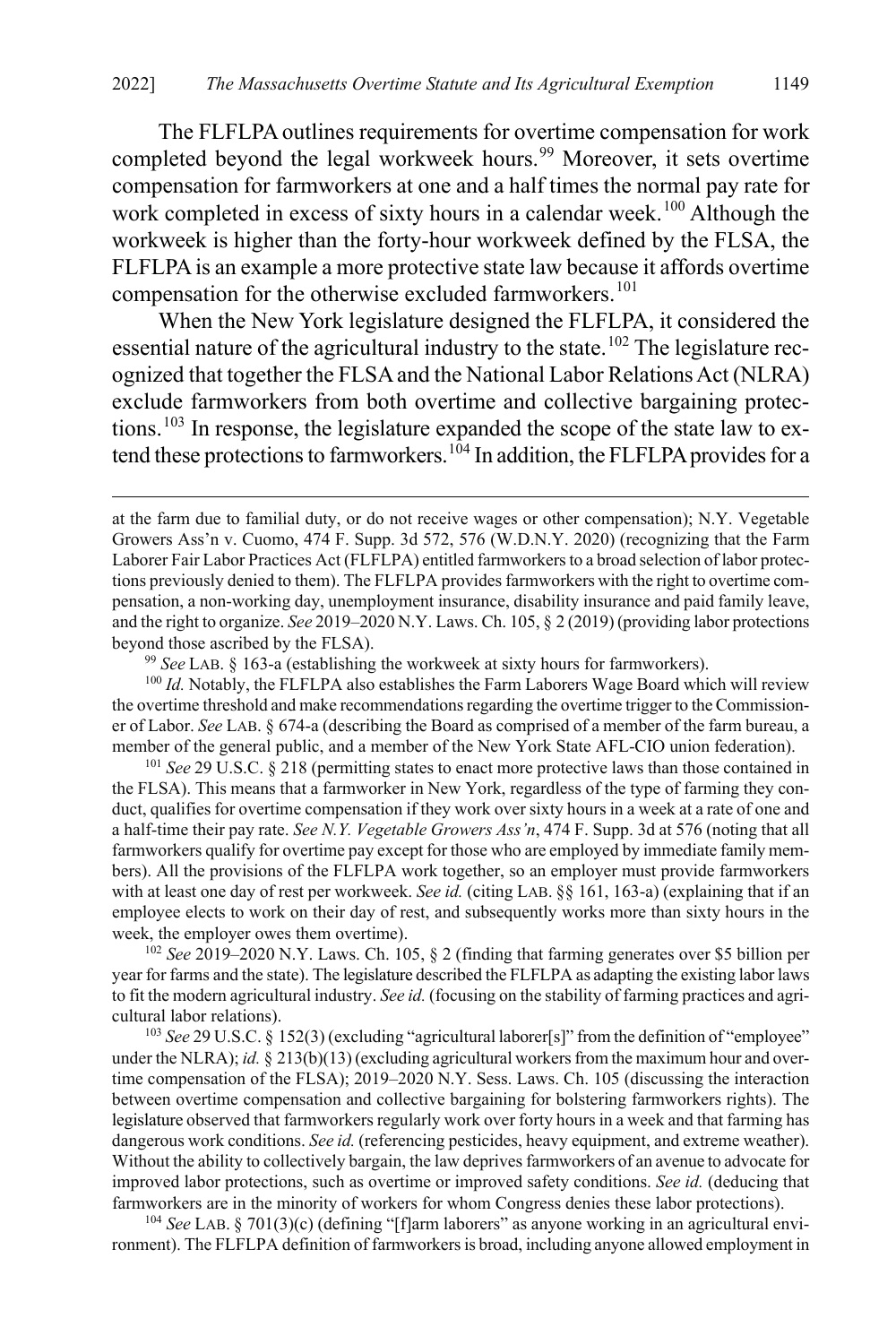The FLFLPA outlines requirements for overtime compensation for work completed beyond the legal workweek hours.[99] Moreover, it sets overtime compensation for farmworkers at one and a half times the normal pay rate for work completed in excess of sixty hours in a calendar week.[100] Although the workweek is higher than the forty-hour workweek defined by the FLSA, the FLFLPA is an example a more protective state law because it affords overtime compensation for the otherwise excluded farmworkers.[101]

When the New York legislature designed the FLFLPA, it considered the essential nature of the agricultural industry to the state.[102] The legislature recognized that together the FLSA and the National Labor Relations Act (NLRA) exclude farmworkers from both overtime and collective bargaining protections.[103] In response, the legislature expanded the scope of the state law to extend these protections to farmworkers.[104] In addition, the FLFLPA provides for a

---

at the farm due to familial duty, or do not receive wages or other compensation); N.Y. Vegetable Growers Ass'n v. Cuomo, 474 F. Supp. 3d 572, 576 (W.D.N.Y. 2020) (recognizing that the Farm Laborer Fair Labor Practices Act (FLFLPA) entitled farmworkers to a broad selection of labor protections previously denied to them). The FLFLPA provides farmworkers with the right to overtime compensation, a non-working day, unemployment insurance, disability insurance and paid family leave, and the right to organize. *See* 2019–2020 N.Y. Laws. Ch. 105, § 2 (2019) (providing labor protections beyond those ascribed by the FLSA).

[99] *See* LAB. § 163-a (establishing the workweek at sixty hours for farmworkers).

[100] *Id.* Notably, the FLFLPA also establishes the Farm Laborers Wage Board which will review the overtime threshold and make recommendations regarding the overtime trigger to the Commissioner of Labor. *See* LAB. § 674-a (describing the Board as comprised of a member of the farm bureau, a member of the general public, and a member of the New York State AFL-CIO union federation).

[101] *See* 29 U.S.C. § 218 (permitting states to enact more protective laws than those contained in the FLSA). This means that a farmworker in New York, regardless of the type of farming they conduct, qualifies for overtime compensation if they work over sixty hours in a week at a rate of one and a half-time their pay rate. *See N.Y. Vegetable Growers Ass'n*, 474 F. Supp. 3d at 576 (noting that all farmworkers qualify for overtime pay except for those who are employed by immediate family members). All the provisions of the FLFLPA work together, so an employer must provide farmworkers with at least one day of rest per workweek. *See id.* (citing LAB. §§ 161, 163-a) (explaining that if an employee elects to work on their day of rest, and subsequently works more than sixty hours in the week, the employer owes them overtime).

[102] *See* 2019–2020 N.Y. Laws. Ch. 105, § 2 (finding that farming generates over $5 billion per year for farms and the state). The legislature described the FLFLPA as adapting the existing labor laws to fit the modern agricultural industry. *See id.* (focusing on the stability of farming practices and agricultural labor relations).

[103] *See* 29 U.S.C. § 152(3) (excluding "agricultural laborer[s]" from the definition of "employee" under the NLRA); *id.* § 213(b)(13) (excluding agricultural workers from the maximum hour and overtime compensation of the FLSA); 2019–2020 N.Y. Sess. Laws. Ch. 105 (discussing the interaction between overtime compensation and collective bargaining for bolstering farmworkers rights). The legislature observed that farmworkers regularly work over forty hours in a week and that farming has dangerous work conditions. *See id.* (referencing pesticides, heavy equipment, and extreme weather). Without the ability to collectively bargain, the law deprives farmworkers of an avenue to advocate for improved labor protections, such as overtime or improved safety conditions. *See id.* (deducing that farmworkers are in the minority of workers for whom Congress denies these labor protections).

[104] *See* LAB. § 701(3)(c) (defining "[f]arm laborers" as anyone working in an agricultural environment). The FLFLPA definition of farmworkers is broad, including anyone allowed employment in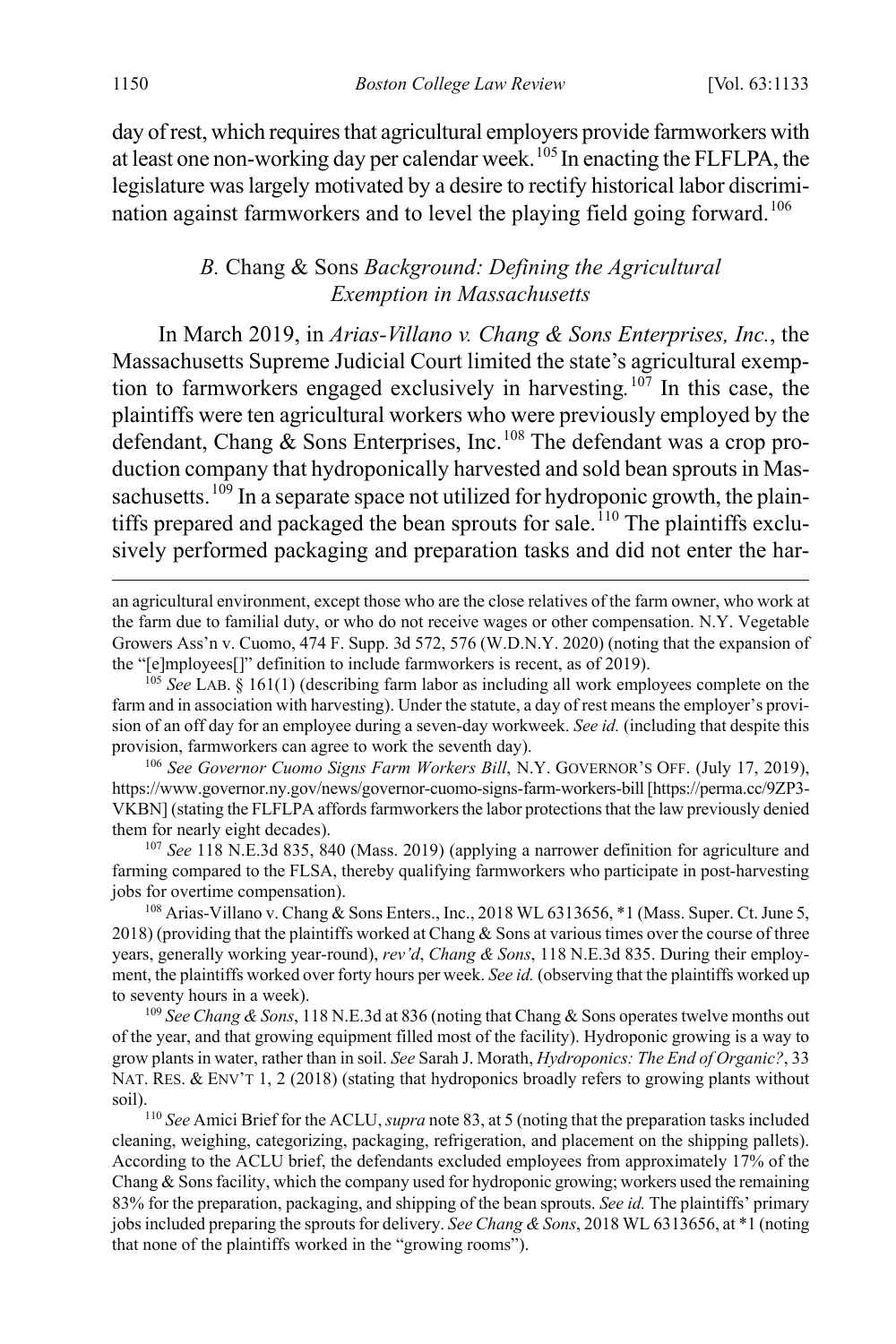day of rest, which requires that agricultural employers provide farmworkers with at least one non-working day per calendar week.[105] In enacting the FLFLPA, the legislature was largely motivated by a desire to rectify historical labor discrimination against farmworkers and to level the playing field going forward.[106]

### B. *Chang & Sons Background: Defining the Agricultural Exemption in Massachusetts*

In March 2019, in *Arias-Villano v. Chang & Sons Enterprises, Inc.*, the Massachusetts Supreme Judicial Court limited the state's agricultural exemption to farmworkers engaged exclusively in harvesting.[107] In this case, the plaintiffs were ten agricultural workers who were previously employed by the defendant, Chang & Sons Enterprises, Inc.[108] The defendant was a crop production company that hydroponically harvested and sold bean sprouts in Massachusetts.[109] In a separate space not utilized for hydroponic growth, the plaintiffs prepared and packaged the bean sprouts for sale.[110] The plaintiffs exclusively performed packaging and preparation tasks and did not enter the har-

---

an agricultural environment, except those who are the close relatives of the farm owner, who work at the farm due to familial duty, or who do not receive wages or other compensation. N.Y. Vegetable Growers Ass'n v. Cuomo, 474 F. Supp. 3d 572, 576 (W.D.N.Y. 2020) (noting that the expansion of the "[e]mployees[]" definition to include farmworkers is recent, as of 2019).

[105] *See* LAB. § 161(1) (describing farm labor as including all work employees complete on the farm and in association with harvesting). Under the statute, a day of rest means the employer's provision of an off day for an employee during a seven-day workweek. *See id.* (including that despite this provision, farmworkers can agree to work the seventh day).

[106] *See Governor Cuomo Signs Farm Workers Bill*, N.Y. GOVERNOR'S OFF. (July 17, 2019), https://www.governor.ny.gov/news/governor-cuomo-signs-farm-workers-bill [https://perma.cc/9ZP3-VKBN] (stating the FLFLPA affords farmworkers the labor protections that the law previously denied them for nearly eight decades).

[107] *See* 118 N.E.3d 835, 840 (Mass. 2019) (applying a narrower definition for agriculture and farming compared to the FLSA, thereby qualifying farmworkers who participate in post-harvesting jobs for overtime compensation).

[108] Arias-Villano v. Chang & Sons Enters., Inc., 2018 WL 6313656, *1 (Mass. Super. Ct. June 5, 2018) (providing that the plaintiffs worked at Chang & Sons at various times over the course of three years, generally working year-round), *rev'd*, *Chang & Sons*, 118 N.E.3d 835. During their employment, the plaintiffs worked over forty hours per week. *See id.* (observing that the plaintiffs worked up to seventy hours in a week).

[109] *See Chang & Sons*, 118 N.E.3d at 836 (noting that Chang & Sons operates twelve months out of the year, and that growing equipment filled most of the facility). Hydroponic growing is a way to grow plants in water, rather than in soil. *See* Sarah J. Morath, *Hydroponics: The End of Organic?*, 33 NAT. RES. & ENV'T 1, 2 (2018) (stating that hydroponics broadly refers to growing plants without soil).

[110] *See* Amici Brief for the ACLU, *supra* note 83, at 5 (noting that the preparation tasks included cleaning, weighing, categorizing, packaging, refrigeration, and placement on the shipping pallets). According to the ACLU brief, the defendants excluded employees from approximately 17% of the Chang & Sons facility, which the company used for hydroponic growing; workers used the remaining 83% for the preparation, packaging, and shipping of the bean sprouts. *See id.* The plaintiffs' primary jobs included preparing the sprouts for delivery. *See Chang & Sons*, 2018 WL 6313656, at *1 (noting that none of the plaintiffs worked in the "growing rooms").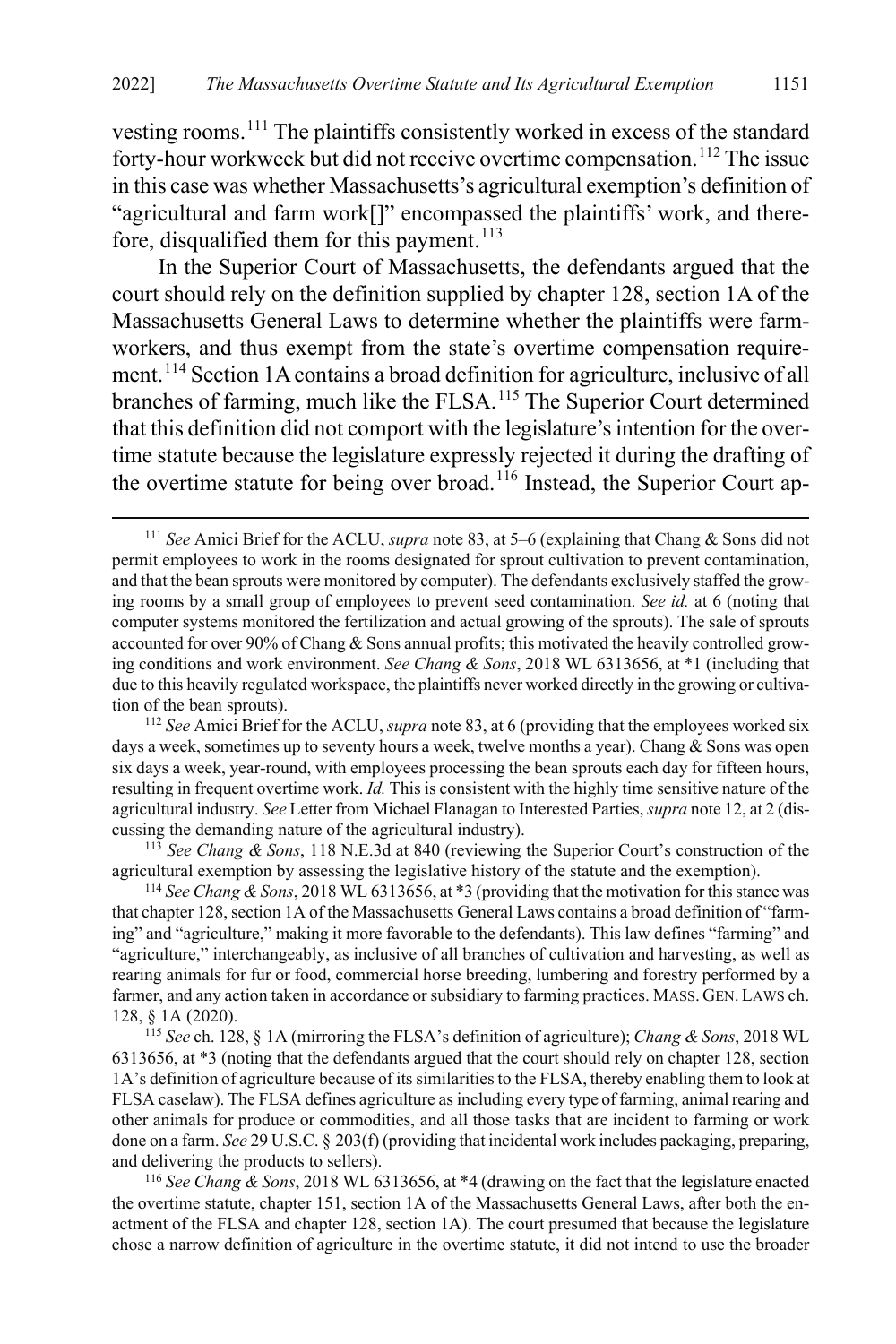vesting rooms.[111] The plaintiffs consistently worked in excess of the standard forty-hour workweek but did not receive overtime compensation.[112] The issue in this case was whether Massachusetts's agricultural exemption's definition of "agricultural and farm work[]" encompassed the plaintiffs' work, and therefore, disqualified them for this payment.[113]

In the Superior Court of Massachusetts, the defendants argued that the court should rely on the definition supplied by chapter 128, section 1A of the Massachusetts General Laws to determine whether the plaintiffs were farmworkers, and thus exempt from the state's overtime compensation requirement.[114] Section 1A contains a broad definition for agriculture, inclusive of all branches of farming, much like the FLSA.[115] The Superior Court determined that this definition did not comport with the legislature's intention for the overtime statute because the legislature expressly rejected it during the drafting of the overtime statute for being over broad.[116] Instead, the Superior Court ap-

---

[111] *See* Amici Brief for the ACLU, *supra* note 83, at 5–6 (explaining that Chang & Sons did not permit employees to work in the rooms designated for sprout cultivation to prevent contamination, and that the bean sprouts were monitored by computer). The defendants exclusively staffed the growing rooms by a small group of employees to prevent seed contamination. *See id.* at 6 (noting that computer systems monitored the fertilization and actual growing of the sprouts). The sale of sprouts accounted for over 90% of Chang & Sons annual profits; this motivated the heavily controlled growing conditions and work environment. *See Chang & Sons*, 2018 WL 6313656, at *1 (including that due to this heavily regulated workspace, the plaintiffs never worked directly in the growing or cultivation of the bean sprouts).

[112] *See* Amici Brief for the ACLU, *supra* note 83, at 6 (providing that the employees worked six days a week, sometimes up to seventy hours a week, twelve months a year). Chang & Sons was open six days a week, year-round, with employees processing the bean sprouts each day for fifteen hours, resulting in frequent overtime work. *Id.* This is consistent with the highly time sensitive nature of the agricultural industry. *See* Letter from Michael Flanagan to Interested Parties, *supra* note 12, at 2 (discussing the demanding nature of the agricultural industry).

[113] *See Chang & Sons*, 118 N.E.3d at 840 (reviewing the Superior Court's construction of the agricultural exemption by assessing the legislative history of the statute and the exemption).

[114] *See Chang & Sons*, 2018 WL 6313656, at *3 (providing that the motivation for this stance was that chapter 128, section 1A of the Massachusetts General Laws contains a broad definition of "farming" and "agriculture," making it more favorable to the defendants). This law defines "farming" and "agriculture," interchangeably, as inclusive of all branches of cultivation and harvesting, as well as rearing animals for fur or food, commercial horse breeding, lumbering and forestry performed by a farmer, and any action taken in accordance or subsidiary to farming practices. MASS. GEN. LAWS ch. 128, § 1A (2020).

[115] *See* ch. 128, § 1A (mirroring the FLSA's definition of agriculture); *Chang & Sons*, 2018 WL 6313656, at *3 (noting that the defendants argued that the court should rely on chapter 128, section 1A's definition of agriculture because of its similarities to the FLSA, thereby enabling them to look at FLSA caselaw). The FLSA defines agriculture as including every type of farming, animal rearing and other animals for produce or commodities, and all those tasks that are incident to farming or work done on a farm. *See* 29 U.S.C. § 203(f) (providing that incidental work includes packaging, preparing, and delivering the products to sellers).

[116] *See Chang & Sons*, 2018 WL 6313656, at *4 (drawing on the fact that the legislature enacted the overtime statute, chapter 151, section 1A of the Massachusetts General Laws, after both the enactment of the FLSA and chapter 128, section 1A). The court presumed that because the legislature chose a narrow definition of agriculture in the overtime statute, it did not intend to use the broader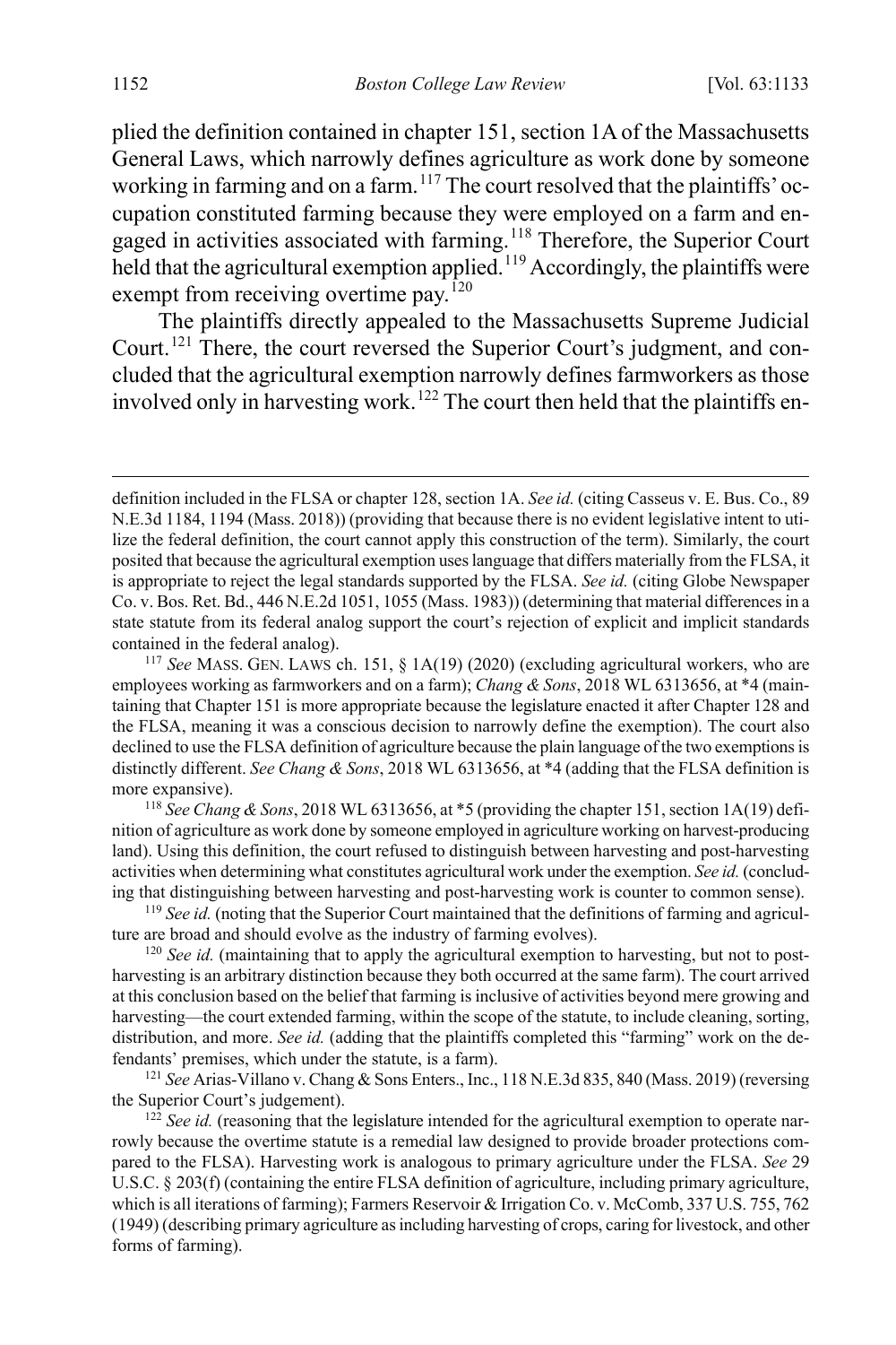plied the definition contained in chapter 151, section 1A of the Massachusetts General Laws, which narrowly defines agriculture as work done by someone working in farming and on a farm.[117] The court resolved that the plaintiffs' occupation constituted farming because they were employed on a farm and engaged in activities associated with farming.[118] Therefore, the Superior Court held that the agricultural exemption applied.[119] Accordingly, the plaintiffs were exempt from receiving overtime pay.[120]

The plaintiffs directly appealed to the Massachusetts Supreme Judicial Court.[121] There, the court reversed the Superior Court's judgment, and concluded that the agricultural exemption narrowly defines farmworkers as those involved only in harvesting work.[122] The court then held that the plaintiffs en-

---

definition included in the FLSA or chapter 128, section 1A. *See id.* (citing Casseus v. E. Bus. Co., 89 N.E.3d 1184, 1194 (Mass. 2018)) (providing that because there is no evident legislative intent to utilize the federal definition, the court cannot apply this construction of the term). Similarly, the court posited that because the agricultural exemption uses language that differs materially from the FLSA, it is appropriate to reject the legal standards supported by the FLSA. *See id.* (citing Globe Newspaper Co. v. Bos. Ret. Bd., 446 N.E.2d 1051, 1055 (Mass. 1983)) (determining that material differences in a state statute from its federal analog support the court's rejection of explicit and implicit standards contained in the federal analog).

[117] *See* MASS. GEN. LAWS ch. 151, § 1A(19) (2020) (excluding agricultural workers, who are employees working as farmworkers and on a farm); *Chang & Sons*, 2018 WL 6313656, at *4 (maintaining that Chapter 151 is more appropriate because the legislature enacted it after Chapter 128 and the FLSA, meaning it was a conscious decision to narrowly define the exemption). The court also declined to use the FLSA definition of agriculture because the plain language of the two exemptions is distinctly different. *See Chang & Sons*, 2018 WL 6313656, at *4 (adding that the FLSA definition is more expansive).

[118] *See Chang & Sons*, 2018 WL 6313656, at *5 (providing the chapter 151, section 1A(19) definition of agriculture as work done by someone employed in agriculture working on harvest-producing land). Using this definition, the court refused to distinguish between harvesting and post-harvesting activities when determining what constitutes agricultural work under the exemption. *See id.* (concluding that distinguishing between harvesting and post-harvesting work is counter to common sense).

[119] *See id.* (noting that the Superior Court maintained that the definitions of farming and agriculture are broad and should evolve as the industry of farming evolves).

[120] *See id.* (maintaining that to apply the agricultural exemption to harvesting, but not to post-harvesting is an arbitrary distinction because they both occurred at the same farm). The court arrived at this conclusion based on the belief that farming is inclusive of activities beyond mere growing and harvesting—the court extended farming, within the scope of the statute, to include cleaning, sorting, distribution, and more. *See id.* (adding that the plaintiffs completed this "farming" work on the defendants' premises, which under the statute, is a farm).

[121] *See* Arias-Villano v. Chang & Sons Enters., Inc., 118 N.E.3d 835, 840 (Mass. 2019) (reversing the Superior Court's judgement).

[122] *See id.* (reasoning that the legislature intended for the agricultural exemption to operate narrowly because the overtime statute is a remedial law designed to provide broader protections compared to the FLSA). Harvesting work is analogous to primary agriculture under the FLSA. *See* 29 U.S.C. § 203(f) (containing the entire FLSA definition of agriculture, including primary agriculture, which is all iterations of farming); Farmers Reservoir & Irrigation Co. v. McComb, 337 U.S. 755, 762 (1949) (describing primary agriculture as including harvesting of crops, caring for livestock, and other forms of farming).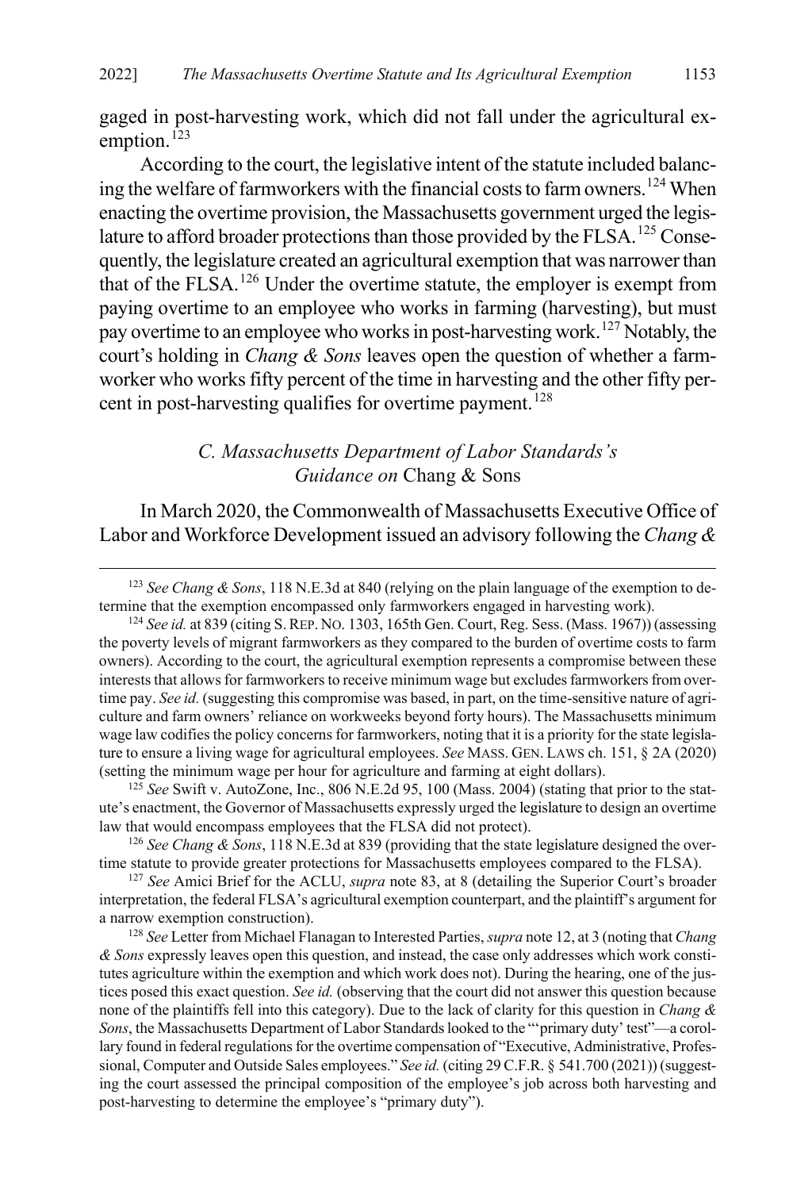gaged in post-harvesting work, which did not fall under the agricultural exemption.[123]

According to the court, the legislative intent of the statute included balancing the welfare of farmworkers with the financial costs to farm owners.[124] When enacting the overtime provision, the Massachusetts government urged the legislature to afford broader protections than those provided by the FLSA.[125] Consequently, the legislature created an agricultural exemption that was narrower than that of the FLSA.[126] Under the overtime statute, the employer is exempt from paying overtime to an employee who works in farming (harvesting), but must pay overtime to an employee who works in post-harvesting work.[127] Notably, the court's holding in *Chang & Sons* leaves open the question of whether a farmworker who works fifty percent of the time in harvesting and the other fifty percent in post-harvesting qualifies for overtime payment.[128]

### *C. Massachusetts Department of Labor Standards's Guidance on* Chang & Sons

In March 2020, the Commonwealth of Massachusetts Executive Office of Labor and Workforce Development issued an advisory following the *Chang &*

---

[123] *See Chang & Sons*, 118 N.E.3d at 840 (relying on the plain language of the exemption to determine that the exemption encompassed only farmworkers engaged in harvesting work).

[124] *See id.* at 839 (citing S. REP. NO. 1303, 165th Gen. Court, Reg. Sess. (Mass. 1967)) (assessing the poverty levels of migrant farmworkers as they compared to the burden of overtime costs to farm owners). According to the court, the agricultural exemption represents a compromise between these interests that allows for farmworkers to receive minimum wage but excludes farmworkers from overtime pay. *See id.* (suggesting this compromise was based, in part, on the time-sensitive nature of agriculture and farm owners' reliance on workweeks beyond forty hours). The Massachusetts minimum wage law codifies the policy concerns for farmworkers, noting that it is a priority for the state legislature to ensure a living wage for agricultural employees. *See* MASS. GEN. LAWS ch. 151, § 2A (2020) (setting the minimum wage per hour for agriculture and farming at eight dollars).

[125] *See* Swift v. AutoZone, Inc., 806 N.E.2d 95, 100 (Mass. 2004) (stating that prior to the statute's enactment, the Governor of Massachusetts expressly urged the legislature to design an overtime law that would encompass employees that the FLSA did not protect).

[126] *See Chang & Sons*, 118 N.E.3d at 839 (providing that the state legislature designed the overtime statute to provide greater protections for Massachusetts employees compared to the FLSA).

[127] *See* Amici Brief for the ACLU, *supra* note 83, at 8 (detailing the Superior Court's broader interpretation, the federal FLSA's agricultural exemption counterpart, and the plaintiff's argument for a narrow exemption construction).

[128] *See* Letter from Michael Flanagan to Interested Parties, *supra* note 12, at 3 (noting that *Chang & Sons* expressly leaves open this question, and instead, the case only addresses which work constitutes agriculture within the exemption and which work does not). During the hearing, one of the justices posed this exact question. *See id.* (observing that the court did not answer this question because none of the plaintiffs fell into this category). Due to the lack of clarity for this question in *Chang & Sons*, the Massachusetts Department of Labor Standards looked to the "'primary duty' test"—a corollary found in federal regulations for the overtime compensation of "Executive, Administrative, Professional, Computer and Outside Sales employees." *See id.* (citing 29 C.F.R. § 541.700 (2021)) (suggesting the court assessed the principal composition of the employee's job across both harvesting and post-harvesting to determine the employee's "primary duty").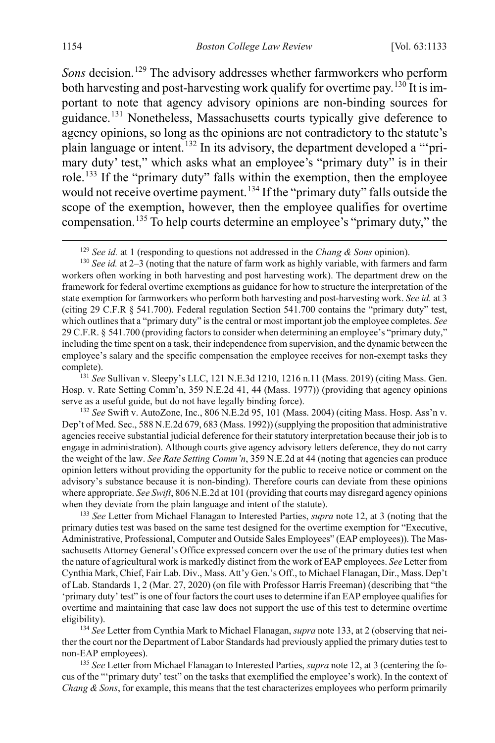*Sons* decision.[129] The advisory addresses whether farmworkers who perform both harvesting and post-harvesting work qualify for overtime pay.[130] It is important to note that agency advisory opinions are non-binding sources for guidance.[131] Nonetheless, Massachusetts courts typically give deference to agency opinions, so long as the opinions are not contradictory to the statute's plain language or intent.[132] In its advisory, the department developed a "'primary duty' test," which asks what an employee's "primary duty" is in their role.[133] If the "primary duty" falls within the exemption, then the employee would not receive overtime payment.[134] If the "primary duty" falls outside the scope of the exemption, however, then the employee qualifies for overtime compensation.[135] To help courts determine an employee's "primary duty," the

---

[129] *See id.* at 1 (responding to questions not addressed in the *Chang & Sons* opinion).

[130] *See id.* at 2–3 (noting that the nature of farm work as highly variable, with farmers and farm workers often working in both harvesting and post harvesting work). The department drew on the framework for federal overtime exemptions as guidance for how to structure the interpretation of the state exemption for farmworkers who perform both harvesting and post-harvesting work. *See id.* at 3 (citing 29 C.F.R § 541.700). Federal regulation Section 541.700 contains the "primary duty" test, which outlines that a "primary duty" is the central or most important job the employee completes. *See* 29 C.F.R. § 541.700 (providing factors to consider when determining an employee's "primary duty," including the time spent on a task, their independence from supervision, and the dynamic between the employee's salary and the specific compensation the employee receives for non-exempt tasks they complete).

[131] *See* Sullivan v. Sleepy's LLC, 121 N.E.3d 1210, 1216 n.11 (Mass. 2019) (citing Mass. Gen. Hosp. v. Rate Setting Comm'n, 359 N.E.2d 41, 44 (Mass. 1977)) (providing that agency opinions serve as a useful guide, but do not have legally binding force).

[132] *See* Swift v. AutoZone, Inc., 806 N.E.2d 95, 101 (Mass. 2004) (citing Mass. Hosp. Ass'n v. Dep't of Med. Sec., 588 N.E.2d 679, 683 (Mass. 1992)) (supplying the proposition that administrative agencies receive substantial judicial deference for their statutory interpretation because their job is to engage in administration). Although courts give agency advisory letters deference, they do not carry the weight of the law. *See Rate Setting Comm'n*, 359 N.E.2d at 44 (noting that agencies can produce opinion letters without providing the opportunity for the public to receive notice or comment on the advisory's substance because it is non-binding). Therefore courts can deviate from these opinions where appropriate. *See Swift*, 806 N.E.2d at 101 (providing that courts may disregard agency opinions when they deviate from the plain language and intent of the statute).

[133] *See* Letter from Michael Flanagan to Interested Parties, *supra* note 12, at 3 (noting that the primary duties test was based on the same test designed for the overtime exemption for "Executive, Administrative, Professional, Computer and Outside Sales Employees" (EAP employees)). The Massachusetts Attorney General's Office expressed concern over the use of the primary duties test when the nature of agricultural work is markedly distinct from the work of EAP employees. *See* Letter from Cynthia Mark, Chief, Fair Lab. Div., Mass. Att'y Gen.'s Off., to Michael Flanagan, Dir., Mass. Dep't of Lab. Standards 1, 2 (Mar. 27, 2020) (on file with Professor Harris Freeman) (describing that "the 'primary duty' test" is one of four factors the court uses to determine if an EAP employee qualifies for overtime and maintaining that case law does not support the use of this test to determine overtime eligibility).

[134] *See* Letter from Cynthia Mark to Michael Flanagan, *supra* note 133, at 2 (observing that neither the court nor the Department of Labor Standards had previously applied the primary duties test to non-EAP employees).

[135] *See* Letter from Michael Flanagan to Interested Parties, *supra* note 12, at 3 (centering the focus of the "'primary duty' test" on the tasks that exemplified the employee's work). In the context of *Chang & Sons*, for example, this means that the test characterizes employees who perform primarily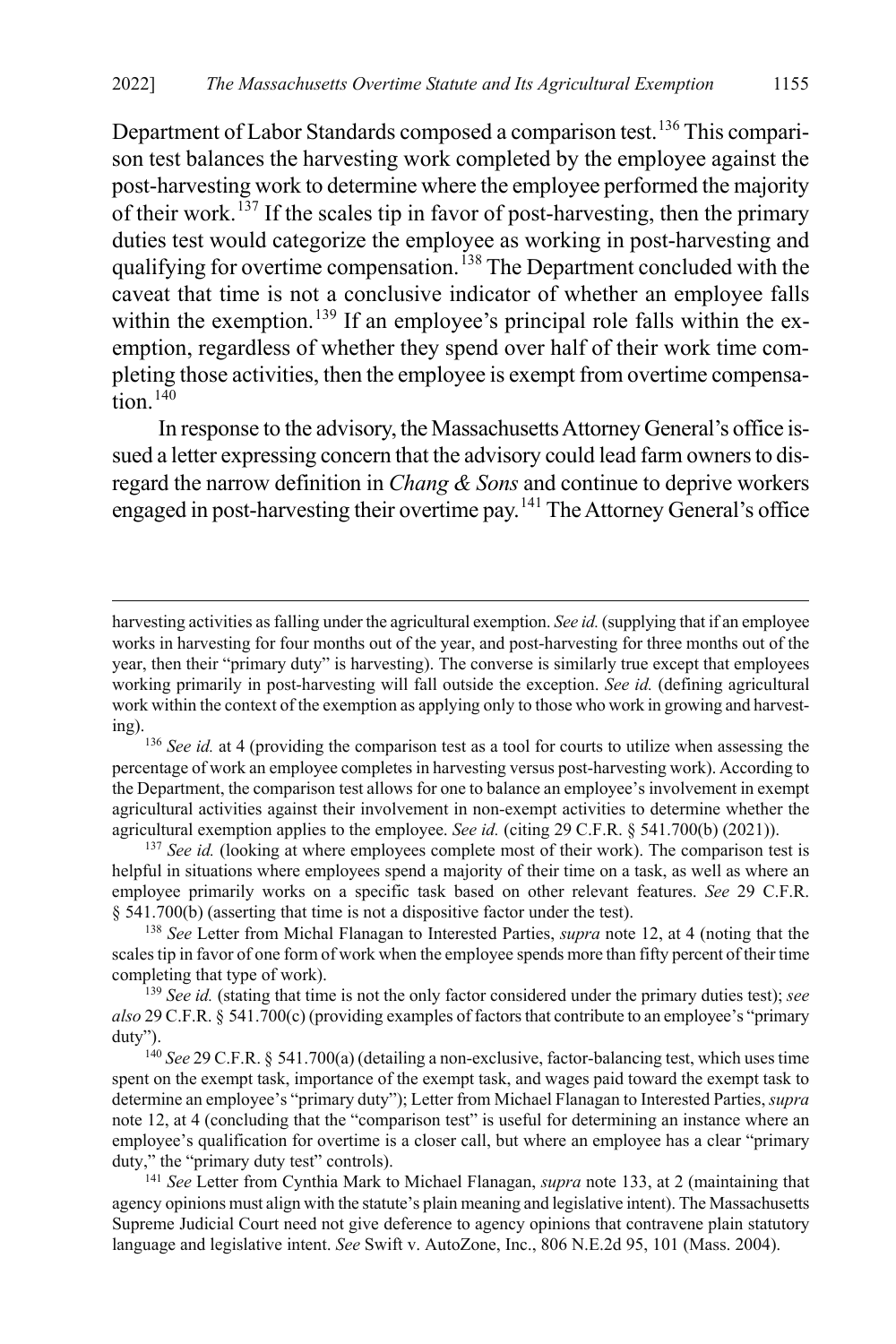Department of Labor Standards composed a comparison test.[136] This comparison test balances the harvesting work completed by the employee against the post-harvesting work to determine where the employee performed the majority of their work.[137] If the scales tip in favor of post-harvesting, then the primary duties test would categorize the employee as working in post-harvesting and qualifying for overtime compensation.[138] The Department concluded with the caveat that time is not a conclusive indicator of whether an employee falls within the exemption.[139] If an employee's principal role falls within the exemption, regardless of whether they spend over half of their work time completing those activities, then the employee is exempt from overtime compensation.[140]

In response to the advisory, the Massachusetts Attorney General's office issued a letter expressing concern that the advisory could lead farm owners to disregard the narrow definition in *Chang & Sons* and continue to deprive workers engaged in post-harvesting their overtime pay.[141] The Attorney General's office

---

harvesting activities as falling under the agricultural exemption. *See id.* (supplying that if an employee works in harvesting for four months out of the year, and post-harvesting for three months out of the year, then their "primary duty" is harvesting). The converse is similarly true except that employees working primarily in post-harvesting will fall outside the exception. *See id.* (defining agricultural work within the context of the exemption as applying only to those who work in growing and harvesting).

[136] *See id.* at 4 (providing the comparison test as a tool for courts to utilize when assessing the percentage of work an employee completes in harvesting versus post-harvesting work). According to the Department, the comparison test allows for one to balance an employee's involvement in exempt agricultural activities against their involvement in non-exempt activities to determine whether the agricultural exemption applies to the employee. *See id.* (citing 29 C.F.R. § 541.700(b) (2021)).

[137] *See id.* (looking at where employees complete most of their work). The comparison test is helpful in situations where employees spend a majority of their time on a task, as well as where an employee primarily works on a specific task based on other relevant features. *See* 29 C.F.R. § 541.700(b) (asserting that time is not a dispositive factor under the test).

[138] *See* Letter from Michal Flanagan to Interested Parties, *supra* note 12, at 4 (noting that the scales tip in favor of one form of work when the employee spends more than fifty percent of their time completing that type of work).

[139] *See id.* (stating that time is not the only factor considered under the primary duties test); *see also* 29 C.F.R. § 541.700(c) (providing examples of factors that contribute to an employee's "primary duty").

[140] *See* 29 C.F.R. § 541.700(a) (detailing a non-exclusive, factor-balancing test, which uses time spent on the exempt task, importance of the exempt task, and wages paid toward the exempt task to determine an employee's "primary duty"); Letter from Michael Flanagan to Interested Parties, *supra* note 12, at 4 (concluding that the "comparison test" is useful for determining an instance where an employee's qualification for overtime is a closer call, but where an employee has a clear "primary duty," the "primary duty test" controls).

[141] *See* Letter from Cynthia Mark to Michael Flanagan, *supra* note 133, at 2 (maintaining that agency opinions must align with the statute's plain meaning and legislative intent). The Massachusetts Supreme Judicial Court need not give deference to agency opinions that contravene plain statutory language and legislative intent. *See* Swift v. AutoZone, Inc., 806 N.E.2d 95, 101 (Mass. 2004).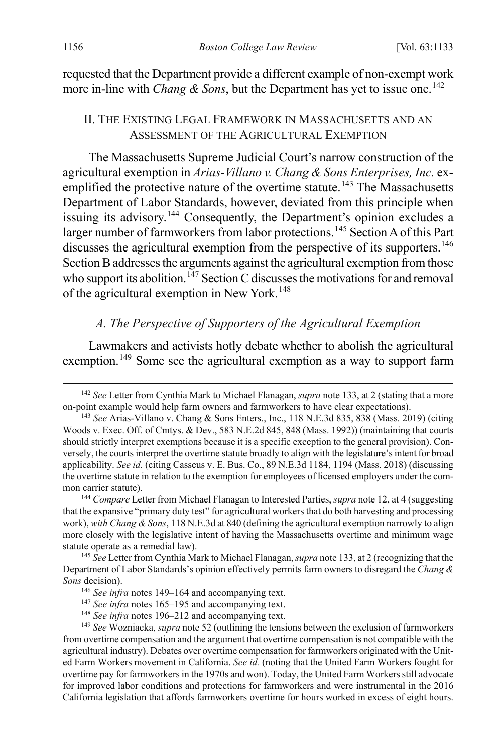requested that the Department provide a different example of non-exempt work more in-line with *Chang & Sons*, but the Department has yet to issue one.[142]

## II. The Existing Legal Framework in Massachusetts and an Assessment of the Agricultural Exemption

The Massachusetts Supreme Judicial Court's narrow construction of the agricultural exemption in *Arias-Villano v. Chang & Sons Enterprises, Inc.* exemplified the protective nature of the overtime statute.[143] The Massachusetts Department of Labor Standards, however, deviated from this principle when issuing its advisory.[144] Consequently, the Department's opinion excludes a larger number of farmworkers from labor protections.[145] Section A of this Part discusses the agricultural exemption from the perspective of its supporters.[146] Section B addresses the arguments against the agricultural exemption from those who support its abolition.[147] Section C discusses the motivations for and removal of the agricultural exemption in New York.[148]

### *A. The Perspective of Supporters of the Agricultural Exemption*

Lawmakers and activists hotly debate whether to abolish the agricultural exemption.[149] Some see the agricultural exemption as a way to support farm

---

[142] *See* Letter from Cynthia Mark to Michael Flanagan, *supra* note 133, at 2 (stating that a more on-point example would help farm owners and farmworkers to have clear expectations).

[143] *See* Arias-Villano v. Chang & Sons Enters., Inc., 118 N.E.3d 835, 838 (Mass. 2019) (citing Woods v. Exec. Off. of Cmtys. & Dev., 583 N.E.2d 845, 848 (Mass. 1992)) (maintaining that courts should strictly interpret exemptions because it is a specific exception to the general provision). Conversely, the courts interpret the overtime statute broadly to align with the legislature's intent for broad applicability. *See id.* (citing Casseus v. E. Bus. Co., 89 N.E.3d 1184, 1194 (Mass. 2018) (discussing the overtime statute in relation to the exemption for employees of licensed employers under the common carrier statute).

[144] *Compare* Letter from Michael Flanagan to Interested Parties, *supra* note 12, at 4 (suggesting that the expansive "primary duty test" for agricultural workers that do both harvesting and processing work), *with Chang & Sons*, 118 N.E.3d at 840 (defining the agricultural exemption narrowly to align more closely with the legislative intent of having the Massachusetts overtime and minimum wage statute operate as a remedial law).

[145] *See* Letter from Cynthia Mark to Michael Flanagan, *supra* note 133, at 2 (recognizing that the Department of Labor Standards's opinion effectively permits farm owners to disregard the *Chang & Sons* decision).

[146] *See infra* notes 149–164 and accompanying text.

[147] *See infra* notes 165–195 and accompanying text.

[148] *See infra* notes 196–212 and accompanying text.

[149] *See* Wozniacka, *supra* note 52 (outlining the tensions between the exclusion of farmworkers from overtime compensation and the argument that overtime compensation is not compatible with the agricultural industry). Debates over overtime compensation for farmworkers originated with the United Farm Workers movement in California. *See id.* (noting that the United Farm Workers fought for overtime pay for farmworkers in the 1970s and won). Today, the United Farm Workers still advocate for improved labor conditions and protections for farmworkers and were instrumental in the 2016 California legislation that affords farmworkers overtime for hours worked in excess of eight hours.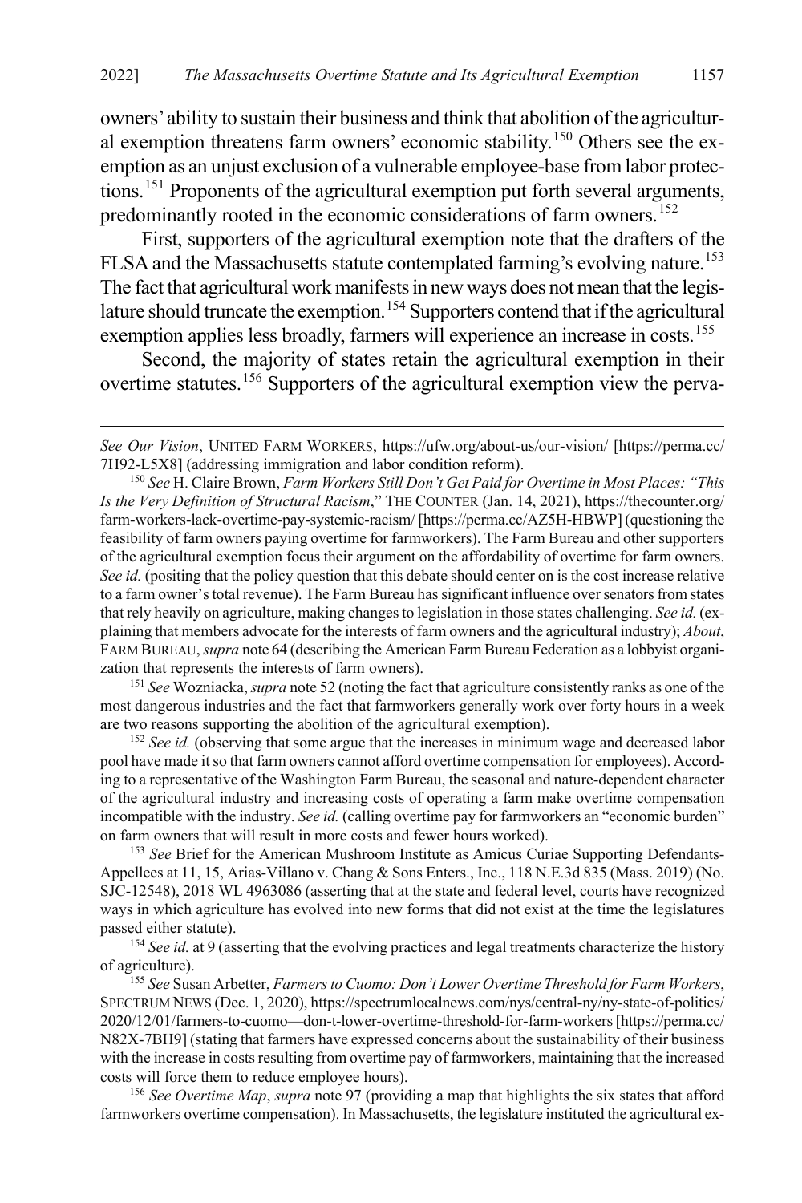owners' ability to sustain their business and think that abolition of the agricultural exemption threatens farm owners' economic stability.[150] Others see the exemption as an unjust exclusion of a vulnerable employee-base from labor protections.[151] Proponents of the agricultural exemption put forth several arguments, predominantly rooted in the economic considerations of farm owners.[152]

First, supporters of the agricultural exemption note that the drafters of the FLSA and the Massachusetts statute contemplated farming's evolving nature.[153] The fact that agricultural work manifests in new ways does not mean that the legislature should truncate the exemption.[154] Supporters contend that if the agricultural exemption applies less broadly, farmers will experience an increase in costs.[155]

Second, the majority of states retain the agricultural exemption in their overtime statutes.[156] Supporters of the agricultural exemption view the perva-

---

*See Our Vision*, UNITED FARM WORKERS, https://ufw.org/about-us/our-vision/ [https://perma.cc/7H92-L5X8] (addressing immigration and labor condition reform).

[150] *See* H. Claire Brown, *Farm Workers Still Don't Get Paid for Overtime in Most Places: "This Is the Very Definition of Structural Racism*," THE COUNTER (Jan. 14, 2021), https://thecounter.org/farm-workers-lack-overtime-pay-systemic-racism/ [https://perma.cc/AZ5H-HBWP] (questioning the feasibility of farm owners paying overtime for farmworkers). The Farm Bureau and other supporters of the agricultural exemption focus their argument on the affordability of overtime for farm owners. *See id.* (positing that the policy question that this debate should center on is the cost increase relative to a farm owner's total revenue). The Farm Bureau has significant influence over senators from states that rely heavily on agriculture, making changes to legislation in those states challenging. *See id.* (explaining that members advocate for the interests of farm owners and the agricultural industry); *About*, FARM BUREAU, *supra* note 64 (describing the American Farm Bureau Federation as a lobbyist organization that represents the interests of farm owners).

[151] *See* Wozniacka, *supra* note 52 (noting the fact that agriculture consistently ranks as one of the most dangerous industries and the fact that farmworkers generally work over forty hours in a week are two reasons supporting the abolition of the agricultural exemption).

[152] *See id.* (observing that some argue that the increases in minimum wage and decreased labor pool have made it so that farm owners cannot afford overtime compensation for employees). According to a representative of the Washington Farm Bureau, the seasonal and nature-dependent character of the agricultural industry and increasing costs of operating a farm make overtime compensation incompatible with the industry. *See id.* (calling overtime pay for farmworkers an "economic burden" on farm owners that will result in more costs and fewer hours worked).

[153] *See* Brief for the American Mushroom Institute as Amicus Curiae Supporting Defendants-Appellees at 11, 15, Arias-Villano v. Chang & Sons Enters., Inc., 118 N.E.3d 835 (Mass. 2019) (No. SJC-12548), 2018 WL 4963086 (asserting that at the state and federal level, courts have recognized ways in which agriculture has evolved into new forms that did not exist at the time the legislatures passed either statute).

[154] *See id.* at 9 (asserting that the evolving practices and legal treatments characterize the history of agriculture).

[155] *See* Susan Arbetter, *Farmers to Cuomo: Don't Lower Overtime Threshold for Farm Workers*, SPECTRUM NEWS (Dec. 1, 2020), https://spectrumlocalnews.com/nys/central-ny/ny-state-of-politics/2020/12/01/farmers-to-cuomo—don-t-lower-overtime-threshold-for-farm-workers [https://perma.cc/N82X-7BH9] (stating that farmers have expressed concerns about the sustainability of their business with the increase in costs resulting from overtime pay of farmworkers, maintaining that the increased costs will force them to reduce employee hours).

[156] *See Overtime Map*, *supra* note 97 (providing a map that highlights the six states that afford farmworkers overtime compensation). In Massachusetts, the legislature instituted the agricultural ex-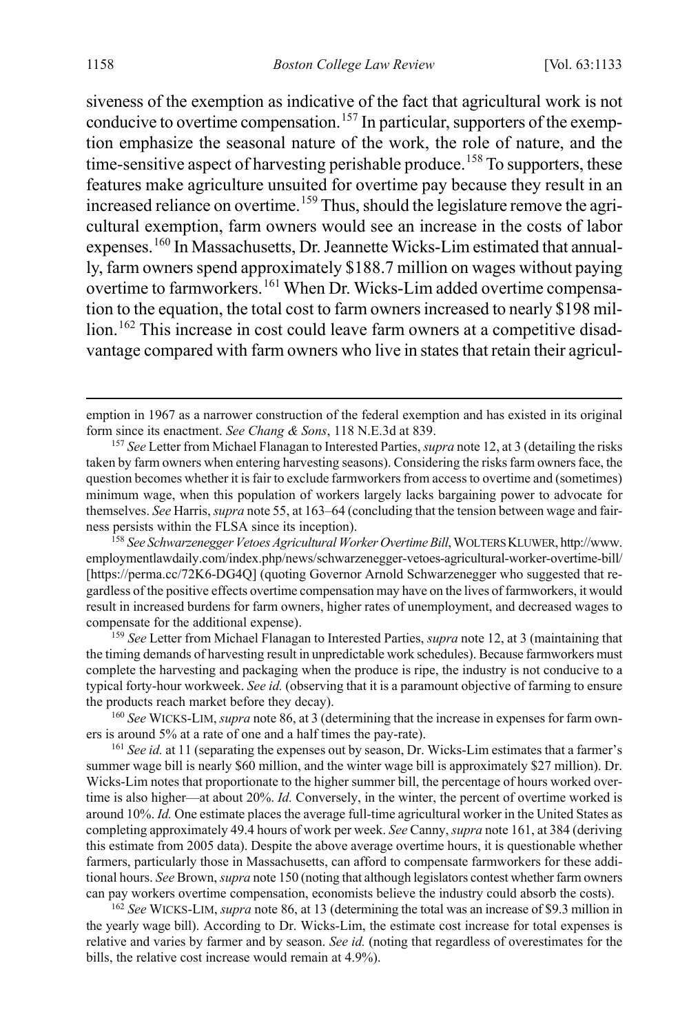siveness of the exemption as indicative of the fact that agricultural work is not conducive to overtime compensation.[157] In particular, supporters of the exemption emphasize the seasonal nature of the work, the role of nature, and the time-sensitive aspect of harvesting perishable produce.[158] To supporters, these features make agriculture unsuited for overtime pay because they result in an increased reliance on overtime.[159] Thus, should the legislature remove the agricultural exemption, farm owners would see an increase in the costs of labor expenses.[160] In Massachusetts, Dr. Jeannette Wicks-Lim estimated that annually, farm owners spend approximately $188.7 million on wages without paying overtime to farmworkers.[161] When Dr. Wicks-Lim added overtime compensation to the equation, the total cost to farm owners increased to nearly $198 million.[162] This increase in cost could leave farm owners at a competitive disadvantage compared with farm owners who live in states that retain their agricul-

---

emption in 1967 as a narrower construction of the federal exemption and has existed in its original form since its enactment. *See Chang & Sons*, 118 N.E.3d at 839.

[157] *See* Letter from Michael Flanagan to Interested Parties, *supra* note 12, at 3 (detailing the risks taken by farm owners when entering harvesting seasons). Considering the risks farm owners face, the question becomes whether it is fair to exclude farmworkers from access to overtime and (sometimes) minimum wage, when this population of workers largely lacks bargaining power to advocate for themselves. *See* Harris, *supra* note 55, at 163–64 (concluding that the tension between wage and fairness persists within the FLSA since its inception).

[158] *See Schwarzenegger Vetoes Agricultural Worker Overtime Bill*, WOLTERS KLUWER, http://www.employmentlawdaily.com/index.php/news/schwarzenegger-vetoes-agricultural-worker-overtime-bill/ [https://perma.cc/72K6-DG4Q] (quoting Governor Arnold Schwarzenegger who suggested that regardless of the positive effects overtime compensation may have on the lives of farmworkers, it would result in increased burdens for farm owners, higher rates of unemployment, and decreased wages to compensate for the additional expense).

[159] *See* Letter from Michael Flanagan to Interested Parties, *supra* note 12, at 3 (maintaining that the timing demands of harvesting result in unpredictable work schedules). Because farmworkers must complete the harvesting and packaging when the produce is ripe, the industry is not conducive to a typical forty-hour workweek. *See id.* (observing that it is a paramount objective of farming to ensure the products reach market before they decay).

[160] *See* WICKS-LIM, *supra* note 86, at 3 (determining that the increase in expenses for farm owners is around 5% at a rate of one and a half times the pay-rate).

[161] *See id.* at 11 (separating the expenses out by season, Dr. Wicks-Lim estimates that a farmer's summer wage bill is nearly $60 million, and the winter wage bill is approximately $27 million). Dr. Wicks-Lim notes that proportionate to the higher summer bill, the percentage of hours worked overtime is also higher—at about 20%. *Id.* Conversely, in the winter, the percent of overtime worked is around 10%. *Id.* One estimate places the average full-time agricultural worker in the United States as completing approximately 49.4 hours of work per week. *See* Canny, *supra* note 161, at 384 (deriving this estimate from 2005 data). Despite the above average overtime hours, it is questionable whether farmers, particularly those in Massachusetts, can afford to compensate farmworkers for these additional hours. *See* Brown, *supra* note 150 (noting that although legislators contest whether farm owners can pay workers overtime compensation, economists believe the industry could absorb the costs).

[162] *See* WICKS-LIM, *supra* note 86, at 13 (determining the total was an increase of $9.3 million in the yearly wage bill). According to Dr. Wicks-Lim, the estimate cost increase for total expenses is relative and varies by farmer and by season. *See id.* (noting that regardless of overestimates for the bills, the relative cost increase would remain at 4.9%).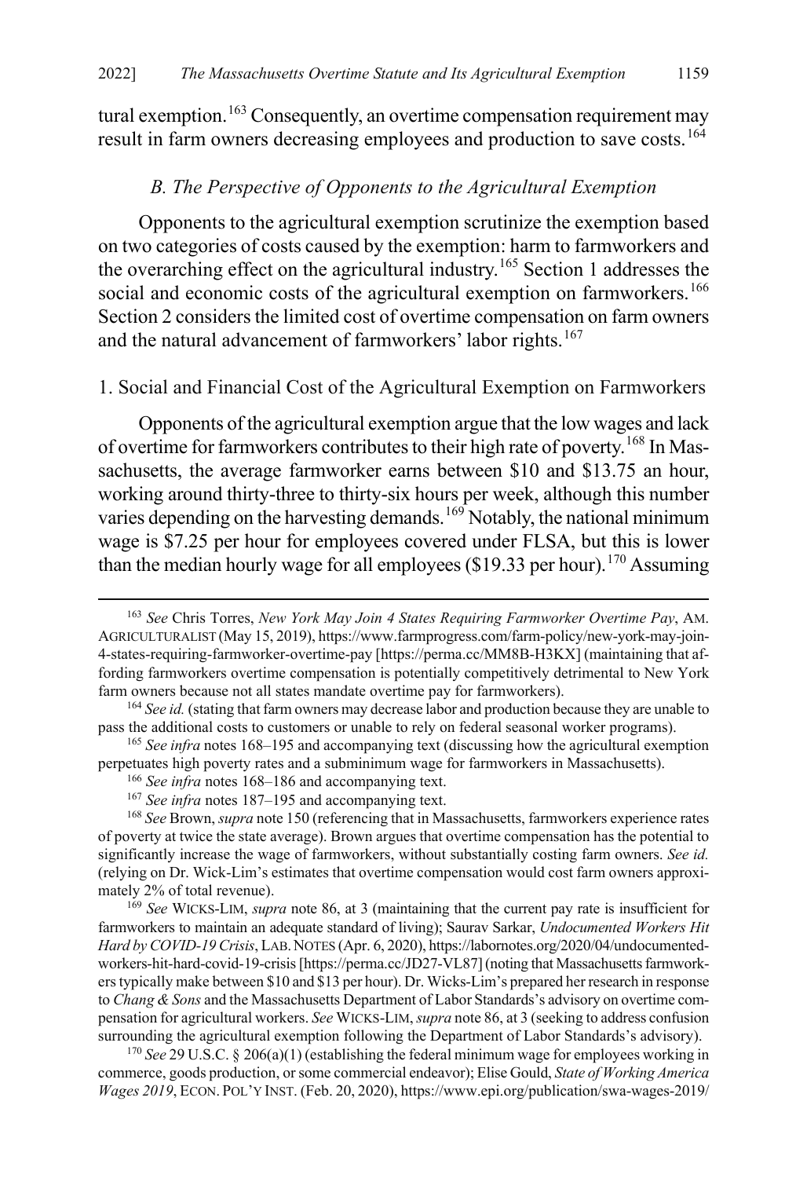tural exemption.[163] Consequently, an overtime compensation requirement may result in farm owners decreasing employees and production to save costs.[164]

### *B. The Perspective of Opponents to the Agricultural Exemption*

Opponents to the agricultural exemption scrutinize the exemption based on two categories of costs caused by the exemption: harm to farmworkers and the overarching effect on the agricultural industry.[165] Section 1 addresses the social and economic costs of the agricultural exemption on farmworkers.[166] Section 2 considers the limited cost of overtime compensation on farm owners and the natural advancement of farmworkers' labor rights.[167]

#### 1. Social and Financial Cost of the Agricultural Exemption on Farmworkers

Opponents of the agricultural exemption argue that the low wages and lack of overtime for farmworkers contributes to their high rate of poverty.[168] In Massachusetts, the average farmworker earns between $10 and $13.75 an hour, working around thirty-three to thirty-six hours per week, although this number varies depending on the harvesting demands.[169] Notably, the national minimum wage is $7.25 per hour for employees covered under FLSA, but this is lower than the median hourly wage for all employees ($19.33 per hour).[170] Assuming

---

[163] *See* Chris Torres, *New York May Join 4 States Requiring Farmworker Overtime Pay*, AM. AGRICULTURALIST (May 15, 2019), https://www.farmprogress.com/farm-policy/new-york-may-join-4-states-requiring-farmworker-overtime-pay [https://perma.cc/MM8B-H3KX] (maintaining that affording farmworkers overtime compensation is potentially competitively detrimental to New York farm owners because not all states mandate overtime pay for farmworkers).

[164] *See id.* (stating that farm owners may decrease labor and production because they are unable to pass the additional costs to customers or unable to rely on federal seasonal worker programs).

[165] *See infra* notes 168–195 and accompanying text (discussing how the agricultural exemption perpetuates high poverty rates and a subminimum wage for farmworkers in Massachusetts).

[166] *See infra* notes 168–186 and accompanying text.

[167] *See infra* notes 187–195 and accompanying text.

[168] *See* Brown, *supra* note 150 (referencing that in Massachusetts, farmworkers experience rates of poverty at twice the state average). Brown argues that overtime compensation has the potential to significantly increase the wage of farmworkers, without substantially costing farm owners. *See id.* (relying on Dr. Wick-Lim's estimates that overtime compensation would cost farm owners approximately 2% of total revenue).

[169] *See* WICKS-LIM, *supra* note 86, at 3 (maintaining that the current pay rate is insufficient for farmworkers to maintain an adequate standard of living); Saurav Sarkar, *Undocumented Workers Hit Hard by COVID-19 Crisis*, LAB. NOTES (Apr. 6, 2020), https://labornotes.org/2020/04/undocumented-workers-hit-hard-covid-19-crisis [https://perma.cc/JD27-VL87] (noting that Massachusetts farmworkers typically make between $10 and $13 per hour). Dr. Wicks-Lim's prepared her research in response to *Chang & Sons* and the Massachusetts Department of Labor Standards's advisory on overtime compensation for agricultural workers. *See* WICKS-LIM, *supra* note 86, at 3 (seeking to address confusion surrounding the agricultural exemption following the Department of Labor Standards's advisory).

[170] *See* 29 U.S.C. § 206(a)(1) (establishing the federal minimum wage for employees working in commerce, goods production, or some commercial endeavor); Elise Gould, *State of Working America Wages 2019*, ECON. POL'Y INST. (Feb. 20, 2020), https://www.epi.org/publication/swa-wages-2019/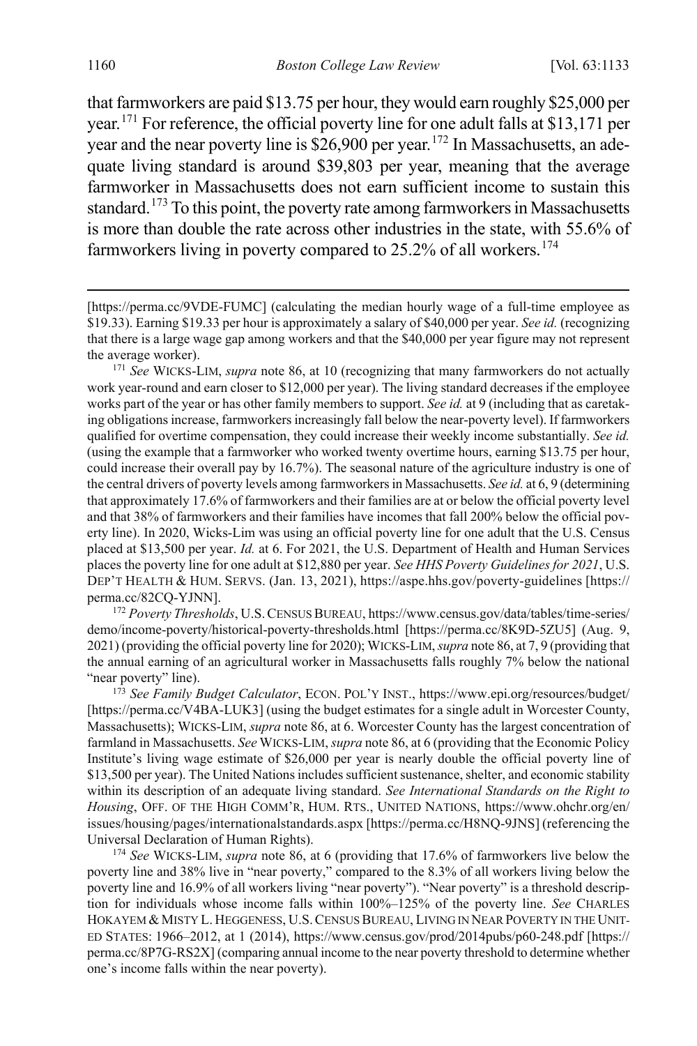that farmworkers are paid $13.75 per hour, they would earn roughly $25,000 per year.[171] For reference, the official poverty line for one adult falls at $13,171 per year and the near poverty line is $26,900 per year.[172] In Massachusetts, an adequate living standard is around $39,803 per year, meaning that the average farmworker in Massachusetts does not earn sufficient income to sustain this standard.[173] To this point, the poverty rate among farmworkers in Massachusetts is more than double the rate across other industries in the state, with 55.6% of farmworkers living in poverty compared to 25.2% of all workers.[174]

---

[https://perma.cc/9VDE-FUMC] (calculating the median hourly wage of a full-time employee as $19.33). Earning $19.33 per hour is approximately a salary of $40,000 per year. *See id.* (recognizing that there is a large wage gap among workers and that the $40,000 per year figure may not represent the average worker).

[171] *See* WICKS-LIM, *supra* note 86, at 10 (recognizing that many farmworkers do not actually work year-round and earn closer to $12,000 per year). The living standard decreases if the employee works part of the year or has other family members to support. *See id.* at 9 (including that as caretaking obligations increase, farmworkers increasingly fall below the near-poverty level). If farmworkers qualified for overtime compensation, they could increase their weekly income substantially. *See id.* (using the example that a farmworker who worked twenty overtime hours, earning $13.75 per hour, could increase their overall pay by 16.7%). The seasonal nature of the agriculture industry is one of the central drivers of poverty levels among farmworkers in Massachusetts. *See id.* at 6, 9 (determining that approximately 17.6% of farmworkers and their families are at or below the official poverty level and that 38% of farmworkers and their families have incomes that fall 200% below the official poverty line). In 2020, Wicks-Lim was using an official poverty line for one adult that the U.S. Census placed at $13,500 per year. *Id.* at 6. For 2021, the U.S. Department of Health and Human Services places the poverty line for one adult at $12,880 per year. *See HHS Poverty Guidelines for 2021*, U.S. DEP'T HEALTH & HUM. SERVS. (Jan. 13, 2021), https://aspe.hhs.gov/poverty-guidelines [https://perma.cc/82CQ-YJNN].

[172] *Poverty Thresholds*, U.S. CENSUS BUREAU, https://www.census.gov/data/tables/time-series/demo/income-poverty/historical-poverty-thresholds.html [https://perma.cc/8K9D-5ZU5] (Aug. 9, 2021) (providing the official poverty line for 2020); WICKS-LIM, *supra* note 86, at 7, 9 (providing that the annual earning of an agricultural worker in Massachusetts falls roughly 7% below the national "near poverty" line).

[173] *See Family Budget Calculator*, ECON. POL'Y INST., https://www.epi.org/resources/budget/ [https://perma.cc/V4BA-LUK3] (using the budget estimates for a single adult in Worcester County, Massachusetts); WICKS-LIM, *supra* note 86, at 6. Worcester County has the largest concentration of farmland in Massachusetts. *See* WICKS-LIM, *supra* note 86, at 6 (providing that the Economic Policy Institute's living wage estimate of $26,000 per year is nearly double the official poverty line of $13,500 per year). The United Nations includes sufficient sustenance, shelter, and economic stability within its description of an adequate living standard. *See International Standards on the Right to Housing*, OFF. OF THE HIGH COMM'R, HUM. RTS., UNITED NATIONS, https://www.ohchr.org/en/issues/housing/pages/internationalstandards.aspx [https://perma.cc/H8NQ-9JNS] (referencing the Universal Declaration of Human Rights).

[174] *See* WICKS-LIM, *supra* note 86, at 6 (providing that 17.6% of farmworkers live below the poverty line and 38% live in "near poverty," compared to the 8.3% of all workers living below the poverty line and 16.9% of all workers living "near poverty"). "Near poverty" is a threshold description for individuals whose income falls within 100%–125% of the poverty line. *See* CHARLES HOKAYEM & MISTY L. HEGGENESS, U.S. CENSUS BUREAU, LIVING IN NEAR POVERTY IN THE UNITED STATES: 1966–2012, at 1 (2014), https://www.census.gov/prod/2014pubs/p60-248.pdf [https://perma.cc/8P7G-RS2X] (comparing annual income to the near poverty threshold to determine whether one's income falls within the near poverty).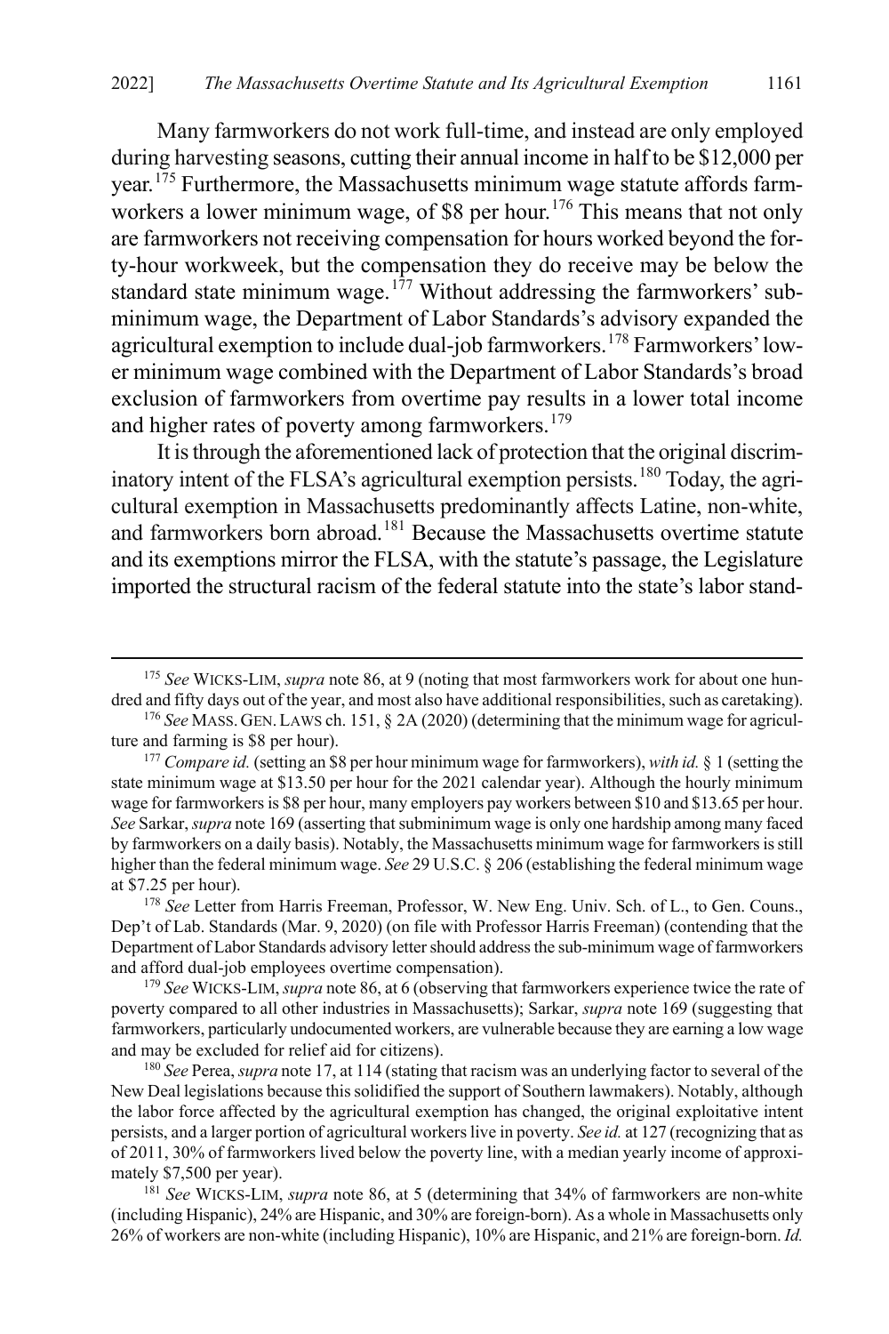Many farmworkers do not work full-time, and instead are only employed during harvesting seasons, cutting their annual income in half to be $12,000 per year.[175] Furthermore, the Massachusetts minimum wage statute affords farmworkers a lower minimum wage, of $8 per hour.[176] This means that not only are farmworkers not receiving compensation for hours worked beyond the forty-hour workweek, but the compensation they do receive may be below the standard state minimum wage.[177] Without addressing the farmworkers' subminimum wage, the Department of Labor Standards's advisory expanded the agricultural exemption to include dual-job farmworkers.[178] Farmworkers' lower minimum wage combined with the Department of Labor Standards's broad exclusion of farmworkers from overtime pay results in a lower total income and higher rates of poverty among farmworkers.[179]

It is through the aforementioned lack of protection that the original discriminatory intent of the FLSA's agricultural exemption persists.[180] Today, the agricultural exemption in Massachusetts predominantly affects Latine, non-white, and farmworkers born abroad.[181] Because the Massachusetts overtime statute and its exemptions mirror the FLSA, with the statute's passage, the Legislature imported the structural racism of the federal statute into the state's labor stand-

---

[175] *See* WICKS-LIM, *supra* note 86, at 9 (noting that most farmworkers work for about one hundred and fifty days out of the year, and most also have additional responsibilities, such as caretaking).

[176] *See* MASS. GEN. LAWS ch. 151, § 2A (2020) (determining that the minimum wage for agriculture and farming is $8 per hour).

[177] *Compare id.* (setting an $8 per hour minimum wage for farmworkers), *with id.* § 1 (setting the state minimum wage at $13.50 per hour for the 2021 calendar year). Although the hourly minimum wage for farmworkers is $8 per hour, many employers pay workers between $10 and $13.65 per hour. *See* Sarkar, *supra* note 169 (asserting that subminimum wage is only one hardship among many faced by farmworkers on a daily basis). Notably, the Massachusetts minimum wage for farmworkers is still higher than the federal minimum wage. *See* 29 U.S.C. § 206 (establishing the federal minimum wage at $7.25 per hour).

[178] *See* Letter from Harris Freeman, Professor, W. New Eng. Univ. Sch. of L., to Gen. Couns., Dep't of Lab. Standards (Mar. 9, 2020) (on file with Professor Harris Freeman) (contending that the Department of Labor Standards advisory letter should address the sub-minimum wage of farmworkers and afford dual-job employees overtime compensation).

[179] *See* WICKS-LIM, *supra* note 86, at 6 (observing that farmworkers experience twice the rate of poverty compared to all other industries in Massachusetts); Sarkar, *supra* note 169 (suggesting that farmworkers, particularly undocumented workers, are vulnerable because they are earning a low wage and may be excluded for relief aid for citizens).

[180] *See* Perea, *supra* note 17, at 114 (stating that racism was an underlying factor to several of the New Deal legislations because this solidified the support of Southern lawmakers). Notably, although the labor force affected by the agricultural exemption has changed, the original exploitative intent persists, and a larger portion of agricultural workers live in poverty. *See id.* at 127 (recognizing that as of 2011, 30% of farmworkers lived below the poverty line, with a median yearly income of approximately $7,500 per year).

[181] *See* WICKS-LIM, *supra* note 86, at 5 (determining that 34% of farmworkers are non-white (including Hispanic), 24% are Hispanic, and 30% are foreign-born). As a whole in Massachusetts only 26% of workers are non-white (including Hispanic), 10% are Hispanic, and 21% are foreign-born. *Id.*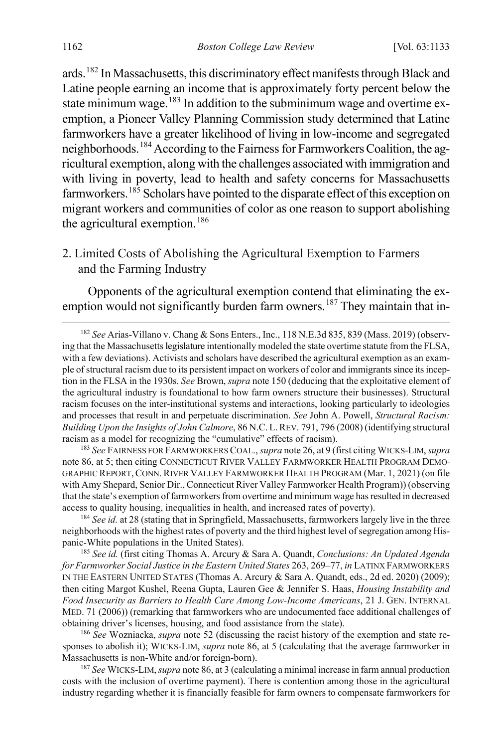ards.[182] In Massachusetts, this discriminatory effect manifests through Black and Latine people earning an income that is approximately forty percent below the state minimum wage.[183] In addition to the subminimum wage and overtime exemption, a Pioneer Valley Planning Commission study determined that Latine farmworkers have a greater likelihood of living in low-income and segregated neighborhoods.[184] According to the Fairness for Farmworkers Coalition, the agricultural exemption, along with the challenges associated with immigration and with living in poverty, lead to health and safety concerns for Massachusetts farmworkers.[185] Scholars have pointed to the disparate effect of this exception on migrant workers and communities of color as one reason to support abolishing the agricultural exemption.[186]

## 2. Limited Costs of Abolishing the Agricultural Exemption to Farmers and the Farming Industry

Opponents of the agricultural exemption contend that eliminating the exemption would not significantly burden farm owners.[187] They maintain that in-

---

[182] *See* Arias-Villano v. Chang & Sons Enters., Inc., 118 N.E.3d 835, 839 (Mass. 2019) (observing that the Massachusetts legislature intentionally modeled the state overtime statute from the FLSA, with a few deviations). Activists and scholars have described the agricultural exemption as an example of structural racism due to its persistent impact on workers of color and immigrants since its inception in the FLSA in the 1930s. *See* Brown, *supra* note 150 (deducing that the exploitative element of the agricultural industry is foundational to how farm owners structure their businesses). Structural racism focuses on the inter-institutional systems and interactions, looking particularly to ideologies and processes that result in and perpetuate discrimination. *See* John A. Powell, *Structural Racism: Building Upon the Insights of John Calmore*, 86 N.C. L. REV. 791, 796 (2008) (identifying structural racism as a model for recognizing the "cumulative" effects of racism).

[183] *See* FAIRNESS FOR FARMWORKERS COAL., *supra* note 26, at 9 (first citing WICKS-LIM, *supra* note 86, at 5; then citing CONNECTICUT RIVER VALLEY FARMWORKER HEALTH PROGRAM DEMOGRAPHIC REPORT, CONN. RIVER VALLEY FARMWORKER HEALTH PROGRAM (Mar. 1, 2021) (on file with Amy Shepard, Senior Dir., Connecticut River Valley Farmworker Health Program)) (observing that the state's exemption of farmworkers from overtime and minimum wage has resulted in decreased access to quality housing, inequalities in health, and increased rates of poverty).

[184] *See id.* at 28 (stating that in Springfield, Massachusetts, farmworkers largely live in the three neighborhoods with the highest rates of poverty and the third highest level of segregation among Hispanic-White populations in the United States).

[185] *See id.* (first citing Thomas A. Arcury & Sara A. Quandt, *Conclusions: An Updated Agenda for Farmworker Social Justice in the Eastern United States* 263, 269–77, *in* LATINX FARMWORKERS IN THE EASTERN UNITED STATES (Thomas A. Arcury & Sara A. Quandt, eds., 2d ed. 2020) (2009); then citing Margot Kushel, Reena Gupta, Lauren Gee & Jennifer S. Haas, *Housing Instability and Food Insecurity as Barriers to Health Care Among Low-Income Americans*, 21 J. GEN. INTERNAL MED. 71 (2006)) (remarking that farmworkers who are undocumented face additional challenges of obtaining driver's licenses, housing, and food assistance from the state).

[186] *See* Wozniacka, *supra* note 52 (discussing the racist history of the exemption and state responses to abolish it); WICKS-LIM, *supra* note 86, at 5 (calculating that the average farmworker in Massachusetts is non-White and/or foreign-born).

[187] *See* WICKS-LIM, *supra* note 86, at 3 (calculating a minimal increase in farm annual production costs with the inclusion of overtime payment). There is contention among those in the agricultural industry regarding whether it is financially feasible for farm owners to compensate farmworkers for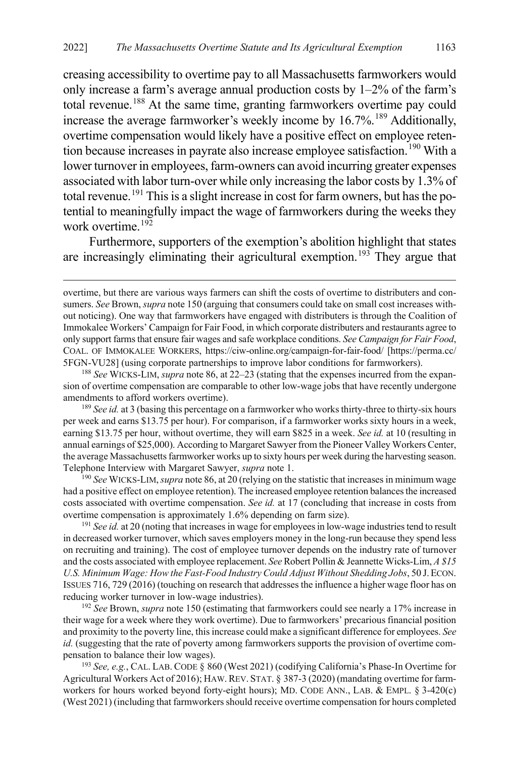creasing accessibility to overtime pay to all Massachusetts farmworkers would only increase a farm's average annual production costs by 1–2% of the farm's total revenue.[188] At the same time, granting farmworkers overtime pay could increase the average farmworker's weekly income by 16.7%.[189] Additionally, overtime compensation would likely have a positive effect on employee retention because increases in payrate also increase employee satisfaction.[190] With a lower turnover in employees, farm-owners can avoid incurring greater expenses associated with labor turn-over while only increasing the labor costs by 1.3% of total revenue.[191] This is a slight increase in cost for farm owners, but has the potential to meaningfully impact the wage of farmworkers during the weeks they work overtime.[192]

Furthermore, supporters of the exemption's abolition highlight that states are increasingly eliminating their agricultural exemption.[193] They argue that

---

overtime, but there are various ways farmers can shift the costs of overtime to distributers and consumers. *See* Brown, *supra* note 150 (arguing that consumers could take on small cost increases without noticing). One way that farmworkers have engaged with distributers is through the Coalition of Immokalee Workers' Campaign for Fair Food, in which corporate distributers and restaurants agree to only support farms that ensure fair wages and safe workplace conditions. *See Campaign for Fair Food*, COAL. OF IMMOKALEE WORKERS, https://ciw-online.org/campaign-for-fair-food/ [https://perma.cc/5FGN-VU28] (using corporate partnerships to improve labor conditions for farmworkers).

[188] *See* WICKS-LIM, *supra* note 86, at 22–23 (stating that the expenses incurred from the expansion of overtime compensation are comparable to other low-wage jobs that have recently undergone amendments to afford workers overtime).

[189] *See id.* at 3 (basing this percentage on a farmworker who works thirty-three to thirty-six hours per week and earns $13.75 per hour). For comparison, if a farmworker works sixty hours in a week, earning $13.75 per hour, without overtime, they will earn $825 in a week. *See id.* at 10 (resulting in annual earnings of $25,000). According to Margaret Sawyer from the Pioneer Valley Workers Center, the average Massachusetts farmworker works up to sixty hours per week during the harvesting season. Telephone Interview with Margaret Sawyer, *supra* note 1.

[190] *See* WICKS-LIM, *supra* note 86, at 20 (relying on the statistic that increases in minimum wage had a positive effect on employee retention). The increased employee retention balances the increased costs associated with overtime compensation. *See id.* at 17 (concluding that increase in costs from overtime compensation is approximately 1.6% depending on farm size).

[191] *See id.* at 20 (noting that increases in wage for employees in low-wage industries tend to result in decreased worker turnover, which saves employers money in the long-run because they spend less on recruiting and training). The cost of employee turnover depends on the industry rate of turnover and the costs associated with employee replacement. *See* Robert Pollin & Jeannette Wicks-Lim, *A $15 U.S. Minimum Wage: How the Fast-Food Industry Could Adjust Without Shedding Jobs*, 50 J. ECON. ISSUES 716, 729 (2016) (touching on research that addresses the influence a higher wage floor has on reducing worker turnover in low-wage industries).

[192] *See* Brown, *supra* note 150 (estimating that farmworkers could see nearly a 17% increase in their wage for a week where they work overtime). Due to farmworkers' precarious financial position and proximity to the poverty line, this increase could make a significant difference for employees. *See id.* (suggesting that the rate of poverty among farmworkers supports the provision of overtime compensation to balance their low wages).

[193] *See, e.g.*, CAL. LAB. CODE § 860 (West 2021) (codifying California's Phase-In Overtime for Agricultural Workers Act of 2016); HAW. REV. STAT. § 387-3 (2020) (mandating overtime for farmworkers for hours worked beyond forty-eight hours); MD. CODE ANN., LAB. & EMPL. § 3-420(c) (West 2021) (including that farmworkers should receive overtime compensation for hours completed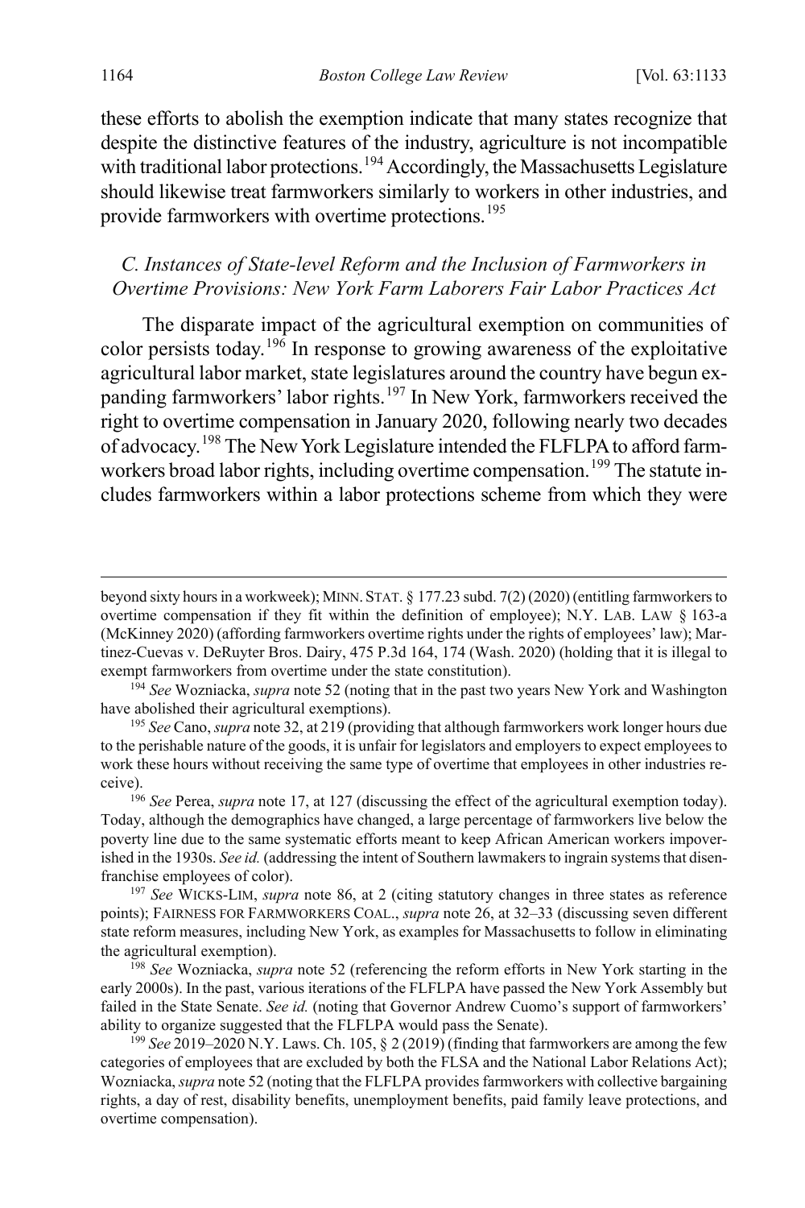these efforts to abolish the exemption indicate that many states recognize that despite the distinctive features of the industry, agriculture is not incompatible with traditional labor protections.[194] Accordingly, the Massachusetts Legislature should likewise treat farmworkers similarly to workers in other industries, and provide farmworkers with overtime protections.[195]

### *C. Instances of State-level Reform and the Inclusion of Farmworkers in Overtime Provisions: New York Farm Laborers Fair Labor Practices Act*

The disparate impact of the agricultural exemption on communities of color persists today.[196] In response to growing awareness of the exploitative agricultural labor market, state legislatures around the country have begun expanding farmworkers' labor rights.[197] In New York, farmworkers received the right to overtime compensation in January 2020, following nearly two decades of advocacy.[198] The New York Legislature intended the FLFLPA to afford farmworkers broad labor rights, including overtime compensation.[199] The statute includes farmworkers within a labor protections scheme from which they were

---

beyond sixty hours in a workweek); MINN. STAT. § 177.23 subd. 7(2) (2020) (entitling farmworkers to overtime compensation if they fit within the definition of employee); N.Y. LAB. LAW § 163-a (McKinney 2020) (affording farmworkers overtime rights under the rights of employees' law); Martinez-Cuevas v. DeRuyter Bros. Dairy, 475 P.3d 164, 174 (Wash. 2020) (holding that it is illegal to exempt farmworkers from overtime under the state constitution).

[194] *See* Wozniacka, *supra* note 52 (noting that in the past two years New York and Washington have abolished their agricultural exemptions).

[195] *See* Cano, *supra* note 32, at 219 (providing that although farmworkers work longer hours due to the perishable nature of the goods, it is unfair for legislators and employers to expect employees to work these hours without receiving the same type of overtime that employees in other industries receive).

[196] *See* Perea, *supra* note 17, at 127 (discussing the effect of the agricultural exemption today). Today, although the demographics have changed, a large percentage of farmworkers live below the poverty line due to the same systematic efforts meant to keep African American workers impoverished in the 1930s. *See id.* (addressing the intent of Southern lawmakers to ingrain systems that disenfranchise employees of color).

[197] *See* WICKS-LIM, *supra* note 86, at 2 (citing statutory changes in three states as reference points); FAIRNESS FOR FARMWORKERS COAL., *supra* note 26, at 32–33 (discussing seven different state reform measures, including New York, as examples for Massachusetts to follow in eliminating the agricultural exemption).

[198] *See* Wozniacka, *supra* note 52 (referencing the reform efforts in New York starting in the early 2000s). In the past, various iterations of the FLFLPA have passed the New York Assembly but failed in the State Senate. *See id.* (noting that Governor Andrew Cuomo's support of farmworkers' ability to organize suggested that the FLFLPA would pass the Senate).

[199] *See* 2019–2020 N.Y. Laws. Ch. 105, § 2 (2019) (finding that farmworkers are among the few categories of employees that are excluded by both the FLSA and the National Labor Relations Act); Wozniacka, *supra* note 52 (noting that the FLFLPA provides farmworkers with collective bargaining rights, a day of rest, disability benefits, unemployment benefits, paid family leave protections, and overtime compensation).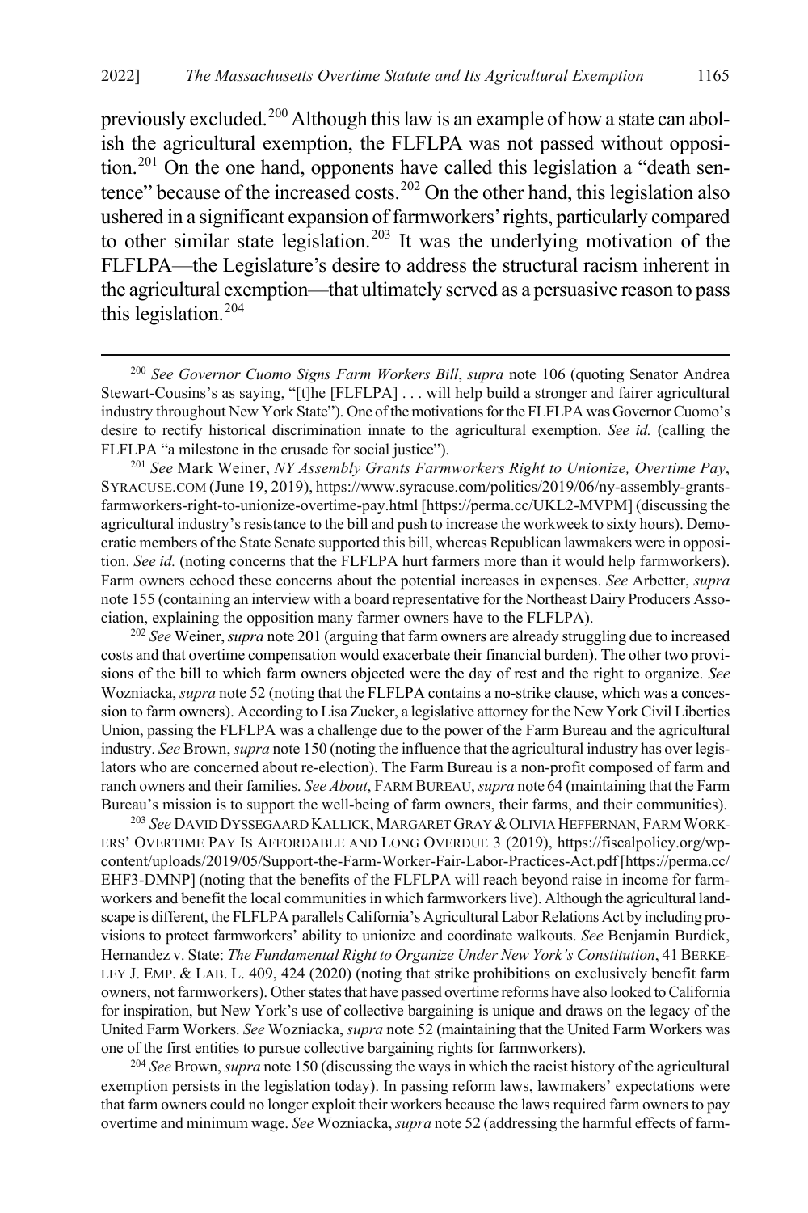previously excluded.[200] Although this law is an example of how a state can abolish the agricultural exemption, the FLFLPA was not passed without opposition.[201] On the one hand, opponents have called this legislation a "death sentence" because of the increased costs.[202] On the other hand, this legislation also ushered in a significant expansion of farmworkers' rights, particularly compared to other similar state legislation.[203] It was the underlying motivation of the FLFLPA—the Legislature's desire to address the structural racism inherent in the agricultural exemption—that ultimately served as a persuasive reason to pass this legislation.[204]

[200] *See Governor Cuomo Signs Farm Workers Bill*, *supra* note 106 (quoting Senator Andrea Stewart-Cousins's as saying, "[t]he [FLFLPA] . . . will help build a stronger and fairer agricultural industry throughout New York State"). One of the motivations for the FLFLPA was Governor Cuomo's desire to rectify historical discrimination innate to the agricultural exemption. *See id.* (calling the FLFLPA "a milestone in the crusade for social justice").

[201] *See* Mark Weiner, *NY Assembly Grants Farmworkers Right to Unionize, Overtime Pay*, SYRACUSE.COM (June 19, 2019), https://www.syracuse.com/politics/2019/06/ny-assembly-grants-farmworkers-right-to-unionize-overtime-pay.html [https://perma.cc/UKL2-MVPM] (discussing the agricultural industry's resistance to the bill and push to increase the workweek to sixty hours). Democratic members of the State Senate supported this bill, whereas Republican lawmakers were in opposition. *See id.* (noting concerns that the FLFLPA hurt farmers more than it would help farmworkers). Farm owners echoed these concerns about the potential increases in expenses. *See* Arbetter, *supra* note 155 (containing an interview with a board representative for the Northeast Dairy Producers Association, explaining the opposition many farmer owners have to the FLFLPA).

[202] *See* Weiner, *supra* note 201 (arguing that farm owners are already struggling due to increased costs and that overtime compensation would exacerbate their financial burden). The other two provisions of the bill to which farm owners objected were the day of rest and the right to organize. *See* Wozniacka, *supra* note 52 (noting that the FLFLPA contains a no-strike clause, which was a concession to farm owners). According to Lisa Zucker, a legislative attorney for the New York Civil Liberties Union, passing the FLFLPA was a challenge due to the power of the Farm Bureau and the agricultural industry. *See* Brown, *supra* note 150 (noting the influence that the agricultural industry has over legislators who are concerned about re-election). The Farm Bureau is a non-profit composed of farm and ranch owners and their families. *See About*, FARM BUREAU, *supra* note 64 (maintaining that the Farm Bureau's mission is to support the well-being of farm owners, their farms, and their communities).

[203] *See* DAVID DYSSEGAARD KALLICK, MARGARET GRAY & OLIVIA HEFFERNAN, FARM WORKERS' OVERTIME PAY IS AFFORDABLE AND LONG OVERDUE 3 (2019), https://fiscalpolicy.org/wp-content/uploads/2019/05/Support-the-Farm-Worker-Fair-Labor-Practices-Act.pdf [https://perma.cc/EHF3-DMNP] (noting that the benefits of the FLFLPA will reach beyond raise in income for farmworkers and benefit the local communities in which farmworkers live). Although the agricultural landscape is different, the FLFLPA parallels California's Agricultural Labor Relations Act by including provisions to protect farmworkers' ability to unionize and coordinate walkouts. *See* Benjamin Burdick, Hernandez v. State: *The Fundamental Right to Organize Under New York's Constitution*, 41 BERKELEY J. EMP. & LAB. L. 409, 424 (2020) (noting that strike prohibitions on exclusively benefit farm owners, not farmworkers). Other states that have passed overtime reforms have also looked to California for inspiration, but New York's use of collective bargaining is unique and draws on the legacy of the United Farm Workers. *See* Wozniacka, *supra* note 52 (maintaining that the United Farm Workers was one of the first entities to pursue collective bargaining rights for farmworkers).

[204] *See* Brown, *supra* note 150 (discussing the ways in which the racist history of the agricultural exemption persists in the legislation today). In passing reform laws, lawmakers' expectations were that farm owners could no longer exploit their workers because the laws required farm owners to pay overtime and minimum wage. *See* Wozniacka, *supra* note 52 (addressing the harmful effects of farm-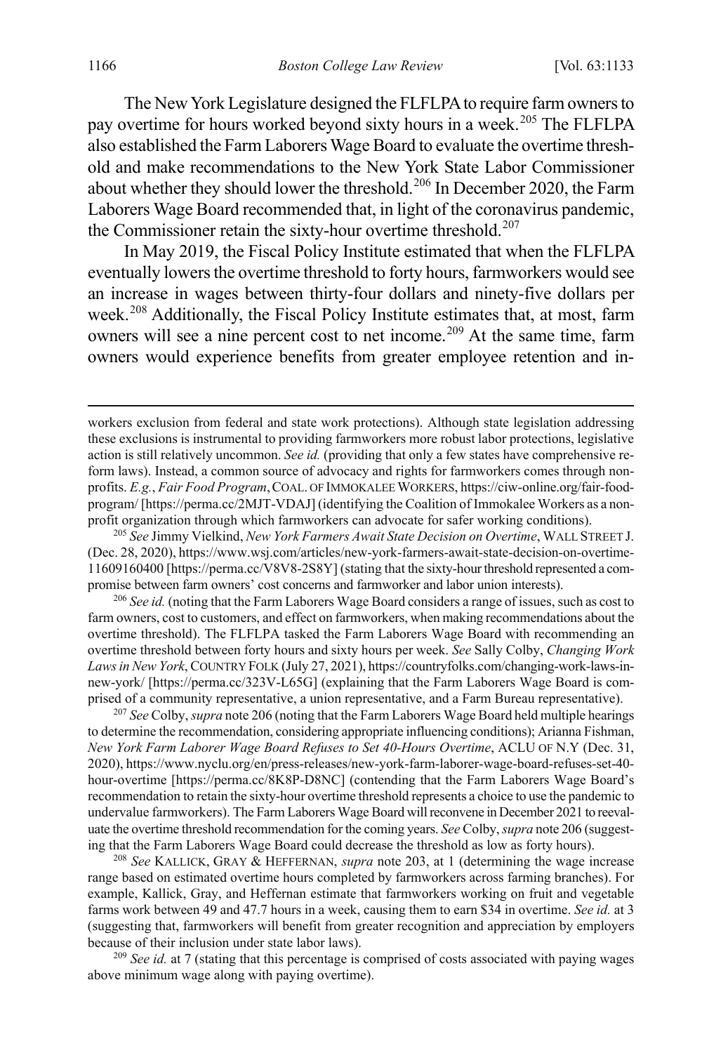The New York Legislature designed the FLFLPA to require farm owners to pay overtime for hours worked beyond sixty hours in a week.[205] The FLFLPA also established the Farm Laborers Wage Board to evaluate the overtime threshold and make recommendations to the New York State Labor Commissioner about whether they should lower the threshold.[206] In December 2020, the Farm Laborers Wage Board recommended that, in light of the coronavirus pandemic, the Commissioner retain the sixty-hour overtime threshold.[207]

In May 2019, the Fiscal Policy Institute estimated that when the FLFLPA eventually lowers the overtime threshold to forty hours, farmworkers would see an increase in wages between thirty-four dollars and ninety-five dollars per week.[208] Additionally, the Fiscal Policy Institute estimates that, at most, farm owners will see a nine percent cost to net income.[209] At the same time, farm owners would experience benefits from greater employee retention and in-

---

workers exclusion from federal and state work protections). Although state legislation addressing these exclusions is instrumental to providing farmworkers more robust labor protections, legislative action is still relatively uncommon. *See id.* (providing that only a few states have comprehensive reform laws). Instead, a common source of advocacy and rights for farmworkers comes through nonprofits. *E.g.*, *Fair Food Program*, COAL. OF IMMOKALEE WORKERS, https://ciw-online.org/fair-food-program/ [https://perma.cc/2MJT-VDAJ] (identifying the Coalition of Immokalee Workers as a nonprofit organization through which farmworkers can advocate for safer working conditions).

[205] *See* Jimmy Vielkind, *New York Farmers Await State Decision on Overtime*, WALL STREET J. (Dec. 28, 2020), https://www.wsj.com/articles/new-york-farmers-await-state-decision-on-overtime-11609160400 [https://perma.cc/V8V8-2S8Y] (stating that the sixty-hour threshold represented a compromise between farm owners' cost concerns and farmworker and labor union interests).

[206] *See id.* (noting that the Farm Laborers Wage Board considers a range of issues, such as cost to farm owners, cost to customers, and effect on farmworkers, when making recommendations about the overtime threshold). The FLFLPA tasked the Farm Laborers Wage Board with recommending an overtime threshold between forty hours and sixty hours per week. *See* Sally Colby, *Changing Work Laws in New York*, COUNTRY FOLK (July 27, 2021), https://countryfolks.com/changing-work-laws-in-new-york/ [https://perma.cc/323V-L65G] (explaining that the Farm Laborers Wage Board is comprised of a community representative, a union representative, and a Farm Bureau representative).

[207] *See* Colby, *supra* note 206 (noting that the Farm Laborers Wage Board held multiple hearings to determine the recommendation, considering appropriate influencing conditions); Arianna Fishman, *New York Farm Laborer Wage Board Refuses to Set 40-Hours Overtime*, ACLU OF N.Y (Dec. 31, 2020), https://www.nyclu.org/en/press-releases/new-york-farm-laborer-wage-board-refuses-set-40-hour-overtime [https://perma.cc/8K8P-D8NC] (contending that the Farm Laborers Wage Board's recommendation to retain the sixty-hour overtime threshold represents a choice to use the pandemic to undervalue farmworkers). The Farm Laborers Wage Board will reconvene in December 2021 to reevaluate the overtime threshold recommendation for the coming years. *See* Colby, *supra* note 206 (suggesting that the Farm Laborers Wage Board could decrease the threshold as low as forty hours).

[208] *See* KALLICK, GRAY & HEFFERNAN, *supra* note 203, at 1 (determining the wage increase range based on estimated overtime hours completed by farmworkers across farming branches). For example, Kallick, Gray, and Heffernan estimate that farmworkers working on fruit and vegetable farms work between 49 and 47.7 hours in a week, causing them to earn $34 in overtime. *See id.* at 3 (suggesting that, farmworkers will benefit from greater recognition and appreciation by employers because of their inclusion under state labor laws).

[209] *See id.* at 7 (stating that this percentage is comprised of costs associated with paying wages above minimum wage along with paying overtime).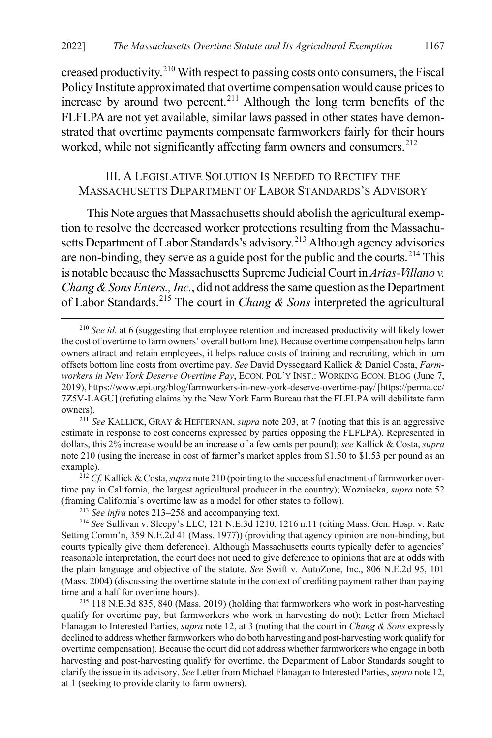creased productivity.[210] With respect to passing costs onto consumers, the Fiscal Policy Institute approximated that overtime compensation would cause prices to increase by around two percent.[211] Although the long term benefits of the FLFLPA are not yet available, similar laws passed in other states have demonstrated that overtime payments compensate farmworkers fairly for their hours worked, while not significantly affecting farm owners and consumers.[212]

## III. A Legislative Solution Is Needed to Rectify the Massachusetts Department of Labor Standards's Advisory

This Note argues that Massachusetts should abolish the agricultural exemption to resolve the decreased worker protections resulting from the Massachusetts Department of Labor Standards's advisory.[213] Although agency advisories are non-binding, they serve as a guide post for the public and the courts.[214] This is notable because the Massachusetts Supreme Judicial Court in *Arias-Villano v. Chang & Sons Enters., Inc.*, did not address the same question as the Department of Labor Standards.[215] The court in *Chang & Sons* interpreted the agricultural

---

[210] *See id.* at 6 (suggesting that employee retention and increased productivity will likely lower the cost of overtime to farm owners' overall bottom line). Because overtime compensation helps farm owners attract and retain employees, it helps reduce costs of training and recruiting, which in turn offsets bottom line costs from overtime pay. *See* David Dyssegaard Kallick & Daniel Costa, *Farmworkers in New York Deserve Overtime Pay*, ECON. POL'Y INST.: WORKING ECON. BLOG (June 7, 2019), https://www.epi.org/blog/farmworkers-in-new-york-deserve-overtime-pay/ [https://perma.cc/7Z5V-LAGU] (refuting claims by the New York Farm Bureau that the FLFLPA will debilitate farm owners).

[211] *See* KALLICK, GRAY & HEFFERNAN, *supra* note 203, at 7 (noting that this is an aggressive estimate in response to cost concerns expressed by parties opposing the FLFLPA). Represented in dollars, this 2% increase would be an increase of a few cents per pound); *see* Kallick & Costa, *supra* note 210 (using the increase in cost of farmer's market apples from \$1.50 to \$1.53 per pound as an example).

[212] *Cf.* Kallick & Costa, *supra* note 210 (pointing to the successful enactment of farmworker overtime pay in California, the largest agricultural producer in the country); Wozniacka, *supra* note 52 (framing California's overtime law as a model for other states to follow).

[213] *See infra* notes 213–258 and accompanying text.

[214] *See* Sullivan v. Sleepy's LLC, 121 N.E.3d 1210, 1216 n.11 (citing Mass. Gen. Hosp. v. Rate Setting Comm'n, 359 N.E.2d 41 (Mass. 1977)) (providing that agency opinion are non-binding, but courts typically give them deference). Although Massachusetts courts typically defer to agencies' reasonable interpretation, the court does not need to give deference to opinions that are at odds with the plain language and objective of the statute. *See* Swift v. AutoZone, Inc., 806 N.E.2d 95, 101 (Mass. 2004) (discussing the overtime statute in the context of crediting payment rather than paying time and a half for overtime hours).

[215] 118 N.E.3d 835, 840 (Mass. 2019) (holding that farmworkers who work in post-harvesting qualify for overtime pay, but farmworkers who work in harvesting do not); Letter from Michael Flanagan to Interested Parties, *supra* note 12, at 3 (noting that the court in *Chang & Sons* expressly declined to address whether farmworkers who do both harvesting and post-harvesting work qualify for overtime compensation). Because the court did not address whether farmworkers who engage in both harvesting and post-harvesting qualify for overtime, the Department of Labor Standards sought to clarify the issue in its advisory. *See* Letter from Michael Flanagan to Interested Parties, *supra* note 12, at 1 (seeking to provide clarity to farm owners).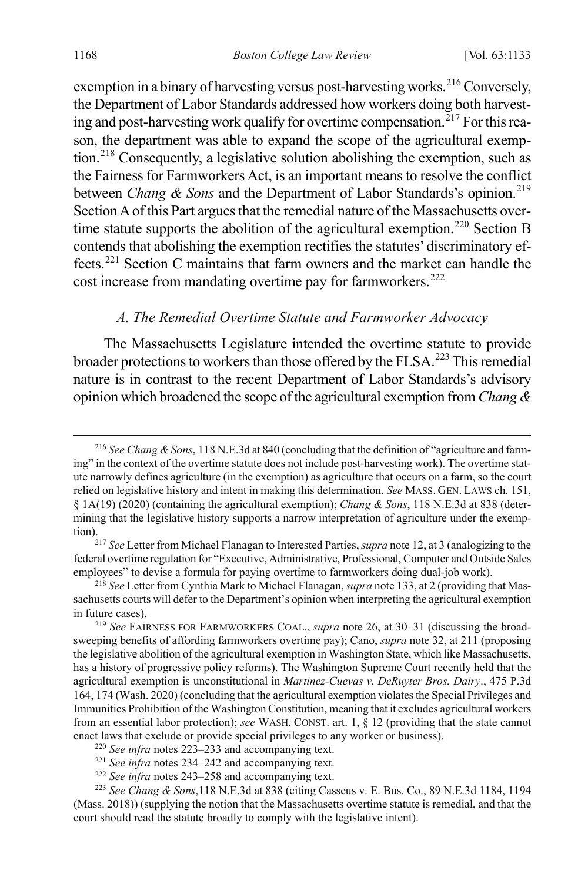exemption in a binary of harvesting versus post-harvesting works.[216] Conversely, the Department of Labor Standards addressed how workers doing both harvesting and post-harvesting work qualify for overtime compensation.[217] For this reason, the department was able to expand the scope of the agricultural exemption.[218] Consequently, a legislative solution abolishing the exemption, such as the Fairness for Farmworkers Act, is an important means to resolve the conflict between *Chang & Sons* and the Department of Labor Standards's opinion.[219] Section A of this Part argues that the remedial nature of the Massachusetts overtime statute supports the abolition of the agricultural exemption.[220] Section B contends that abolishing the exemption rectifies the statutes' discriminatory effects.[221] Section C maintains that farm owners and the market can handle the cost increase from mandating overtime pay for farmworkers.[222]

### *A. The Remedial Overtime Statute and Farmworker Advocacy*

The Massachusetts Legislature intended the overtime statute to provide broader protections to workers than those offered by the FLSA.[223] This remedial nature is in contrast to the recent Department of Labor Standards's advisory opinion which broadened the scope of the agricultural exemption from *Chang &*

---

[216] *See Chang & Sons*, 118 N.E.3d at 840 (concluding that the definition of "agriculture and farming" in the context of the overtime statute does not include post-harvesting work). The overtime statute narrowly defines agriculture (in the exemption) as agriculture that occurs on a farm, so the court relied on legislative history and intent in making this determination. *See* MASS. GEN. LAWS ch. 151, § 1A(19) (2020) (containing the agricultural exemption); *Chang & Sons*, 118 N.E.3d at 838 (determining that the legislative history supports a narrow interpretation of agriculture under the exemption).

[217] *See* Letter from Michael Flanagan to Interested Parties, *supra* note 12, at 3 (analogizing to the federal overtime regulation for "Executive, Administrative, Professional, Computer and Outside Sales employees" to devise a formula for paying overtime to farmworkers doing dual-job work).

[218] *See* Letter from Cynthia Mark to Michael Flanagan, *supra* note 133, at 2 (providing that Massachusetts courts will defer to the Department's opinion when interpreting the agricultural exemption in future cases).

[219] *See* FAIRNESS FOR FARMWORKERS COAL., *supra* note 26, at 30–31 (discussing the broad-sweeping benefits of affording farmworkers overtime pay); Cano, *supra* note 32, at 211 (proposing the legislative abolition of the agricultural exemption in Washington State, which like Massachusetts, has a history of progressive policy reforms). The Washington Supreme Court recently held that the agricultural exemption is unconstitutional in *Martinez-Cuevas v. DeRuyter Bros. Dairy*., 475 P.3d 164, 174 (Wash. 2020) (concluding that the agricultural exemption violates the Special Privileges and Immunities Prohibition of the Washington Constitution, meaning that it excludes agricultural workers from an essential labor protection); *see* WASH. CONST. art. 1, § 12 (providing that the state cannot enact laws that exclude or provide special privileges to any worker or business).

[220] *See infra* notes 223–233 and accompanying text.

[221] *See infra* notes 234–242 and accompanying text.

[222] *See infra* notes 243–258 and accompanying text.

[223] *See Chang & Sons*,118 N.E.3d at 838 (citing Casseus v. E. Bus. Co., 89 N.E.3d 1184, 1194 (Mass. 2018)) (supplying the notion that the Massachusetts overtime statute is remedial, and that the court should read the statute broadly to comply with the legislative intent).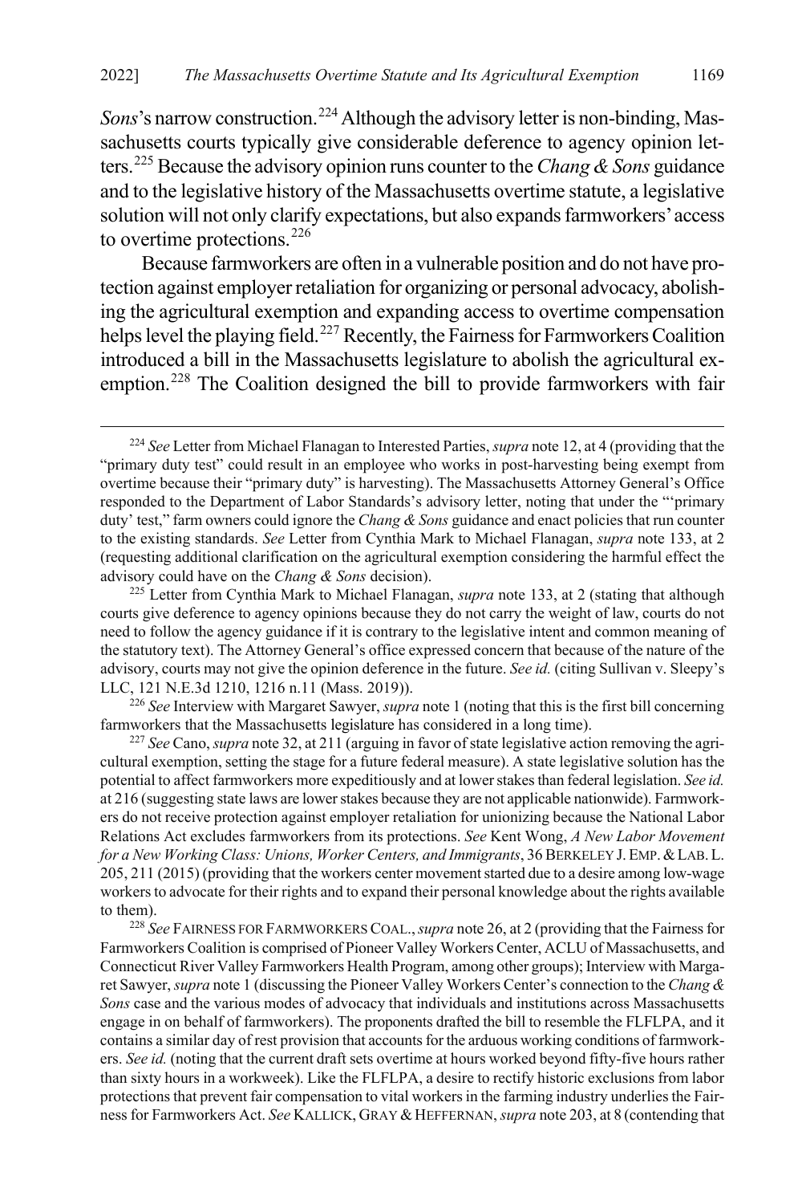*Sons*'s narrow construction.[224] Although the advisory letter is non-binding, Massachusetts courts typically give considerable deference to agency opinion letters.[225] Because the advisory opinion runs counter to the *Chang & Sons* guidance and to the legislative history of the Massachusetts overtime statute, a legislative solution will not only clarify expectations, but also expands farmworkers' access to overtime protections.[226]

Because farmworkers are often in a vulnerable position and do not have protection against employer retaliation for organizing or personal advocacy, abolishing the agricultural exemption and expanding access to overtime compensation helps level the playing field.[227] Recently, the Fairness for Farmworkers Coalition introduced a bill in the Massachusetts legislature to abolish the agricultural exemption.[228] The Coalition designed the bill to provide farmworkers with fair

---

[224] *See* Letter from Michael Flanagan to Interested Parties, *supra* note 12, at 4 (providing that the "primary duty test" could result in an employee who works in post-harvesting being exempt from overtime because their "primary duty" is harvesting). The Massachusetts Attorney General's Office responded to the Department of Labor Standards's advisory letter, noting that under the "'primary duty' test," farm owners could ignore the *Chang & Sons* guidance and enact policies that run counter to the existing standards. *See* Letter from Cynthia Mark to Michael Flanagan, *supra* note 133, at 2 (requesting additional clarification on the agricultural exemption considering the harmful effect the advisory could have on the *Chang & Sons* decision).

[225] Letter from Cynthia Mark to Michael Flanagan, *supra* note 133, at 2 (stating that although courts give deference to agency opinions because they do not carry the weight of law, courts do not need to follow the agency guidance if it is contrary to the legislative intent and common meaning of the statutory text). The Attorney General's office expressed concern that because of the nature of the advisory, courts may not give the opinion deference in the future. *See id.* (citing Sullivan v. Sleepy's LLC, 121 N.E.3d 1210, 1216 n.11 (Mass. 2019)).

[226] *See* Interview with Margaret Sawyer, *supra* note 1 (noting that this is the first bill concerning farmworkers that the Massachusetts legislature has considered in a long time).

[227] *See* Cano, *supra* note 32, at 211 (arguing in favor of state legislative action removing the agricultural exemption, setting the stage for a future federal measure). A state legislative solution has the potential to affect farmworkers more expeditiously and at lower stakes than federal legislation. *See id.* at 216 (suggesting state laws are lower stakes because they are not applicable nationwide). Farmworkers do not receive protection against employer retaliation for unionizing because the National Labor Relations Act excludes farmworkers from its protections. *See* Kent Wong, *A New Labor Movement for a New Working Class: Unions, Worker Centers, and Immigrants*, 36 BERKELEY J. EMP. & LAB. L. 205, 211 (2015) (providing that the workers center movement started due to a desire among low-wage workers to advocate for their rights and to expand their personal knowledge about the rights available to them).

[228] *See* FAIRNESS FOR FARMWORKERS COAL., *supra* note 26, at 2 (providing that the Fairness for Farmworkers Coalition is comprised of Pioneer Valley Workers Center, ACLU of Massachusetts, and Connecticut River Valley Farmworkers Health Program, among other groups); Interview with Margaret Sawyer, *supra* note 1 (discussing the Pioneer Valley Workers Center's connection to the *Chang & Sons* case and the various modes of advocacy that individuals and institutions across Massachusetts engage in on behalf of farmworkers). The proponents drafted the bill to resemble the FLFLPA, and it contains a similar day of rest provision that accounts for the arduous working conditions of farmworkers. *See id.* (noting that the current draft sets overtime at hours worked beyond fifty-five hours rather than sixty hours in a workweek). Like the FLFLPA, a desire to rectify historic exclusions from labor protections that prevent fair compensation to vital workers in the farming industry underlies the Fairness for Farmworkers Act. *See* KALLICK, GRAY & HEFFERNAN, *supra* note 203, at 8 (contending that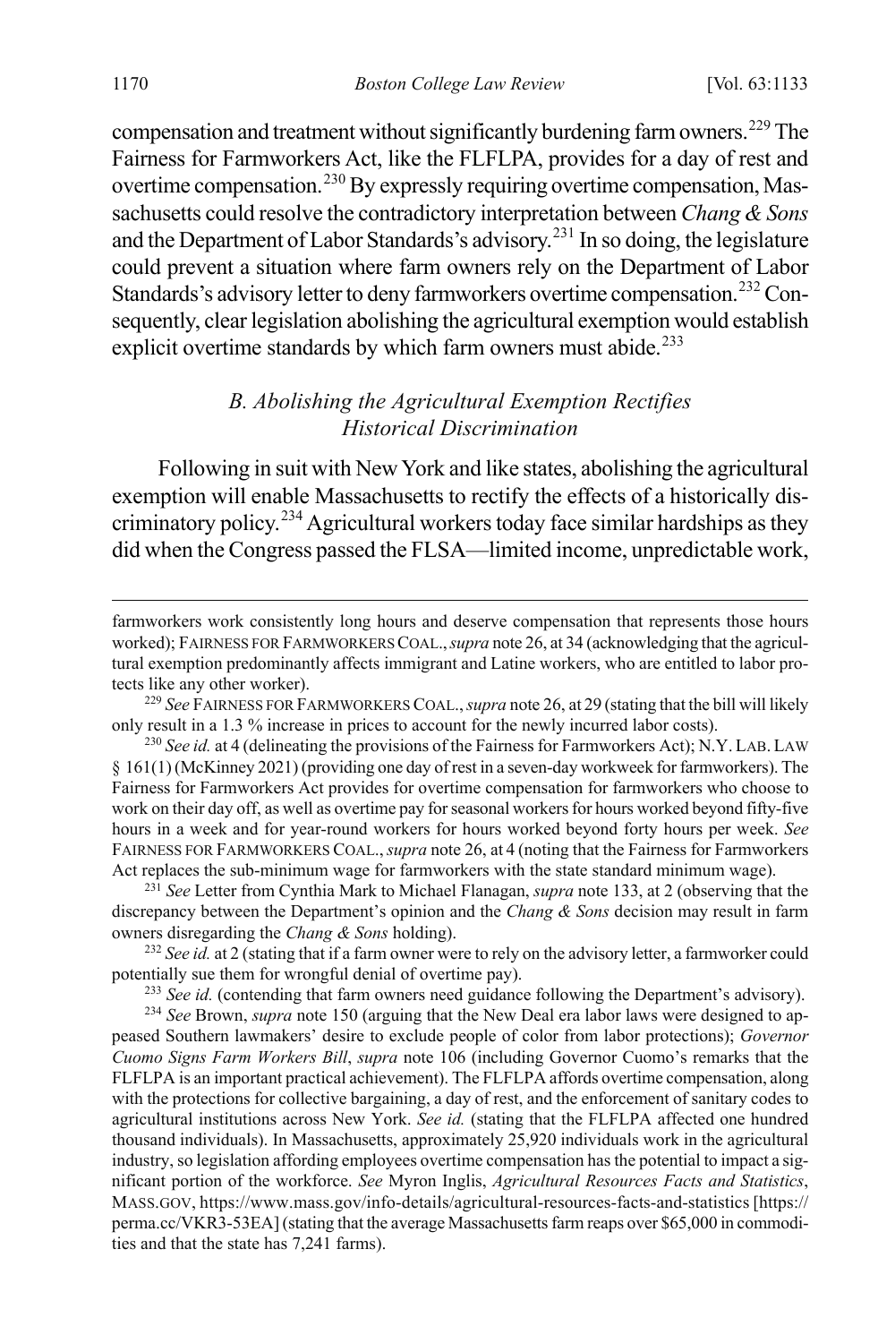compensation and treatment without significantly burdening farm owners.[229] The Fairness for Farmworkers Act, like the FLFLPA, provides for a day of rest and overtime compensation.[230] By expressly requiring overtime compensation, Massachusetts could resolve the contradictory interpretation between *Chang & Sons* and the Department of Labor Standards's advisory.[231] In so doing, the legislature could prevent a situation where farm owners rely on the Department of Labor Standards's advisory letter to deny farmworkers overtime compensation.[232] Consequently, clear legislation abolishing the agricultural exemption would establish explicit overtime standards by which farm owners must abide.[233]

### *B. Abolishing the Agricultural Exemption Rectifies Historical Discrimination*

Following in suit with New York and like states, abolishing the agricultural exemption will enable Massachusetts to rectify the effects of a historically discriminatory policy.[234] Agricultural workers today face similar hardships as they did when the Congress passed the FLSA—limited income, unpredictable work,

---

farmworkers work consistently long hours and deserve compensation that represents those hours worked); FAIRNESS FOR FARMWORKERS COAL., *supra* note 26, at 34 (acknowledging that the agricultural exemption predominantly affects immigrant and Latine workers, who are entitled to labor protects like any other worker).

[229] *See* FAIRNESS FOR FARMWORKERS COAL., *supra* note 26, at 29 (stating that the bill will likely only result in a 1.3 % increase in prices to account for the newly incurred labor costs).

[230] *See id.* at 4 (delineating the provisions of the Fairness for Farmworkers Act); N.Y. LAB. LAW § 161(1) (McKinney 2021) (providing one day of rest in a seven-day workweek for farmworkers). The Fairness for Farmworkers Act provides for overtime compensation for farmworkers who choose to work on their day off, as well as overtime pay for seasonal workers for hours worked beyond fifty-five hours in a week and for year-round workers for hours worked beyond forty hours per week. *See* FAIRNESS FOR FARMWORKERS COAL., *supra* note 26, at 4 (noting that the Fairness for Farmworkers Act replaces the sub-minimum wage for farmworkers with the state standard minimum wage).

[231] *See* Letter from Cynthia Mark to Michael Flanagan, *supra* note 133, at 2 (observing that the discrepancy between the Department's opinion and the *Chang & Sons* decision may result in farm owners disregarding the *Chang & Sons* holding).

[232] *See id.* at 2 (stating that if a farm owner were to rely on the advisory letter, a farmworker could potentially sue them for wrongful denial of overtime pay).

[233] *See id.* (contending that farm owners need guidance following the Department's advisory).

[234] *See* Brown, *supra* note 150 (arguing that the New Deal era labor laws were designed to appeased Southern lawmakers' desire to exclude people of color from labor protections); *Governor Cuomo Signs Farm Workers Bill*, *supra* note 106 (including Governor Cuomo's remarks that the FLFLPA is an important practical achievement). The FLFLPA affords overtime compensation, along with the protections for collective bargaining, a day of rest, and the enforcement of sanitary codes to agricultural institutions across New York. *See id.* (stating that the FLFLPA affected one hundred thousand individuals). In Massachusetts, approximately 25,920 individuals work in the agricultural industry, so legislation affording employees overtime compensation has the potential to impact a significant portion of the workforce. *See* Myron Inglis, *Agricultural Resources Facts and Statistics*, MASS.GOV, https://www.mass.gov/info-details/agricultural-resources-facts-and-statistics [https://perma.cc/VKR3-53EA] (stating that the average Massachusetts farm reaps over $65,000 in commodities and that the state has 7,241 farms).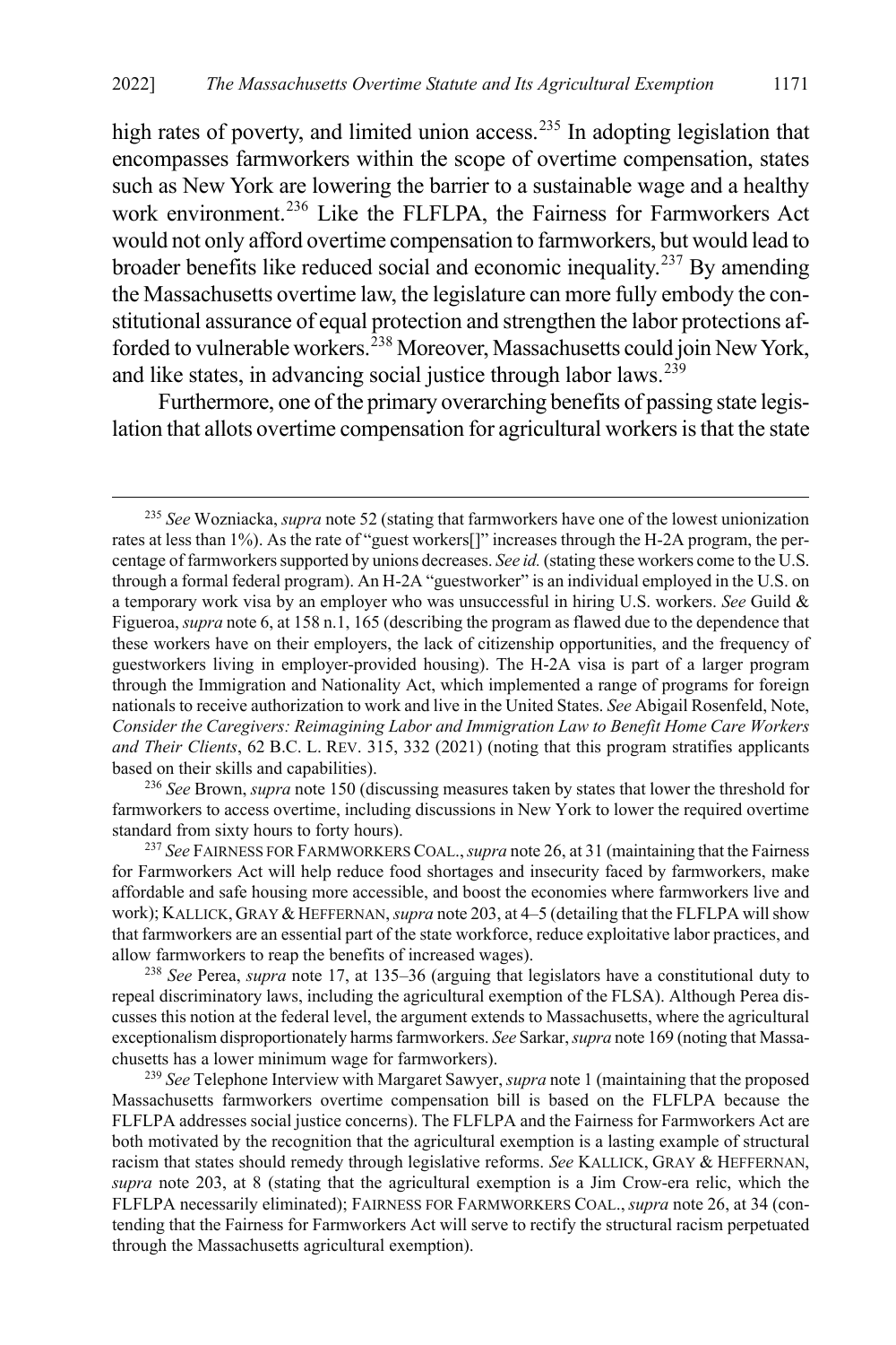high rates of poverty, and limited union access.[235] In adopting legislation that encompasses farmworkers within the scope of overtime compensation, states such as New York are lowering the barrier to a sustainable wage and a healthy work environment.[236] Like the FLFLPA, the Fairness for Farmworkers Act would not only afford overtime compensation to farmworkers, but would lead to broader benefits like reduced social and economic inequality.[237] By amending the Massachusetts overtime law, the legislature can more fully embody the constitutional assurance of equal protection and strengthen the labor protections afforded to vulnerable workers.[238] Moreover, Massachusetts could join New York, and like states, in advancing social justice through labor laws.[239]

Furthermore, one of the primary overarching benefits of passing state legislation that allots overtime compensation for agricultural workers is that the state

---

[235] *See* Wozniacka, *supra* note 52 (stating that farmworkers have one of the lowest unionization rates at less than 1%). As the rate of "guest workers[]" increases through the H-2A program, the percentage of farmworkers supported by unions decreases. *See id.* (stating these workers come to the U.S. through a formal federal program). An H-2A "guestworker" is an individual employed in the U.S. on a temporary work visa by an employer who was unsuccessful in hiring U.S. workers. *See* Guild & Figueroa, *supra* note 6, at 158 n.1, 165 (describing the program as flawed due to the dependence that these workers have on their employers, the lack of citizenship opportunities, and the frequency of guestworkers living in employer-provided housing). The H-2A visa is part of a larger program through the Immigration and Nationality Act, which implemented a range of programs for foreign nationals to receive authorization to work and live in the United States. *See* Abigail Rosenfeld, Note, *Consider the Caregivers: Reimagining Labor and Immigration Law to Benefit Home Care Workers and Their Clients*, 62 B.C. L. REV. 315, 332 (2021) (noting that this program stratifies applicants based on their skills and capabilities).

[236] *See* Brown, *supra* note 150 (discussing measures taken by states that lower the threshold for farmworkers to access overtime, including discussions in New York to lower the required overtime standard from sixty hours to forty hours).

[237] *See* FAIRNESS FOR FARMWORKERS COAL., *supra* note 26, at 31 (maintaining that the Fairness for Farmworkers Act will help reduce food shortages and insecurity faced by farmworkers, make affordable and safe housing more accessible, and boost the economies where farmworkers live and work); KALLICK, GRAY & HEFFERNAN, *supra* note 203, at 4–5 (detailing that the FLFLPA will show that farmworkers are an essential part of the state workforce, reduce exploitative labor practices, and allow farmworkers to reap the benefits of increased wages).

[238] *See* Perea, *supra* note 17, at 135–36 (arguing that legislators have a constitutional duty to repeal discriminatory laws, including the agricultural exemption of the FLSA). Although Perea discusses this notion at the federal level, the argument extends to Massachusetts, where the agricultural exceptionalism disproportionately harms farmworkers. *See* Sarkar, *supra* note 169 (noting that Massachusetts has a lower minimum wage for farmworkers).

[239] *See* Telephone Interview with Margaret Sawyer, *supra* note 1 (maintaining that the proposed Massachusetts farmworkers overtime compensation bill is based on the FLFLPA because the FLFLPA addresses social justice concerns). The FLFLPA and the Fairness for Farmworkers Act are both motivated by the recognition that the agricultural exemption is a lasting example of structural racism that states should remedy through legislative reforms. *See* KALLICK, GRAY & HEFFERNAN, *supra* note 203, at 8 (stating that the agricultural exemption is a Jim Crow-era relic, which the FLFLPA necessarily eliminated); FAIRNESS FOR FARMWORKERS COAL., *supra* note 26, at 34 (contending that the Fairness for Farmworkers Act will serve to rectify the structural racism perpetuated through the Massachusetts agricultural exemption).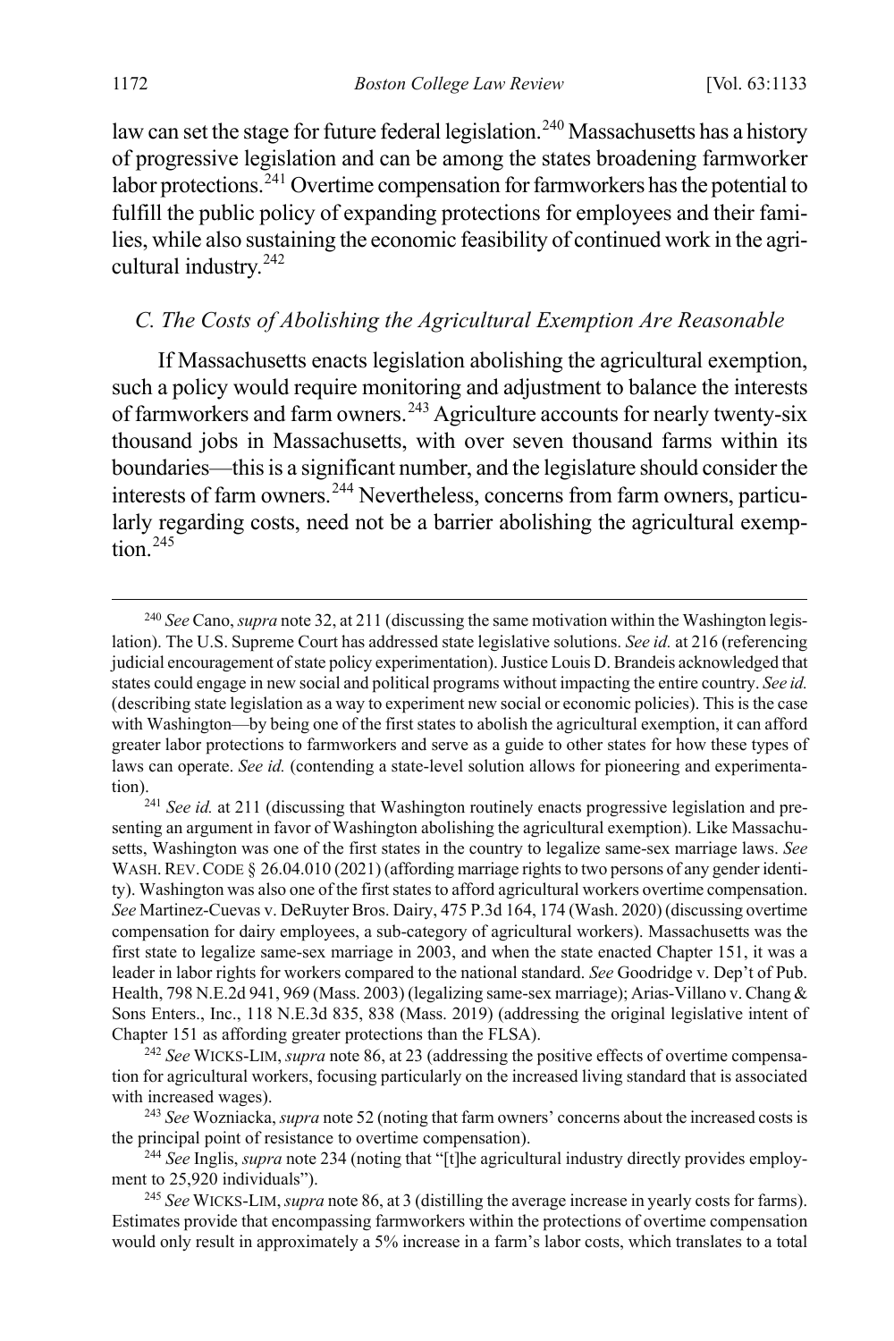law can set the stage for future federal legislation.[240] Massachusetts has a history of progressive legislation and can be among the states broadening farmworker labor protections.[241] Overtime compensation for farmworkers has the potential to fulfill the public policy of expanding protections for employees and their families, while also sustaining the economic feasibility of continued work in the agricultural industry.[242]

### *C. The Costs of Abolishing the Agricultural Exemption Are Reasonable*

If Massachusetts enacts legislation abolishing the agricultural exemption, such a policy would require monitoring and adjustment to balance the interests of farmworkers and farm owners.[243] Agriculture accounts for nearly twenty-six thousand jobs in Massachusetts, with over seven thousand farms within its boundaries—this is a significant number, and the legislature should consider the interests of farm owners.[244] Nevertheless, concerns from farm owners, particularly regarding costs, need not be a barrier abolishing the agricultural exemption.[245]

---

[240] *See* Cano, *supra* note 32, at 211 (discussing the same motivation within the Washington legislation). The U.S. Supreme Court has addressed state legislative solutions. *See id.* at 216 (referencing judicial encouragement of state policy experimentation). Justice Louis D. Brandeis acknowledged that states could engage in new social and political programs without impacting the entire country. *See id.* (describing state legislation as a way to experiment new social or economic policies). This is the case with Washington—by being one of the first states to abolish the agricultural exemption, it can afford greater labor protections to farmworkers and serve as a guide to other states for how these types of laws can operate. *See id.* (contending a state-level solution allows for pioneering and experimentation).

[241] *See id.* at 211 (discussing that Washington routinely enacts progressive legislation and presenting an argument in favor of Washington abolishing the agricultural exemption). Like Massachusetts, Washington was one of the first states in the country to legalize same-sex marriage laws. *See* WASH. REV. CODE § 26.04.010 (2021) (affording marriage rights to two persons of any gender identity). Washington was also one of the first states to afford agricultural workers overtime compensation. *See* Martinez-Cuevas v. DeRuyter Bros. Dairy, 475 P.3d 164, 174 (Wash. 2020) (discussing overtime compensation for dairy employees, a sub-category of agricultural workers). Massachusetts was the first state to legalize same-sex marriage in 2003, and when the state enacted Chapter 151, it was a leader in labor rights for workers compared to the national standard. *See* Goodridge v. Dep't of Pub. Health, 798 N.E.2d 941, 969 (Mass. 2003) (legalizing same-sex marriage); Arias-Villano v. Chang & Sons Enters., Inc., 118 N.E.3d 835, 838 (Mass. 2019) (addressing the original legislative intent of Chapter 151 as affording greater protections than the FLSA).

[242] *See* WICKS-LIM, *supra* note 86, at 23 (addressing the positive effects of overtime compensation for agricultural workers, focusing particularly on the increased living standard that is associated with increased wages).

[243] *See* Wozniacka, *supra* note 52 (noting that farm owners' concerns about the increased costs is the principal point of resistance to overtime compensation).

[244] *See* Inglis, *supra* note 234 (noting that "[t]he agricultural industry directly provides employment to 25,920 individuals").

[245] *See* WICKS-LIM, *supra* note 86, at 3 (distilling the average increase in yearly costs for farms). Estimates provide that encompassing farmworkers within the protections of overtime compensation would only result in approximately a 5% increase in a farm's labor costs, which translates to a total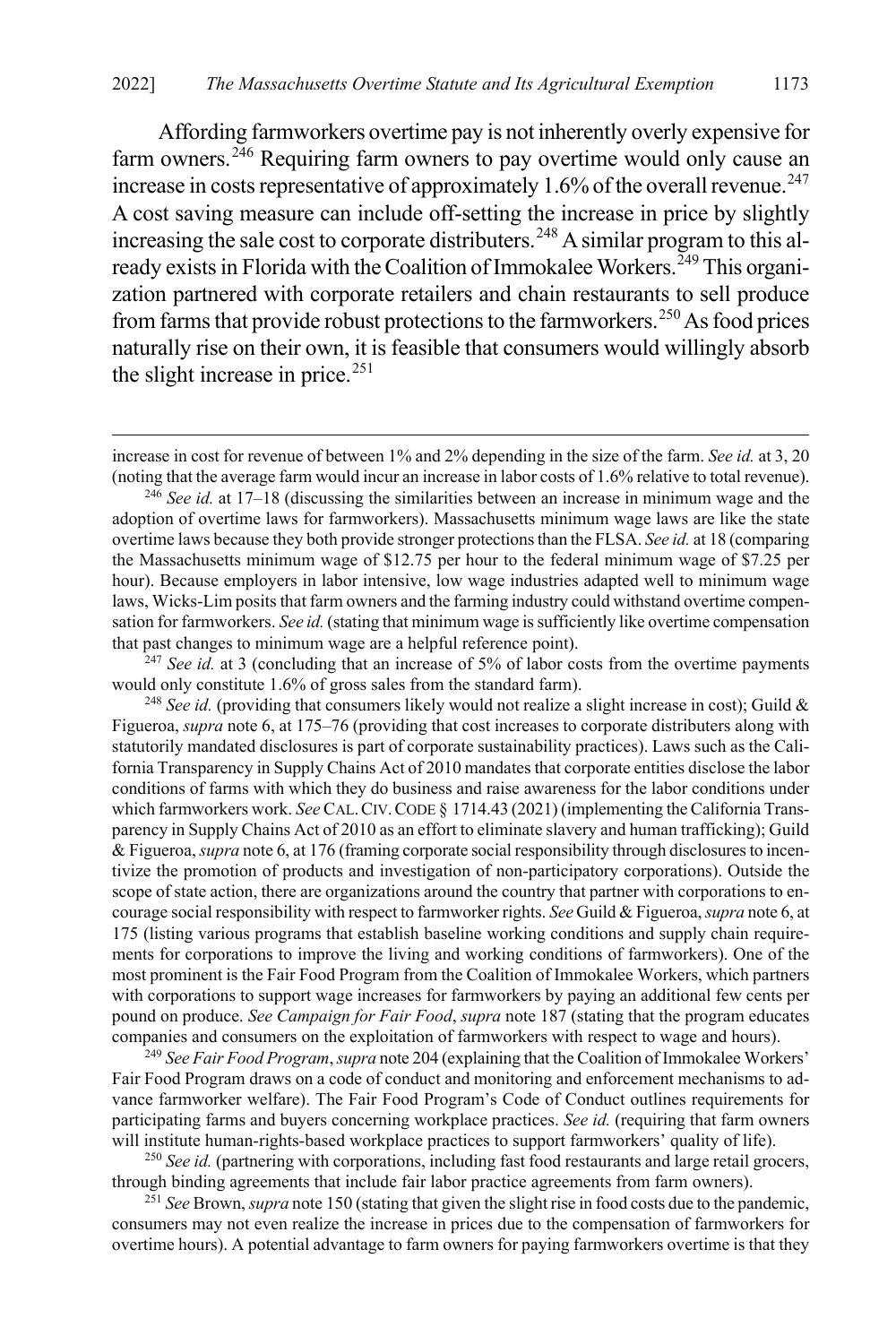Affording farmworkers overtime pay is not inherently overly expensive for farm owners.[246] Requiring farm owners to pay overtime would only cause an increase in costs representative of approximately 1.6% of the overall revenue.[247] A cost saving measure can include off-setting the increase in price by slightly increasing the sale cost to corporate distributers.[248] A similar program to this already exists in Florida with the Coalition of Immokalee Workers.[249] This organization partnered with corporate retailers and chain restaurants to sell produce from farms that provide robust protections to the farmworkers.[250] As food prices naturally rise on their own, it is feasible that consumers would willingly absorb the slight increase in price.[251]

---

increase in cost for revenue of between 1% and 2% depending in the size of the farm. *See id.* at 3, 20 (noting that the average farm would incur an increase in labor costs of 1.6% relative to total revenue).

[246] *See id.* at 17–18 (discussing the similarities between an increase in minimum wage and the adoption of overtime laws for farmworkers). Massachusetts minimum wage laws are like the state overtime laws because they both provide stronger protections than the FLSA. *See id.* at 18 (comparing the Massachusetts minimum wage of $12.75 per hour to the federal minimum wage of $7.25 per hour). Because employers in labor intensive, low wage industries adapted well to minimum wage laws, Wicks-Lim posits that farm owners and the farming industry could withstand overtime compensation for farmworkers. *See id.* (stating that minimum wage is sufficiently like overtime compensation that past changes to minimum wage are a helpful reference point).

[247] *See id.* at 3 (concluding that an increase of 5% of labor costs from the overtime payments would only constitute 1.6% of gross sales from the standard farm).

[248] *See id.* (providing that consumers likely would not realize a slight increase in cost); Guild & Figueroa, *supra* note 6, at 175–76 (providing that cost increases to corporate distributers along with statutorily mandated disclosures is part of corporate sustainability practices). Laws such as the California Transparency in Supply Chains Act of 2010 mandates that corporate entities disclose the labor conditions of farms with which they do business and raise awareness for the labor conditions under which farmworkers work. *See* CAL. CIV. CODE § 1714.43 (2021) (implementing the California Transparency in Supply Chains Act of 2010 as an effort to eliminate slavery and human trafficking); Guild & Figueroa, *supra* note 6, at 176 (framing corporate social responsibility through disclosures to incentivize the promotion of products and investigation of non-participatory corporations). Outside the scope of state action, there are organizations around the country that partner with corporations to encourage social responsibility with respect to farmworker rights. *See* Guild & Figueroa, *supra* note 6, at 175 (listing various programs that establish baseline working conditions and supply chain requirements for corporations to improve the living and working conditions of farmworkers). One of the most prominent is the Fair Food Program from the Coalition of Immokalee Workers, which partners with corporations to support wage increases for farmworkers by paying an additional few cents per pound on produce. *See Campaign for Fair Food*, *supra* note 187 (stating that the program educates companies and consumers on the exploitation of farmworkers with respect to wage and hours).

[249] *See Fair Food Program*, *supra* note 204 (explaining that the Coalition of Immokalee Workers' Fair Food Program draws on a code of conduct and monitoring and enforcement mechanisms to advance farmworker welfare). The Fair Food Program's Code of Conduct outlines requirements for participating farms and buyers concerning workplace practices. *See id.* (requiring that farm owners will institute human-rights-based workplace practices to support farmworkers' quality of life).

[250] *See id.* (partnering with corporations, including fast food restaurants and large retail grocers, through binding agreements that include fair labor practice agreements from farm owners).

[251] *See* Brown, *supra* note 150 (stating that given the slight rise in food costs due to the pandemic, consumers may not even realize the increase in prices due to the compensation of farmworkers for overtime hours). A potential advantage to farm owners for paying farmworkers overtime is that they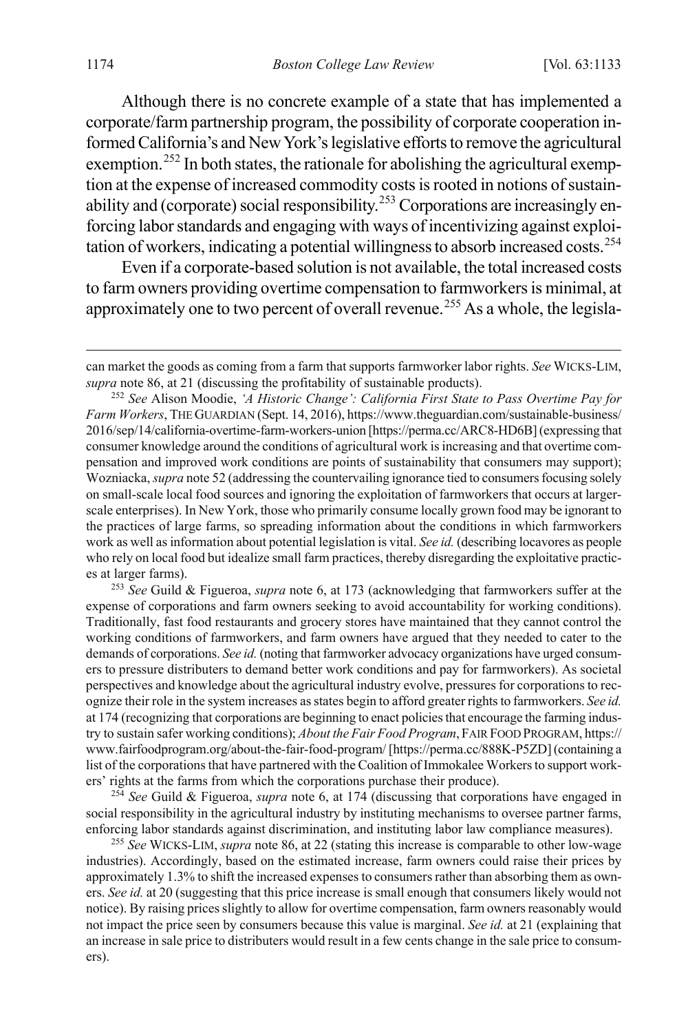Although there is no concrete example of a state that has implemented a corporate/farm partnership program, the possibility of corporate cooperation informed California's and New York's legislative efforts to remove the agricultural exemption.[252] In both states, the rationale for abolishing the agricultural exemption at the expense of increased commodity costs is rooted in notions of sustainability and (corporate) social responsibility.[253] Corporations are increasingly enforcing labor standards and engaging with ways of incentivizing against exploitation of workers, indicating a potential willingness to absorb increased costs.[254]

Even if a corporate-based solution is not available, the total increased costs to farm owners providing overtime compensation to farmworkers is minimal, at approximately one to two percent of overall revenue.[255] As a whole, the legisla-

---

can market the goods as coming from a farm that supports farmworker labor rights. *See* WICKS-LIM, *supra* note 86, at 21 (discussing the profitability of sustainable products).

[252] *See* Alison Moodie, *'A Historic Change': California First State to Pass Overtime Pay for Farm Workers*, THE GUARDIAN (Sept. 14, 2016), https://www.theguardian.com/sustainable-business/2016/sep/14/california-overtime-farm-workers-union [https://perma.cc/ARC8-HD6B] (expressing that consumer knowledge around the conditions of agricultural work is increasing and that overtime compensation and improved work conditions are points of sustainability that consumers may support); Wozniacka, *supra* note 52 (addressing the countervailing ignorance tied to consumers focusing solely on small-scale local food sources and ignoring the exploitation of farmworkers that occurs at larger-scale enterprises). In New York, those who primarily consume locally grown food may be ignorant to the practices of large farms, so spreading information about the conditions in which farmworkers work as well as information about potential legislation is vital. *See id.* (describing locavores as people who rely on local food but idealize small farm practices, thereby disregarding the exploitative practices at larger farms).

[253] *See* Guild & Figueroa, *supra* note 6, at 173 (acknowledging that farmworkers suffer at the expense of corporations and farm owners seeking to avoid accountability for working conditions). Traditionally, fast food restaurants and grocery stores have maintained that they cannot control the working conditions of farmworkers, and farm owners have argued that they needed to cater to the demands of corporations. *See id.* (noting that farmworker advocacy organizations have urged consumers to pressure distributers to demand better work conditions and pay for farmworkers). As societal perspectives and knowledge about the agricultural industry evolve, pressures for corporations to recognize their role in the system increases as states begin to afford greater rights to farmworkers. *See id.* at 174 (recognizing that corporations are beginning to enact policies that encourage the farming industry to sustain safer working conditions); *About the Fair Food Program*, FAIR FOOD PROGRAM, https://www.fairfoodprogram.org/about-the-fair-food-program/ [https://perma.cc/888K-P5ZD] (containing a list of the corporations that have partnered with the Coalition of Immokalee Workers to support workers' rights at the farms from which the corporations purchase their produce).

[254] *See* Guild & Figueroa, *supra* note 6, at 174 (discussing that corporations have engaged in social responsibility in the agricultural industry by instituting mechanisms to oversee partner farms, enforcing labor standards against discrimination, and instituting labor law compliance measures).

[255] *See* WICKS-LIM, *supra* note 86, at 22 (stating this increase is comparable to other low-wage industries). Accordingly, based on the estimated increase, farm owners could raise their prices by approximately 1.3% to shift the increased expenses to consumers rather than absorbing them as owners. *See id.* at 20 (suggesting that this price increase is small enough that consumers likely would not notice). By raising prices slightly to allow for overtime compensation, farm owners reasonably would not impact the price seen by consumers because this value is marginal. *See id.* at 21 (explaining that an increase in sale price to distributers would result in a few cents change in the sale price to consumers).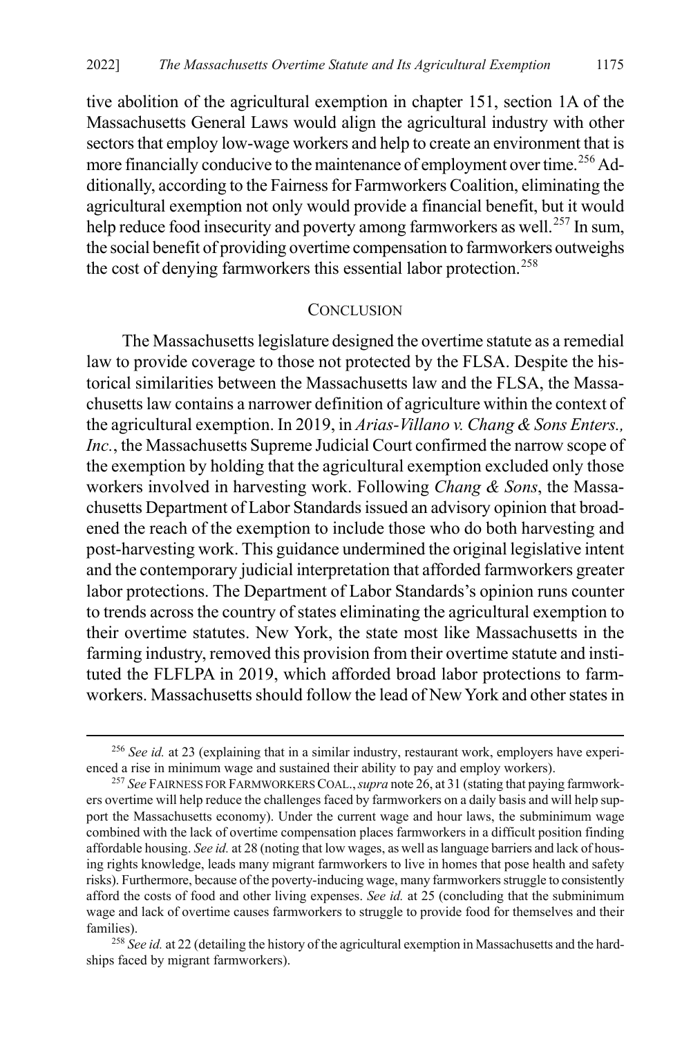tive abolition of the agricultural exemption in chapter 151, section 1A of the Massachusetts General Laws would align the agricultural industry with other sectors that employ low-wage workers and help to create an environment that is more financially conducive to the maintenance of employment over time.[256] Additionally, according to the Fairness for Farmworkers Coalition, eliminating the agricultural exemption not only would provide a financial benefit, but it would help reduce food insecurity and poverty among farmworkers as well.[257] In sum, the social benefit of providing overtime compensation to farmworkers outweighs the cost of denying farmworkers this essential labor protection.[258]

## CONCLUSION

The Massachusetts legislature designed the overtime statute as a remedial law to provide coverage to those not protected by the FLSA. Despite the historical similarities between the Massachusetts law and the FLSA, the Massachusetts law contains a narrower definition of agriculture within the context of the agricultural exemption. In 2019, in *Arias-Villano v. Chang & Sons Enters., Inc.*, the Massachusetts Supreme Judicial Court confirmed the narrow scope of the exemption by holding that the agricultural exemption excluded only those workers involved in harvesting work. Following *Chang & Sons*, the Massachusetts Department of Labor Standards issued an advisory opinion that broadened the reach of the exemption to include those who do both harvesting and post-harvesting work. This guidance undermined the original legislative intent and the contemporary judicial interpretation that afforded farmworkers greater labor protections. The Department of Labor Standards's opinion runs counter to trends across the country of states eliminating the agricultural exemption to their overtime statutes. New York, the state most like Massachusetts in the farming industry, removed this provision from their overtime statute and instituted the FLFLPA in 2019, which afforded broad labor protections to farmworkers. Massachusetts should follow the lead of New York and other states in

---

[256] *See id.* at 23 (explaining that in a similar industry, restaurant work, employers have experienced a rise in minimum wage and sustained their ability to pay and employ workers).

[257] *See* FAIRNESS FOR FARMWORKERS COAL., *supra* note 26, at 31 (stating that paying farmworkers overtime will help reduce the challenges faced by farmworkers on a daily basis and will help support the Massachusetts economy). Under the current wage and hour laws, the subminimum wage combined with the lack of overtime compensation places farmworkers in a difficult position finding affordable housing. *See id.* at 28 (noting that low wages, as well as language barriers and lack of housing rights knowledge, leads many migrant farmworkers to live in homes that pose health and safety risks). Furthermore, because of the poverty-inducing wage, many farmworkers struggle to consistently afford the costs of food and other living expenses. *See id.* at 25 (concluding that the subminimum wage and lack of overtime causes farmworkers to struggle to provide food for themselves and their families).

[258] *See id.* at 22 (detailing the history of the agricultural exemption in Massachusetts and the hardships faced by migrant farmworkers).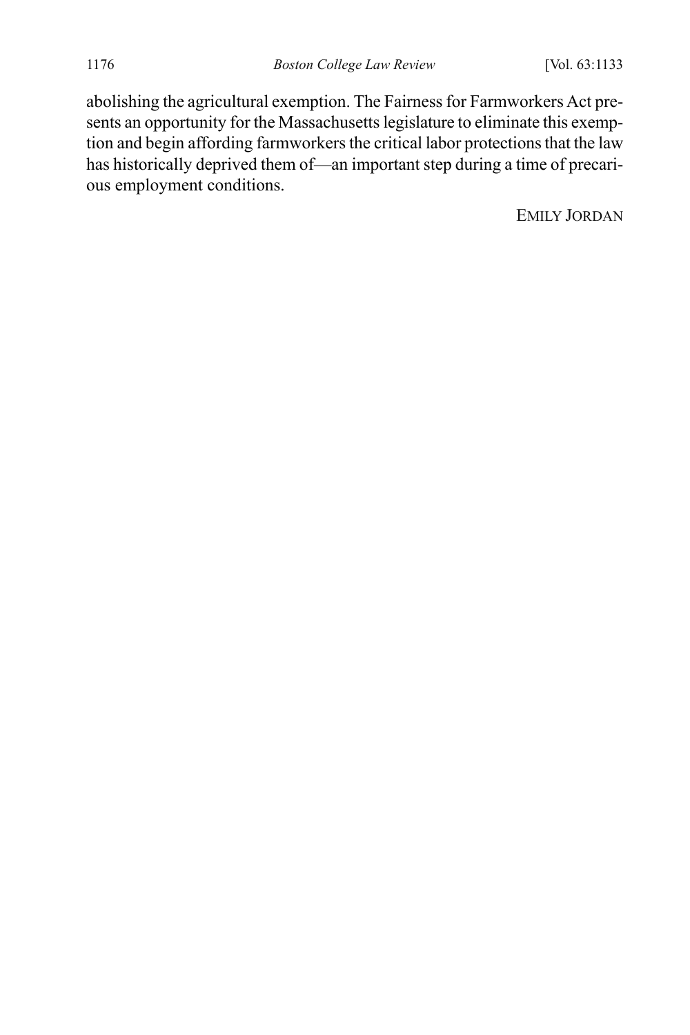abolishing the agricultural exemption. The Fairness for Farmworkers Act presents an opportunity for the Massachusetts legislature to eliminate this exemption and begin affording farmworkers the critical labor protections that the law has historically deprived them of—an important step during a time of precarious employment conditions.

EMILY JORDAN